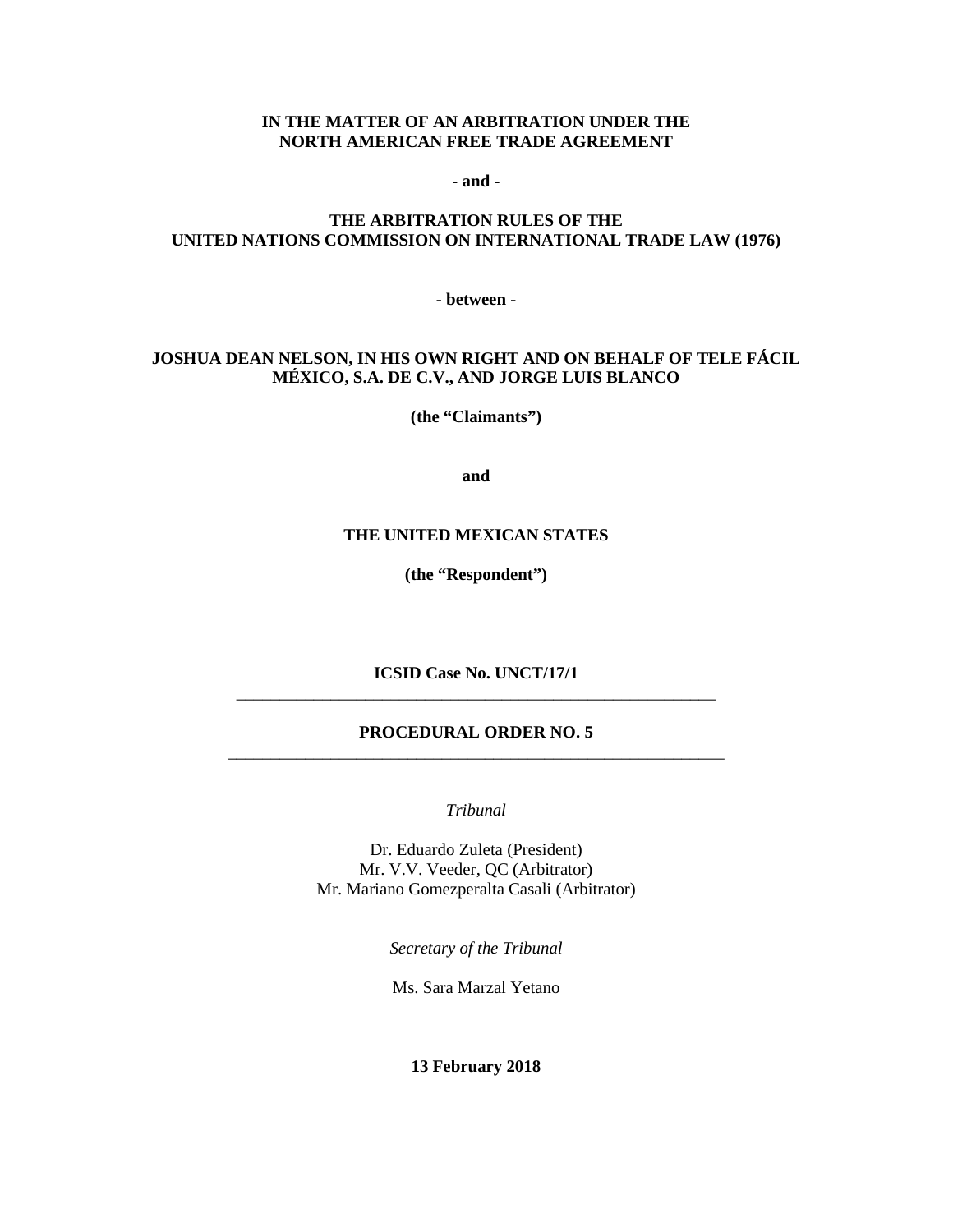**IN THE MATTER OF AN ARBITRATION UNDER THE NORTH AMERICAN FREE TRADE AGREEMENT**

**- and -**

**THE ARBITRATION RULES OF THE UNITED NATIONS COMMISSION ON INTERNATIONAL TRADE LAW (1976)**

**- between -**

**JOSHUA DEAN NELSON, IN HIS OWN RIGHT AND ON BEHALF OF TELE FÁCIL MÉXICO, S.A. DE C.V., AND JORGE LUIS BLANCO**

**(the "Claimants")**

**and**

**THE UNITED MEXICAN STATES**

**(the "Respondent")**

**ICSID Case No. UNCT/17/1**

---

# PROCEDURAL ORDER NO. 5

---

*Tribunal*

Dr. Eduardo Zuleta (President)
Mr. V.V. Veeder, QC (Arbitrator)
Mr. Mariano Gomezperalta Casali (Arbitrator)

*Secretary of the Tribunal*

Ms. Sara Marzal Yetano

**13 February 2018**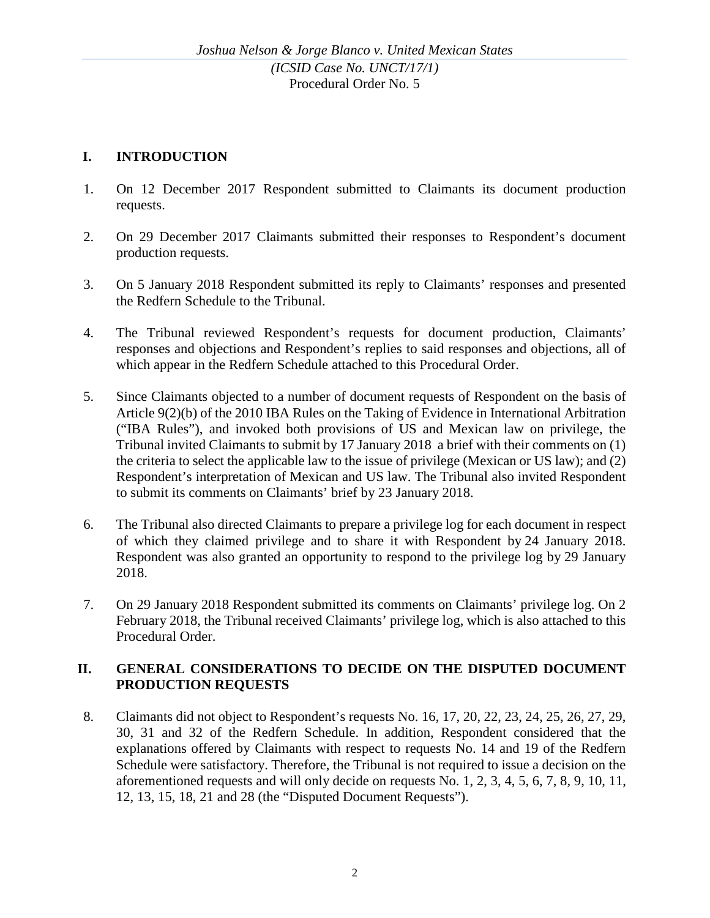## I. INTRODUCTION

1. On 12 December 2017 Respondent submitted to Claimants its document production requests.

2. On 29 December 2017 Claimants submitted their responses to Respondent's document production requests.

3. On 5 January 2018 Respondent submitted its reply to Claimants' responses and presented the Redfern Schedule to the Tribunal.

4. The Tribunal reviewed Respondent's requests for document production, Claimants' responses and objections and Respondent's replies to said responses and objections, all of which appear in the Redfern Schedule attached to this Procedural Order.

5. Since Claimants objected to a number of document requests of Respondent on the basis of Article 9(2)(b) of the 2010 IBA Rules on the Taking of Evidence in International Arbitration ("IBA Rules"), and invoked both provisions of US and Mexican law on privilege, the Tribunal invited Claimants to submit by 17 January 2018 a brief with their comments on (1) the criteria to select the applicable law to the issue of privilege (Mexican or US law); and (2) Respondent's interpretation of Mexican and US law. The Tribunal also invited Respondent to submit its comments on Claimants' brief by 23 January 2018.

6. The Tribunal also directed Claimants to prepare a privilege log for each document in respect of which they claimed privilege and to share it with Respondent by 24 January 2018. Respondent was also granted an opportunity to respond to the privilege log by 29 January 2018.

7. On 29 January 2018 Respondent submitted its comments on Claimants' privilege log. On 2 February 2018, the Tribunal received Claimants' privilege log, which is also attached to this Procedural Order.

## II. GENERAL CONSIDERATIONS TO DECIDE ON THE DISPUTED DOCUMENT PRODUCTION REQUESTS

8. Claimants did not object to Respondent's requests No. 16, 17, 20, 22, 23, 24, 25, 26, 27, 29, 30, 31 and 32 of the Redfern Schedule. In addition, Respondent considered that the explanations offered by Claimants with respect to requests No. 14 and 19 of the Redfern Schedule were satisfactory. Therefore, the Tribunal is not required to issue a decision on the aforementioned requests and will only decide on requests No. 1, 2, 3, 4, 5, 6, 7, 8, 9, 10, 11, 12, 13, 15, 18, 21 and 28 (the "Disputed Document Requests").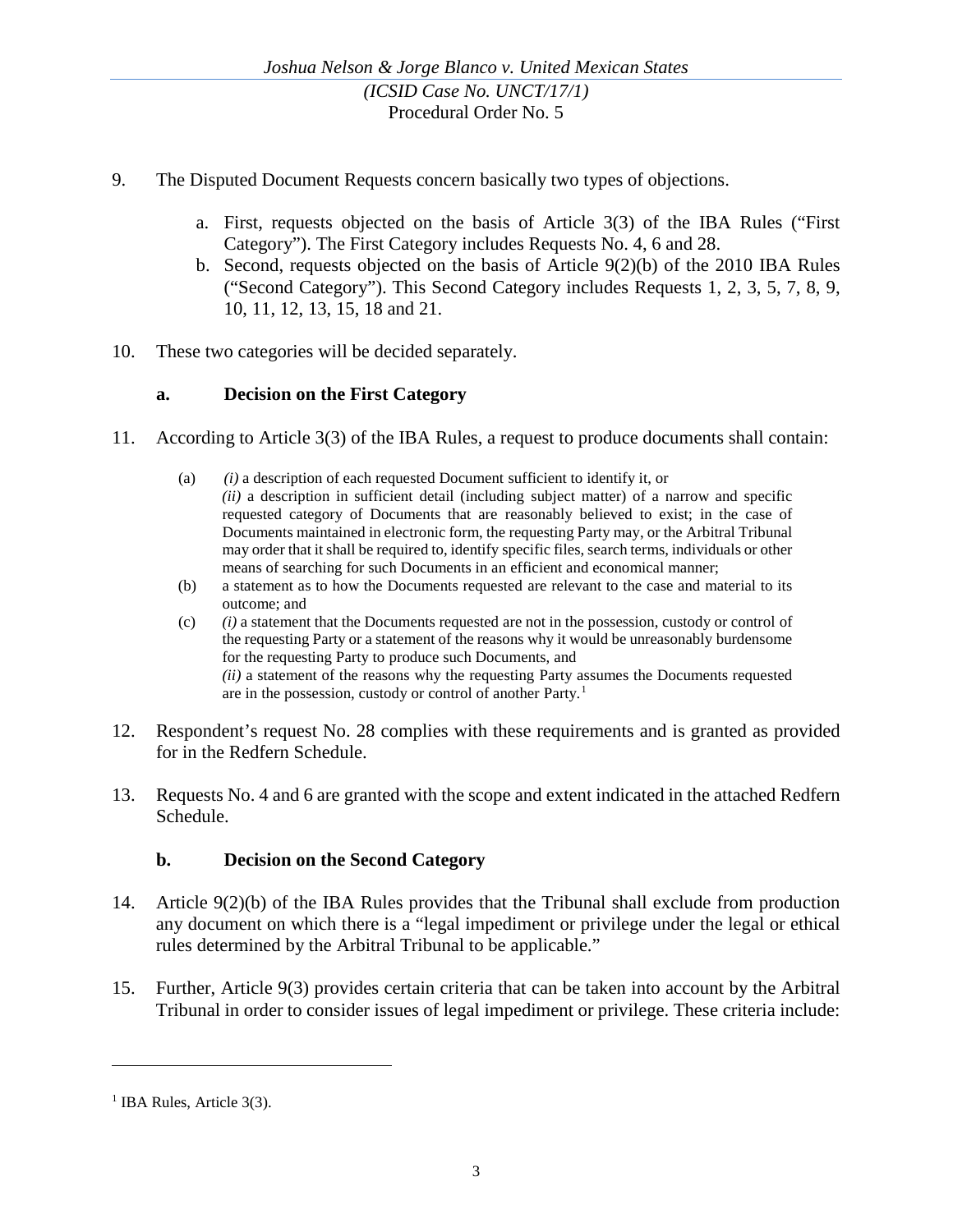9. The Disputed Document Requests concern basically two types of objections.

   a. First, requests objected on the basis of Article 3(3) of the IBA Rules ("First Category"). The First Category includes Requests No. 4, 6 and 28.

   b. Second, requests objected on the basis of Article 9(2)(b) of the 2010 IBA Rules ("Second Category"). This Second Category includes Requests 1, 2, 3, 5, 7, 8, 9, 10, 11, 12, 13, 15, 18 and 21.

10. These two categories will be decided separately.

### a. Decision on the First Category

11. According to Article 3(3) of the IBA Rules, a request to produce documents shall contain:

    (a) *(i)* a description of each requested Document sufficient to identify it, or *(ii)* a description in sufficient detail (including subject matter) of a narrow and specific requested category of Documents that are reasonably believed to exist; in the case of Documents maintained in electronic form, the requesting Party may, or the Arbitral Tribunal may order that it shall be required to, identify specific files, search terms, individuals or other means of searching for such Documents in an efficient and economical manner;

    (b) a statement as to how the Documents requested are relevant to the case and material to its outcome; and

    (c) *(i)* a statement that the Documents requested are not in the possession, custody or control of the requesting Party or a statement of the reasons why it would be unreasonably burdensome for the requesting Party to produce such Documents, and *(ii)* a statement of the reasons why the requesting Party assumes the Documents requested are in the possession, custody or control of another Party.[1]

12. Respondent's request No. 28 complies with these requirements and is granted as provided for in the Redfern Schedule.

13. Requests No. 4 and 6 are granted with the scope and extent indicated in the attached Redfern Schedule.

### b. Decision on the Second Category

14. Article 9(2)(b) of the IBA Rules provides that the Tribunal shall exclude from production any document on which there is a "legal impediment or privilege under the legal or ethical rules determined by the Arbitral Tribunal to be applicable."

15. Further, Article 9(3) provides certain criteria that can be taken into account by the Arbitral Tribunal in order to consider issues of legal impediment or privilege. These criteria include:

---

[1] IBA Rules, Article 3(3).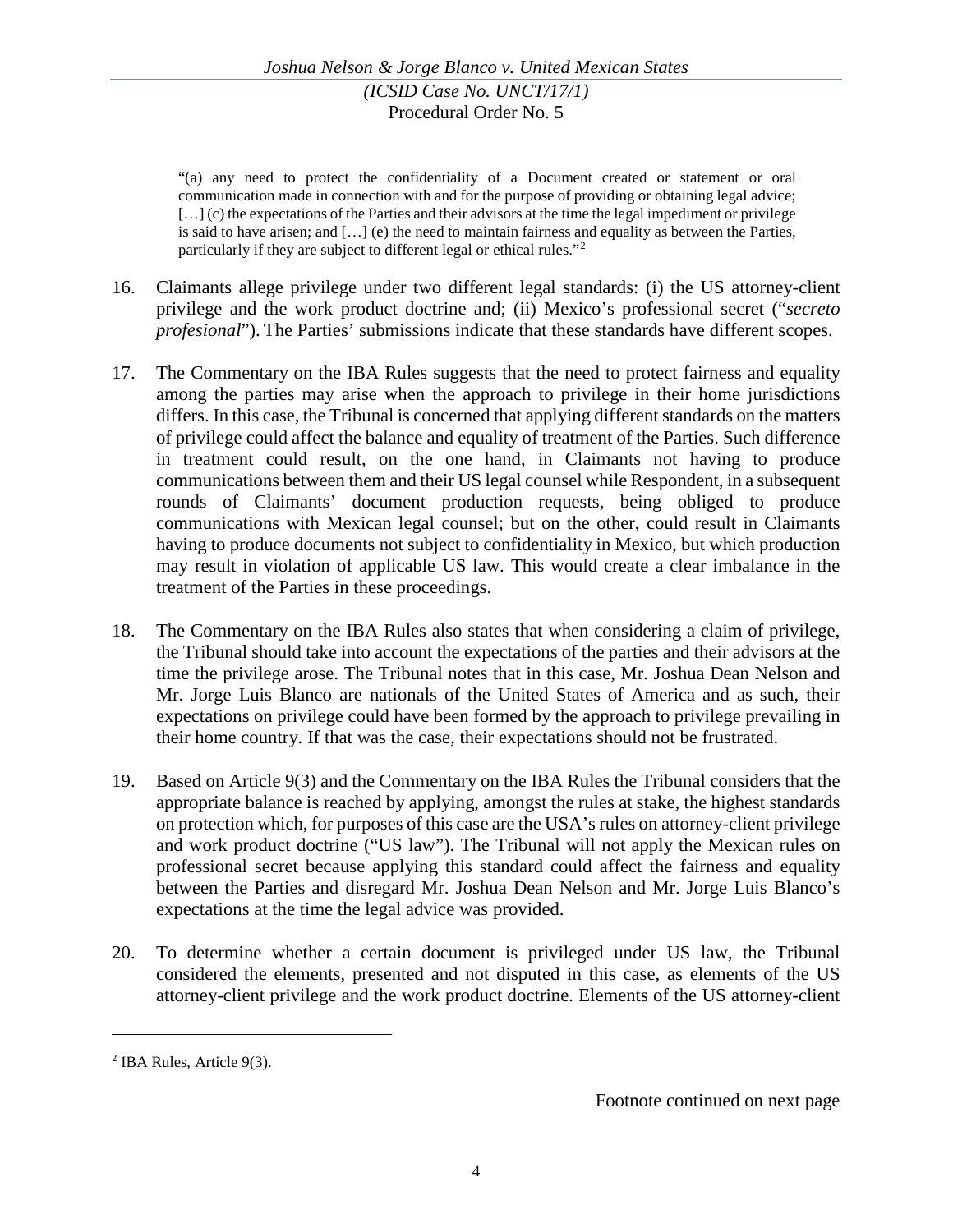> "(a) any need to protect the confidentiality of a Document created or statement or oral communication made in connection with and for the purpose of providing or obtaining legal advice; […] (c) the expectations of the Parties and their advisors at the time the legal impediment or privilege is said to have arisen; and […] (e) the need to maintain fairness and equality as between the Parties, particularly if they are subject to different legal or ethical rules."[2]

16. Claimants allege privilege under two different legal standards: (i) the US attorney-client privilege and the work product doctrine and; (ii) Mexico's professional secret ("*secreto profesional*"). The Parties' submissions indicate that these standards have different scopes.

17. The Commentary on the IBA Rules suggests that the need to protect fairness and equality among the parties may arise when the approach to privilege in their home jurisdictions differs. In this case, the Tribunal is concerned that applying different standards on the matters of privilege could affect the balance and equality of treatment of the Parties. Such difference in treatment could result, on the one hand, in Claimants not having to produce communications between them and their US legal counsel while Respondent, in a subsequent rounds of Claimants' document production requests, being obliged to produce communications with Mexican legal counsel; but on the other, could result in Claimants having to produce documents not subject to confidentiality in Mexico, but which production may result in violation of applicable US law. This would create a clear imbalance in the treatment of the Parties in these proceedings.

18. The Commentary on the IBA Rules also states that when considering a claim of privilege, the Tribunal should take into account the expectations of the parties and their advisors at the time the privilege arose. The Tribunal notes that in this case, Mr. Joshua Dean Nelson and Mr. Jorge Luis Blanco are nationals of the United States of America and as such, their expectations on privilege could have been formed by the approach to privilege prevailing in their home country. If that was the case, their expectations should not be frustrated.

19. Based on Article 9(3) and the Commentary on the IBA Rules the Tribunal considers that the appropriate balance is reached by applying, amongst the rules at stake, the highest standards on protection which, for purposes of this case are the USA's rules on attorney-client privilege and work product doctrine ("US law"). The Tribunal will not apply the Mexican rules on professional secret because applying this standard could affect the fairness and equality between the Parties and disregard Mr. Joshua Dean Nelson and Mr. Jorge Luis Blanco's expectations at the time the legal advice was provided.

20. To determine whether a certain document is privileged under US law, the Tribunal considered the elements, presented and not disputed in this case, as elements of the US attorney-client privilege and the work product doctrine. Elements of the US attorney-client

---

[2] IBA Rules, Article 9(3).

Footnote continued on next page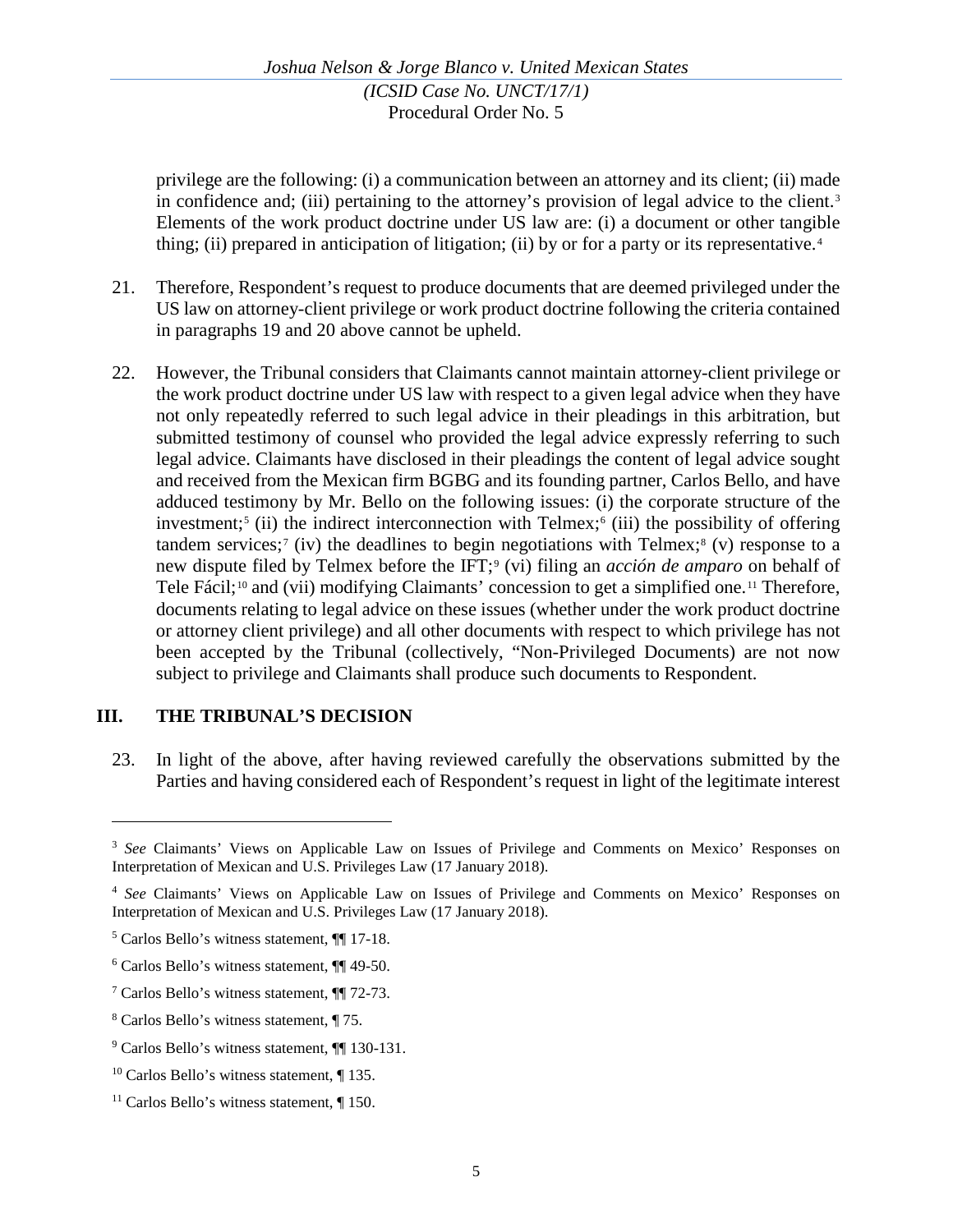privilege are the following: (i) a communication between an attorney and its client; (ii) made in confidence and; (iii) pertaining to the attorney's provision of legal advice to the client.[3] Elements of the work product doctrine under US law are: (i) a document or other tangible thing; (ii) prepared in anticipation of litigation; (ii) by or for a party or its representative.[4]

21. Therefore, Respondent's request to produce documents that are deemed privileged under the US law on attorney-client privilege or work product doctrine following the criteria contained in paragraphs 19 and 20 above cannot be upheld.

22. However, the Tribunal considers that Claimants cannot maintain attorney-client privilege or the work product doctrine under US law with respect to a given legal advice when they have not only repeatedly referred to such legal advice in their pleadings in this arbitration, but submitted testimony of counsel who provided the legal advice expressly referring to such legal advice. Claimants have disclosed in their pleadings the content of legal advice sought and received from the Mexican firm BGBG and its founding partner, Carlos Bello, and have adduced testimony by Mr. Bello on the following issues: (i) the corporate structure of the investment;[5] (ii) the indirect interconnection with Telmex;[6] (iii) the possibility of offering tandem services;[7] (iv) the deadlines to begin negotiations with Telmex;[8] (v) response to a new dispute filed by Telmex before the IFT;[9] (vi) filing an *acción de amparo* on behalf of Tele Fácil;[10] and (vii) modifying Claimants' concession to get a simplified one.[11] Therefore, documents relating to legal advice on these issues (whether under the work product doctrine or attorney client privilege) and all other documents with respect to which privilege has not been accepted by the Tribunal (collectively, "Non-Privileged Documents) are not now subject to privilege and Claimants shall produce such documents to Respondent.

## III. THE TRIBUNAL'S DECISION

23. In light of the above, after having reviewed carefully the observations submitted by the Parties and having considered each of Respondent's request in light of the legitimate interest

---

[3] *See* Claimants' Views on Applicable Law on Issues of Privilege and Comments on Mexico' Responses on Interpretation of Mexican and U.S. Privileges Law (17 January 2018).

[4] *See* Claimants' Views on Applicable Law on Issues of Privilege and Comments on Mexico' Responses on Interpretation of Mexican and U.S. Privileges Law (17 January 2018).

[5] Carlos Bello's witness statement, ¶¶ 17-18.

[6] Carlos Bello's witness statement, ¶¶ 49-50.

[7] Carlos Bello's witness statement, ¶¶ 72-73.

[8] Carlos Bello's witness statement, ¶ 75.

[9] Carlos Bello's witness statement, ¶¶ 130-131.

[10] Carlos Bello's witness statement, ¶ 135.

[11] Carlos Bello's witness statement, ¶ 150.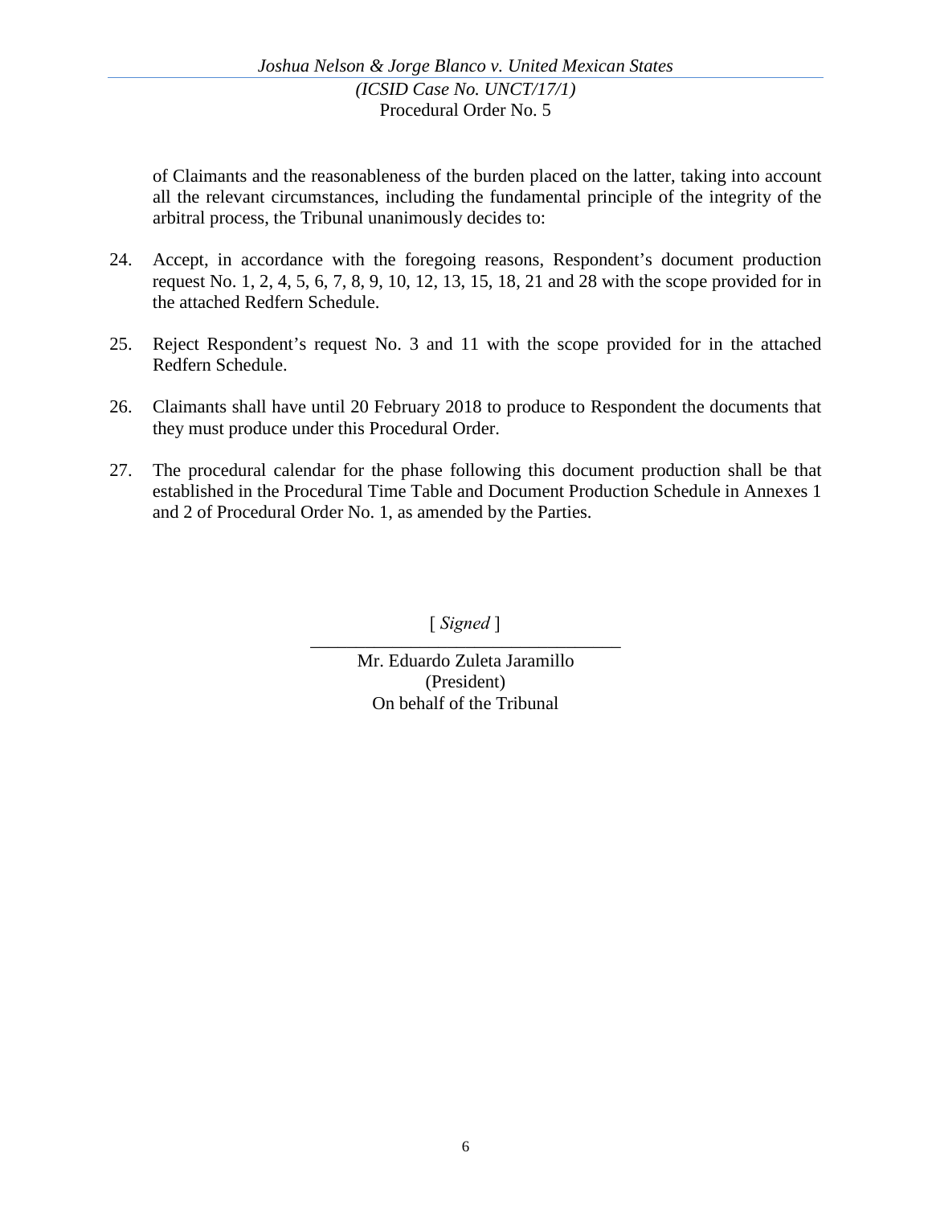of Claimants and the reasonableness of the burden placed on the latter, taking into account all the relevant circumstances, including the fundamental principle of the integrity of the arbitral process, the Tribunal unanimously decides to:

24. Accept, in accordance with the foregoing reasons, Respondent's document production request No. 1, 2, 4, 5, 6, 7, 8, 9, 10, 12, 13, 15, 18, 21 and 28 with the scope provided for in the attached Redfern Schedule.

25. Reject Respondent's request No. 3 and 11 with the scope provided for in the attached Redfern Schedule.

26. Claimants shall have until 20 February 2018 to produce to Respondent the documents that they must produce under this Procedural Order.

27. The procedural calendar for the phase following this document production shall be that established in the Procedural Time Table and Document Production Schedule in Annexes 1 and 2 of Procedural Order No. 1, as amended by the Parties.

[ *Signed* ]

Mr. Eduardo Zuleta Jaramillo
(President)
On behalf of the Tribunal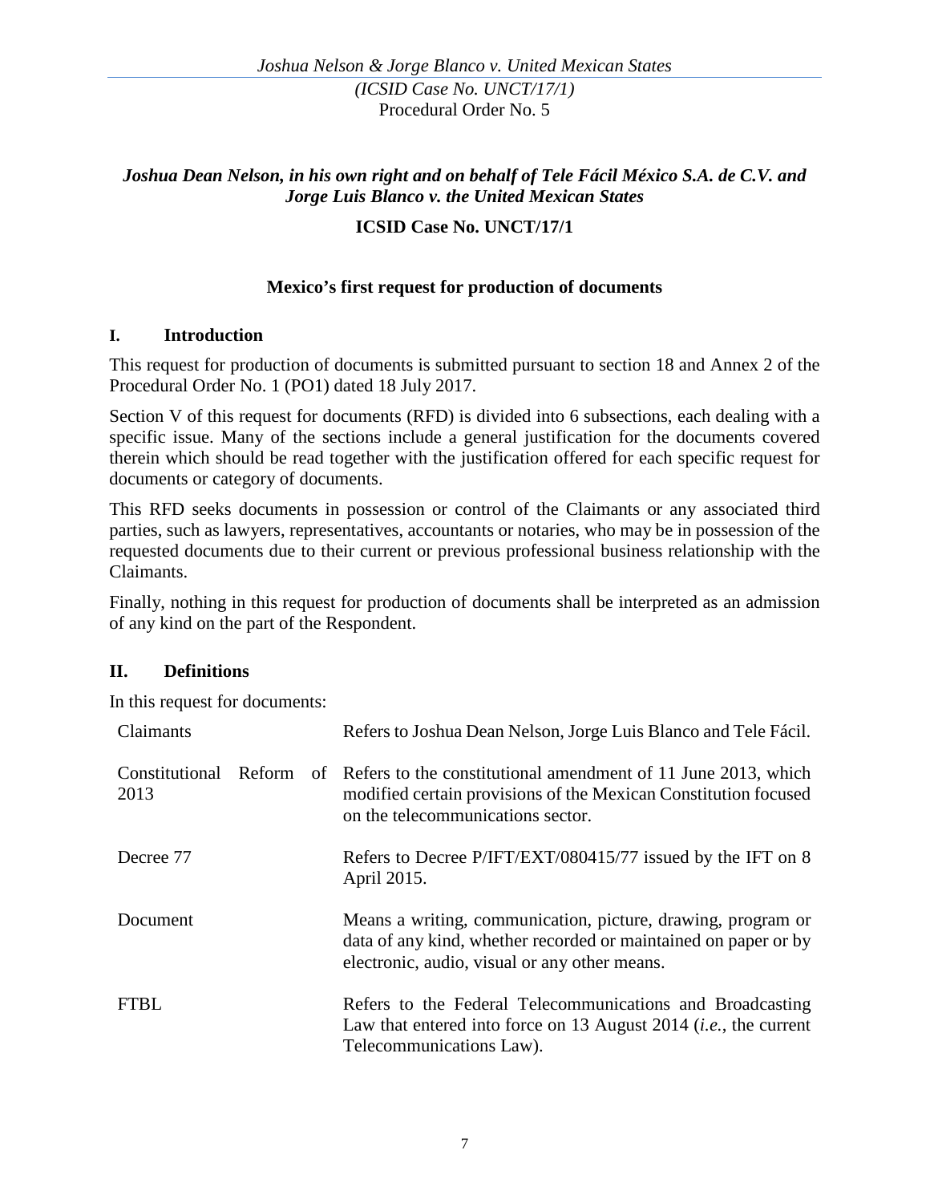*Joshua Dean Nelson, in his own right and on behalf of Tele Fácil México S.A. de C.V. and Jorge Luis Blanco v. the United Mexican States*

**ICSID Case No. UNCT/17/1**

**Mexico's first request for production of documents**

## I. Introduction

This request for production of documents is submitted pursuant to section 18 and Annex 2 of the Procedural Order No. 1 (PO1) dated 18 July 2017.

Section V of this request for documents (RFD) is divided into 6 subsections, each dealing with a specific issue. Many of the sections include a general justification for the documents covered therein which should be read together with the justification offered for each specific request for documents or category of documents.

This RFD seeks documents in possession or control of the Claimants or any associated third parties, such as lawyers, representatives, accountants or notaries, who may be in possession of the requested documents due to their current or previous professional business relationship with the Claimants.

Finally, nothing in this request for production of documents shall be interpreted as an admission of any kind on the part of the Respondent.

## II. Definitions

In this request for documents:

| | |
|---|---|
| Claimants | Refers to Joshua Dean Nelson, Jorge Luis Blanco and Tele Fácil. |
| Constitutional Reform of 2013 | Refers to the constitutional amendment of 11 June 2013, which modified certain provisions of the Mexican Constitution focused on the telecommunications sector. |
| Decree 77 | Refers to Decree P/IFT/EXT/080415/77 issued by the IFT on 8 April 2015. |
| Document | Means a writing, communication, picture, drawing, program or data of any kind, whether recorded or maintained on paper or by electronic, audio, visual or any other means. |
| FTBL | Refers to the Federal Telecommunications and Broadcasting Law that entered into force on 13 August 2014 (*i.e.*, the current Telecommunications Law). |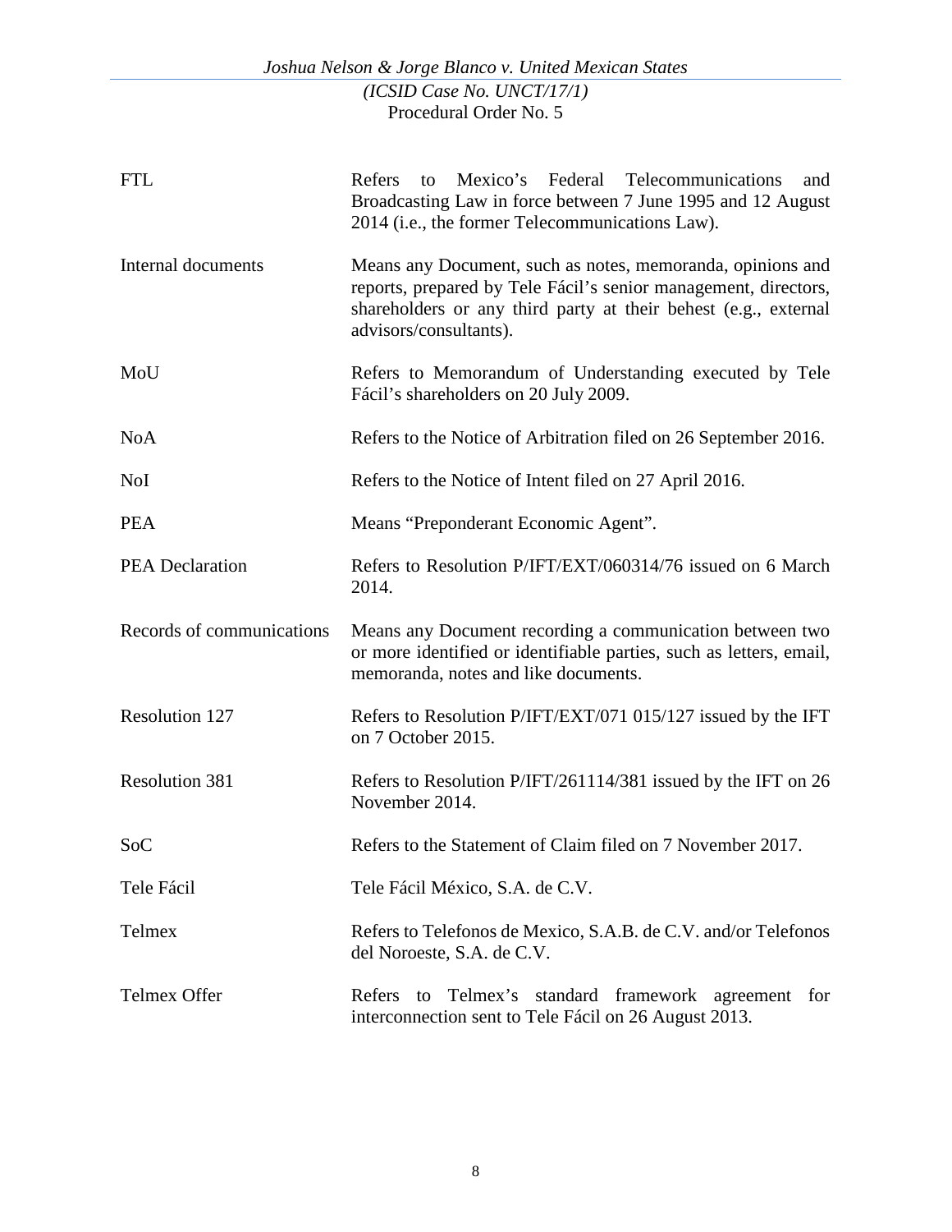| | |
|---|---|
| FTL | Refers to Mexico's Federal Telecommunications and Broadcasting Law in force between 7 June 1995 and 12 August 2014 (i.e., the former Telecommunications Law). |
| Internal documents | Means any Document, such as notes, memoranda, opinions and reports, prepared by Tele Fácil's senior management, directors, shareholders or any third party at their behest (e.g., external advisors/consultants). |
| MoU | Refers to Memorandum of Understanding executed by Tele Fácil's shareholders on 20 July 2009. |
| NoA | Refers to the Notice of Arbitration filed on 26 September 2016. |
| NoI | Refers to the Notice of Intent filed on 27 April 2016. |
| PEA | Means "Preponderant Economic Agent". |
| PEA Declaration | Refers to Resolution P/IFT/EXT/060314/76 issued on 6 March 2014. |
| Records of communications | Means any Document recording a communication between two or more identified or identifiable parties, such as letters, email, memoranda, notes and like documents. |
| Resolution 127 | Refers to Resolution P/IFT/EXT/071 015/127 issued by the IFT on 7 October 2015. |
| Resolution 381 | Refers to Resolution P/IFT/261114/381 issued by the IFT on 26 November 2014. |
| SoC | Refers to the Statement of Claim filed on 7 November 2017. |
| Tele Fácil | Tele Fácil México, S.A. de C.V. |
| Telmex | Refers to Telefonos de Mexico, S.A.B. de C.V. and/or Telefonos del Noroeste, S.A. de C.V. |
| Telmex Offer | Refers to Telmex's standard framework agreement for interconnection sent to Tele Fácil on 26 August 2013. |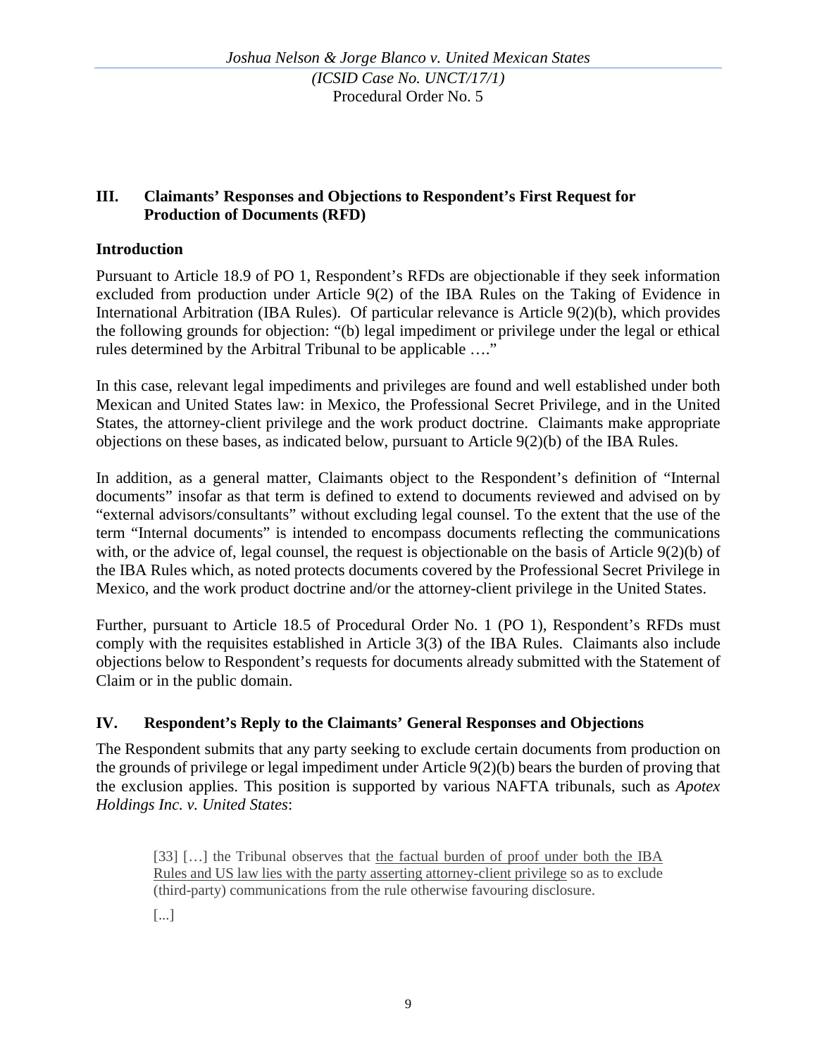## III. Claimants' Responses and Objections to Respondent's First Request for Production of Documents (RFD)

### Introduction

Pursuant to Article 18.9 of PO 1, Respondent's RFDs are objectionable if they seek information excluded from production under Article 9(2) of the IBA Rules on the Taking of Evidence in International Arbitration (IBA Rules). Of particular relevance is Article 9(2)(b), which provides the following grounds for objection: "(b) legal impediment or privilege under the legal or ethical rules determined by the Arbitral Tribunal to be applicable …."

In this case, relevant legal impediments and privileges are found and well established under both Mexican and United States law: in Mexico, the Professional Secret Privilege, and in the United States, the attorney-client privilege and the work product doctrine. Claimants make appropriate objections on these bases, as indicated below, pursuant to Article 9(2)(b) of the IBA Rules.

In addition, as a general matter, Claimants object to the Respondent's definition of "Internal documents" insofar as that term is defined to extend to documents reviewed and advised on by "external advisors/consultants" without excluding legal counsel. To the extent that the use of the term "Internal documents" is intended to encompass documents reflecting the communications with, or the advice of, legal counsel, the request is objectionable on the basis of Article 9(2)(b) of the IBA Rules which, as noted protects documents covered by the Professional Secret Privilege in Mexico, and the work product doctrine and/or the attorney-client privilege in the United States.

Further, pursuant to Article 18.5 of Procedural Order No. 1 (PO 1), Respondent's RFDs must comply with the requisites established in Article 3(3) of the IBA Rules. Claimants also include objections below to Respondent's requests for documents already submitted with the Statement of Claim or in the public domain.

## IV. Respondent's Reply to the Claimants' General Responses and Objections

The Respondent submits that any party seeking to exclude certain documents from production on the grounds of privilege or legal impediment under Article 9(2)(b) bears the burden of proving that the exclusion applies. This position is supported by various NAFTA tribunals, such as *Apotex Holdings Inc. v. United States*:

> [33] […] the Tribunal observes that <u>the factual burden of proof under both the IBA Rules and US law lies with the party asserting attorney-client privilege</u> so as to exclude (third-party) communications from the rule otherwise favouring disclosure.
>
> [...]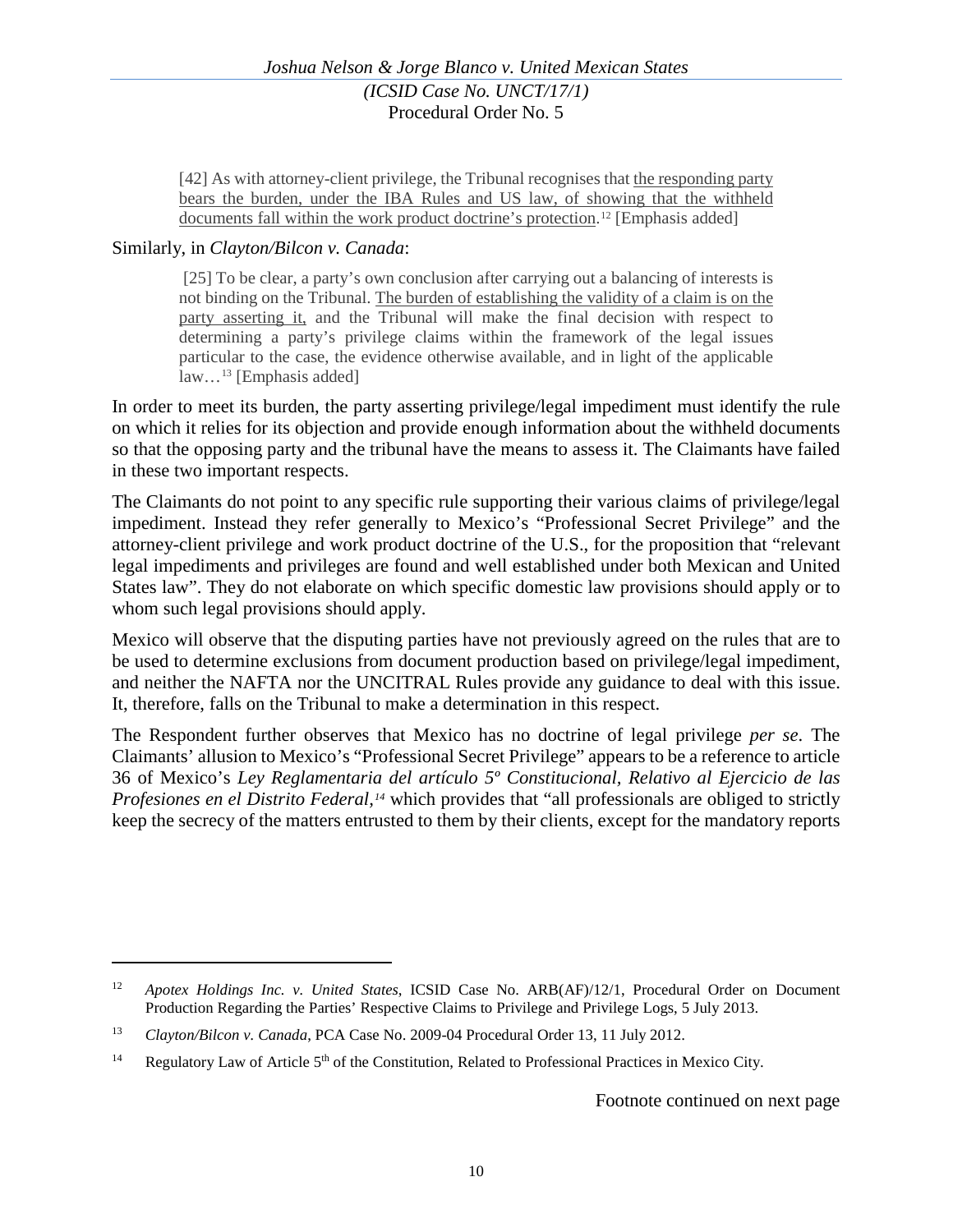> [42] As with attorney-client privilege, the Tribunal recognises that <u>the responding party bears the burden, under the IBA Rules and US law, of showing that the withheld documents fall within the work product doctrine's protection</u>.[12] [Emphasis added]

Similarly, in *Clayton/Bilcon v. Canada*:

> [25] To be clear, a party's own conclusion after carrying out a balancing of interests is not binding on the Tribunal. <u>The burden of establishing the validity of a claim is on the party asserting it,</u> and the Tribunal will make the final decision with respect to determining a party's privilege claims within the framework of the legal issues particular to the case, the evidence otherwise available, and in light of the applicable law…[13] [Emphasis added]

In order to meet its burden, the party asserting privilege/legal impediment must identify the rule on which it relies for its objection and provide enough information about the withheld documents so that the opposing party and the tribunal have the means to assess it. The Claimants have failed in these two important respects.

The Claimants do not point to any specific rule supporting their various claims of privilege/legal impediment. Instead they refer generally to Mexico's "Professional Secret Privilege" and the attorney-client privilege and work product doctrine of the U.S., for the proposition that "relevant legal impediments and privileges are found and well established under both Mexican and United States law". They do not elaborate on which specific domestic law provisions should apply or to whom such legal provisions should apply.

Mexico will observe that the disputing parties have not previously agreed on the rules that are to be used to determine exclusions from document production based on privilege/legal impediment, and neither the NAFTA nor the UNCITRAL Rules provide any guidance to deal with this issue. It, therefore, falls on the Tribunal to make a determination in this respect.

The Respondent further observes that Mexico has no doctrine of legal privilege *per se*. The Claimants' allusion to Mexico's "Professional Secret Privilege" appears to be a reference to article 36 of Mexico's *Ley Reglamentaria del artículo 5º Constitucional, Relativo al Ejercicio de las Profesiones en el Distrito Federal,*[14] which provides that "all professionals are obliged to strictly keep the secrecy of the matters entrusted to them by their clients, except for the mandatory reports

---

[12] *Apotex Holdings Inc. v. United States*, ICSID Case No. ARB(AF)/12/1, Procedural Order on Document Production Regarding the Parties' Respective Claims to Privilege and Privilege Logs, 5 July 2013.

[13] *Clayton/Bilcon v. Canada*, PCA Case No. 2009-04 Procedural Order 13, 11 July 2012.

[14] Regulatory Law of Article 5th of the Constitution, Related to Professional Practices in Mexico City.

Footnote continued on next page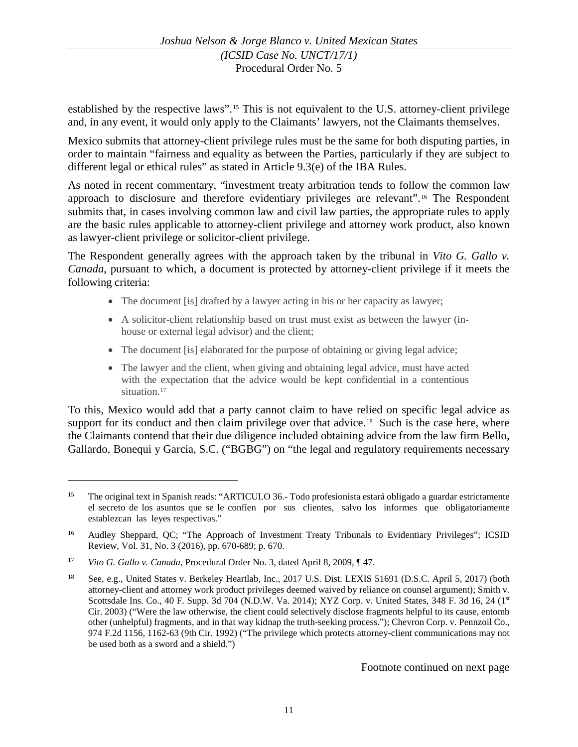established by the respective laws".[15] This is not equivalent to the U.S. attorney-client privilege and, in any event, it would only apply to the Claimants' lawyers, not the Claimants themselves.

Mexico submits that attorney-client privilege rules must be the same for both disputing parties, in order to maintain "fairness and equality as between the Parties, particularly if they are subject to different legal or ethical rules" as stated in Article 9.3(e) of the IBA Rules.

As noted in recent commentary, "investment treaty arbitration tends to follow the common law approach to disclosure and therefore evidentiary privileges are relevant".[16] The Respondent submits that, in cases involving common law and civil law parties, the appropriate rules to apply are the basic rules applicable to attorney-client privilege and attorney work product, also known as lawyer-client privilege or solicitor-client privilege.

The Respondent generally agrees with the approach taken by the tribunal in *Vito G. Gallo v. Canada*, pursuant to which, a document is protected by attorney-client privilege if it meets the following criteria:

- The document [is] drafted by a lawyer acting in his or her capacity as lawyer;
- A solicitor-client relationship based on trust must exist as between the lawyer (in-house or external legal advisor) and the client;
- The document [is] elaborated for the purpose of obtaining or giving legal advice;
- The lawyer and the client, when giving and obtaining legal advice, must have acted with the expectation that the advice would be kept confidential in a contentious situation.[17]

To this, Mexico would add that a party cannot claim to have relied on specific legal advice as support for its conduct and then claim privilege over that advice.[18] Such is the case here, where the Claimants contend that their due diligence included obtaining advice from the law firm Bello, Gallardo, Bonequi y Garcia, S.C. ("BGBG") on "the legal and regulatory requirements necessary

---

[15] The original text in Spanish reads: "ARTICULO 36.- Todo profesionista estará obligado a guardar estrictamente el secreto de los asuntos que se le confíen por sus clientes, salvo los informes que obligatoriamente establezcan las leyes respectivas."

[16] Audley Sheppard, QC; "The Approach of Investment Treaty Tribunals to Evidentiary Privileges"; ICSID Review, Vol. 31, No. 3 (2016), pp. 670-689; p. 670.

[17] *Vito G. Gallo v. Canada*, Procedural Order No. 3, dated April 8, 2009, ¶ 47.

[18] See, e.g., United States v. Berkeley Heartlab, Inc., 2017 U.S. Dist. LEXIS 51691 (D.S.C. April 5, 2017) (both attorney-client and attorney work product privileges deemed waived by reliance on counsel argument); Smith v. Scottsdale Ins. Co., 40 F. Supp. 3d 704 (N.D.W. Va. 2014); XYZ Corp. v. United States, 348 F. 3d 16, 24 (1st Cir. 2003) ("Were the law otherwise, the client could selectively disclose fragments helpful to its cause, entomb other (unhelpful) fragments, and in that way kidnap the truth-seeking process."); Chevron Corp. v. Pennzoil Co., 974 F.2d 1156, 1162-63 (9th Cir. 1992) ("The privilege which protects attorney-client communications may not be used both as a sword and a shield.")

Footnote continued on next page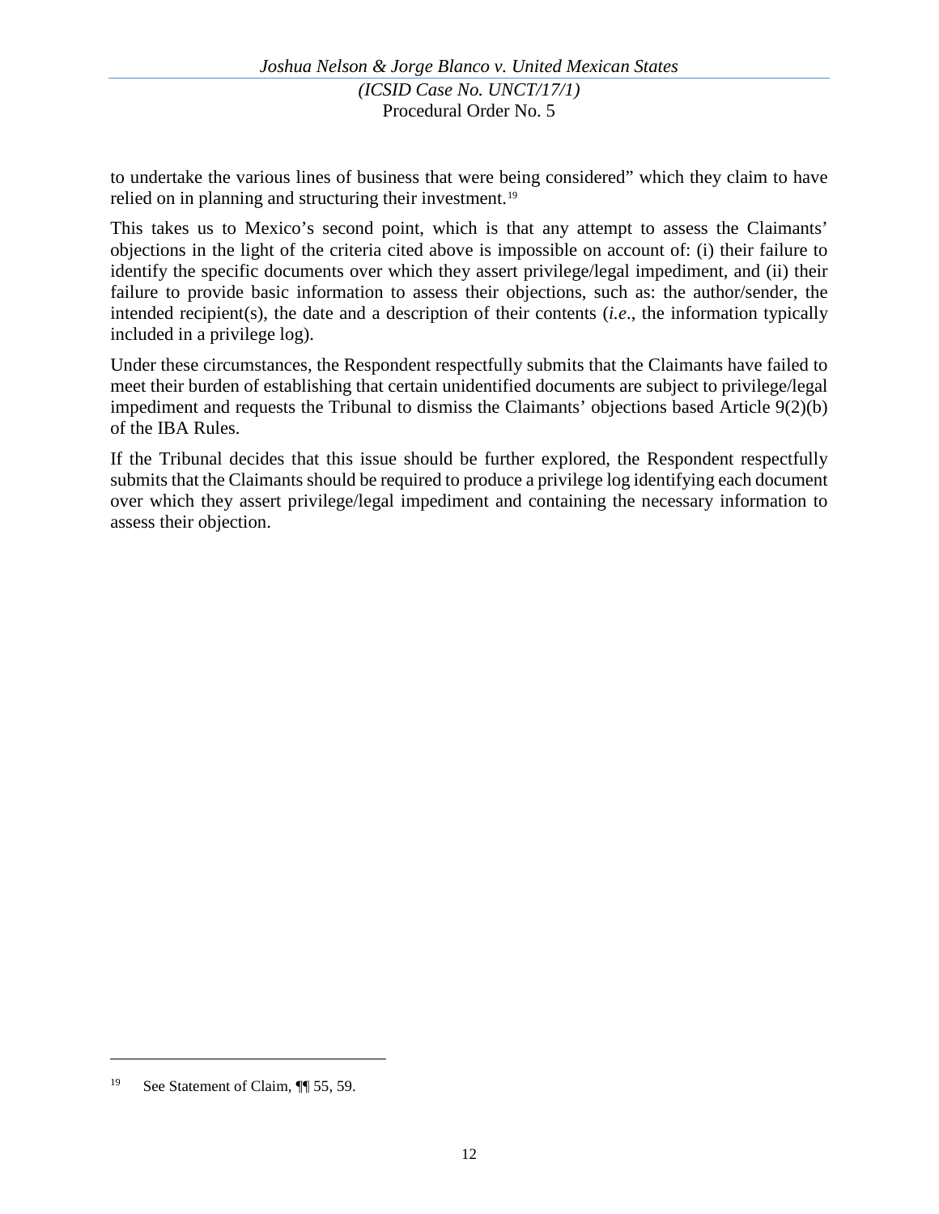to undertake the various lines of business that were being considered" which they claim to have relied on in planning and structuring their investment.[19]

This takes us to Mexico's second point, which is that any attempt to assess the Claimants' objections in the light of the criteria cited above is impossible on account of: (i) their failure to identify the specific documents over which they assert privilege/legal impediment, and (ii) their failure to provide basic information to assess their objections, such as: the author/sender, the intended recipient(s), the date and a description of their contents (*i.e*., the information typically included in a privilege log).

Under these circumstances, the Respondent respectfully submits that the Claimants have failed to meet their burden of establishing that certain unidentified documents are subject to privilege/legal impediment and requests the Tribunal to dismiss the Claimants' objections based Article 9(2)(b) of the IBA Rules.

If the Tribunal decides that this issue should be further explored, the Respondent respectfully submits that the Claimants should be required to produce a privilege log identifying each document over which they assert privilege/legal impediment and containing the necessary information to assess their objection.

---

[19] See Statement of Claim, ¶¶ 55, 59.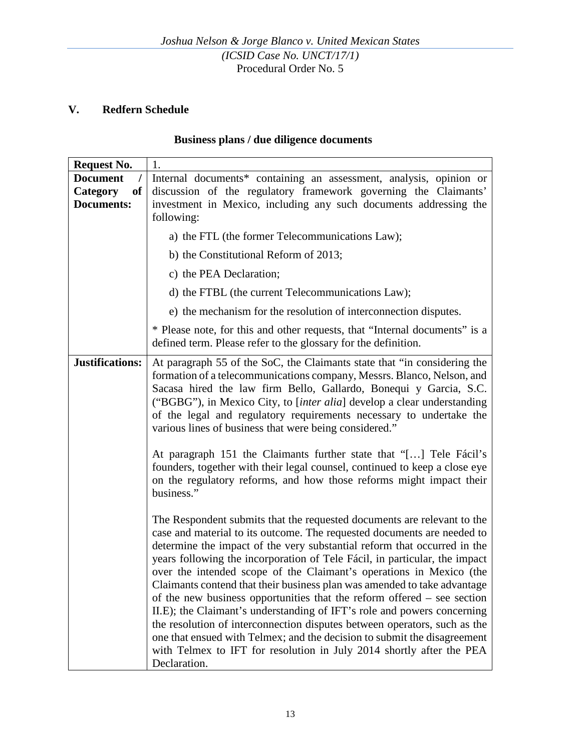## V. Redfern Schedule

### Business plans / due diligence documents

| **Request No.** | 1. |
|---|---|
| **Document / Category of Documents:** | Internal documents* containing an assessment, analysis, opinion or discussion of the regulatory framework governing the Claimants' investment in Mexico, including any such documents addressing the following:<br><br>a) the FTL (the former Telecommunications Law);<br><br>b) the Constitutional Reform of 2013;<br><br>c) the PEA Declaration;<br><br>d) the FTBL (the current Telecommunications Law);<br><br>e) the mechanism for the resolution of interconnection disputes.<br><br>* Please note, for this and other requests, that "Internal documents" is a defined term. Please refer to the glossary for the definition. |
| **Justifications:** | At paragraph 55 of the SoC, the Claimants state that "in considering the formation of a telecommunications company, Messrs. Blanco, Nelson, and Sacasa hired the law firm Bello, Gallardo, Bonequi y Garcia, S.C. ("BGBG"), in Mexico City, to [*inter alia*] develop a clear understanding of the legal and regulatory requirements necessary to undertake the various lines of business that were being considered."<br><br>At paragraph 151 the Claimants further state that "[…] Tele Fácil's founders, together with their legal counsel, continued to keep a close eye on the regulatory reforms, and how those reforms might impact their business."<br><br>The Respondent submits that the requested documents are relevant to the case and material to its outcome. The requested documents are needed to determine the impact of the very substantial reform that occurred in the years following the incorporation of Tele Fácil, in particular, the impact over the intended scope of the Claimant's operations in Mexico (the Claimants contend that their business plan was amended to take advantage of the new business opportunities that the reform offered – see section II.E); the Claimant's understanding of IFT's role and powers concerning the resolution of interconnection disputes between operators, such as the one that ensued with Telmex; and the decision to submit the disagreement with Telmex to IFT for resolution in July 2014 shortly after the PEA Declaration. |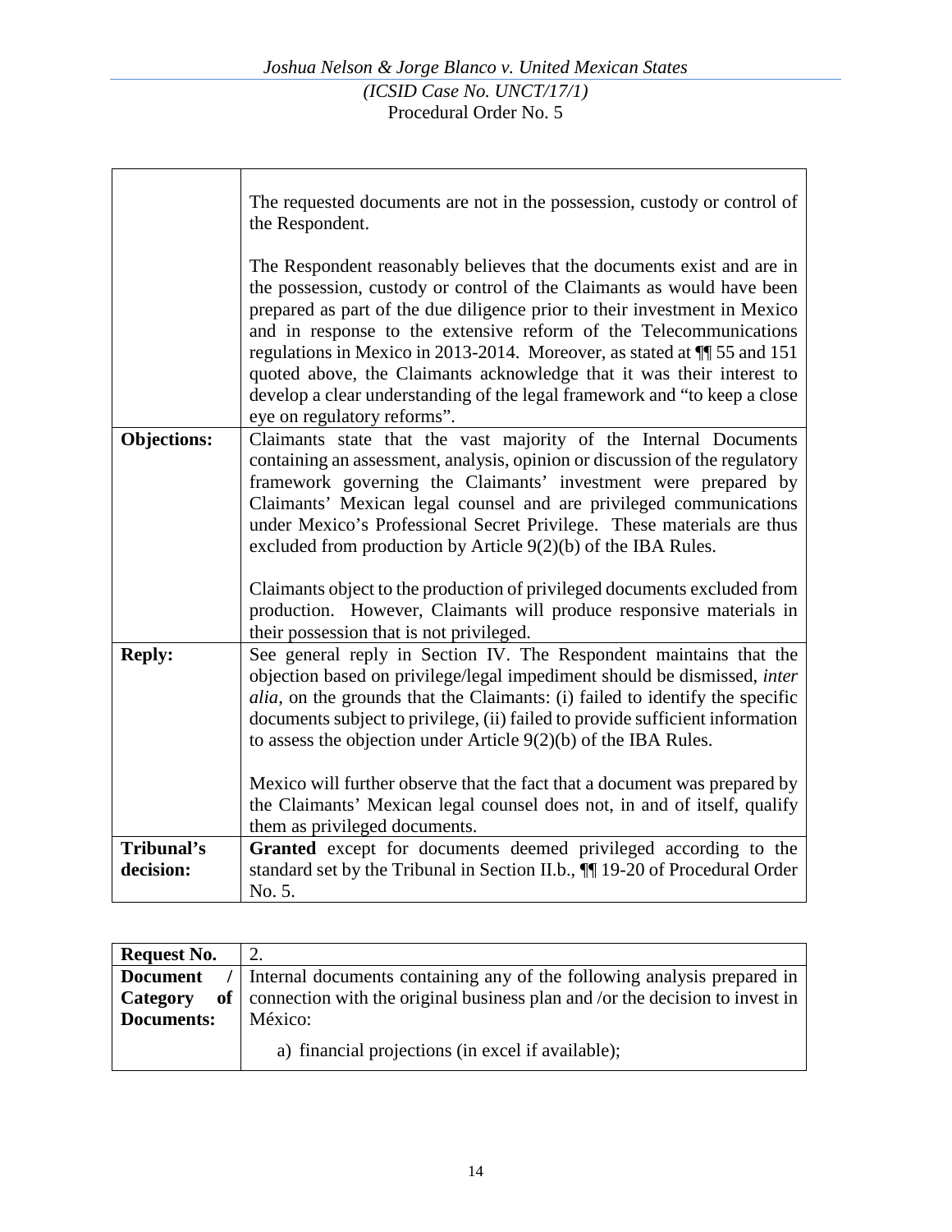| | |
|---|---|
| | The requested documents are not in the possession, custody or control of the Respondent.<br><br>The Respondent reasonably believes that the documents exist and are in the possession, custody or control of the Claimants as would have been prepared as part of the due diligence prior to their investment in Mexico and in response to the extensive reform of the Telecommunications regulations in Mexico in 2013-2014. Moreover, as stated at ¶¶ 55 and 151 quoted above, the Claimants acknowledge that it was their interest to develop a clear understanding of the legal framework and "to keep a close eye on regulatory reforms". |
| **Objections:** | Claimants state that the vast majority of the Internal Documents containing an assessment, analysis, opinion or discussion of the regulatory framework governing the Claimants' investment were prepared by Claimants' Mexican legal counsel and are privileged communications under Mexico's Professional Secret Privilege. These materials are thus excluded from production by Article 9(2)(b) of the IBA Rules.<br><br>Claimants object to the production of privileged documents excluded from production. However, Claimants will produce responsive materials in their possession that is not privileged. |
| **Reply:** | See general reply in Section IV. The Respondent maintains that the objection based on privilege/legal impediment should be dismissed, *inter alia*, on the grounds that the Claimants: (i) failed to identify the specific documents subject to privilege, (ii) failed to provide sufficient information to assess the objection under Article 9(2)(b) of the IBA Rules.<br><br>Mexico will further observe that the fact that a document was prepared by the Claimants' Mexican legal counsel does not, in and of itself, qualify them as privileged documents. |
| **Tribunal's decision:** | **Granted** except for documents deemed privileged according to the standard set by the Tribunal in Section II.b., ¶¶ 19-20 of Procedural Order No. 5. |

| | |
|---|---|
| **Request No.** | 2. |
| **Document / Category of Documents:** | Internal documents containing any of the following analysis prepared in connection with the original business plan and /or the decision to invest in México:<br><br>a) financial projections (in excel if available); |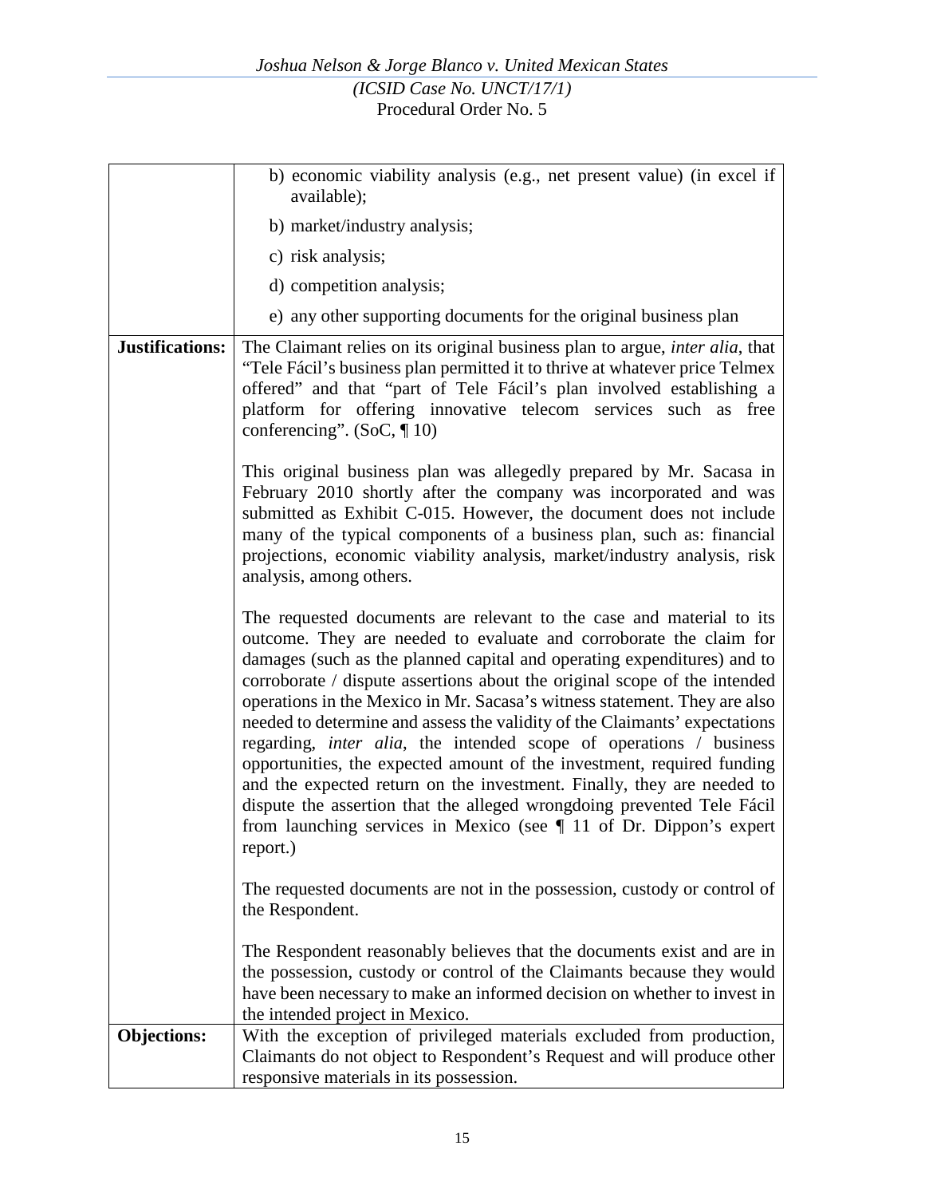| | |
|---|---|
| | b) economic viability analysis (e.g., net present value) (in excel if available);<br><br>b) market/industry analysis;<br><br>c) risk analysis;<br><br>d) competition analysis;<br><br>e) any other supporting documents for the original business plan |
| **Justifications:** | The Claimant relies on its original business plan to argue, *inter alia*, that "Tele Fácil's business plan permitted it to thrive at whatever price Telmex offered" and that "part of Tele Fácil's plan involved establishing a platform for offering innovative telecom services such as free conferencing". (SoC, ¶ 10)<br><br>This original business plan was allegedly prepared by Mr. Sacasa in February 2010 shortly after the company was incorporated and was submitted as Exhibit C-015. However, the document does not include many of the typical components of a business plan, such as: financial projections, economic viability analysis, market/industry analysis, risk analysis, among others.<br><br>The requested documents are relevant to the case and material to its outcome. They are needed to evaluate and corroborate the claim for damages (such as the planned capital and operating expenditures) and to corroborate / dispute assertions about the original scope of the intended operations in the Mexico in Mr. Sacasa's witness statement. They are also needed to determine and assess the validity of the Claimants' expectations regarding, *inter alia*, the intended scope of operations / business opportunities, the expected amount of the investment, required funding and the expected return on the investment. Finally, they are needed to dispute the assertion that the alleged wrongdoing prevented Tele Fácil from launching services in Mexico (see ¶ 11 of Dr. Dippon's expert report.)<br><br>The requested documents are not in the possession, custody or control of the Respondent.<br><br>The Respondent reasonably believes that the documents exist and are in the possession, custody or control of the Claimants because they would have been necessary to make an informed decision on whether to invest in the intended project in Mexico. |
| **Objections:** | With the exception of privileged materials excluded from production, Claimants do not object to Respondent's Request and will produce other responsive materials in its possession. |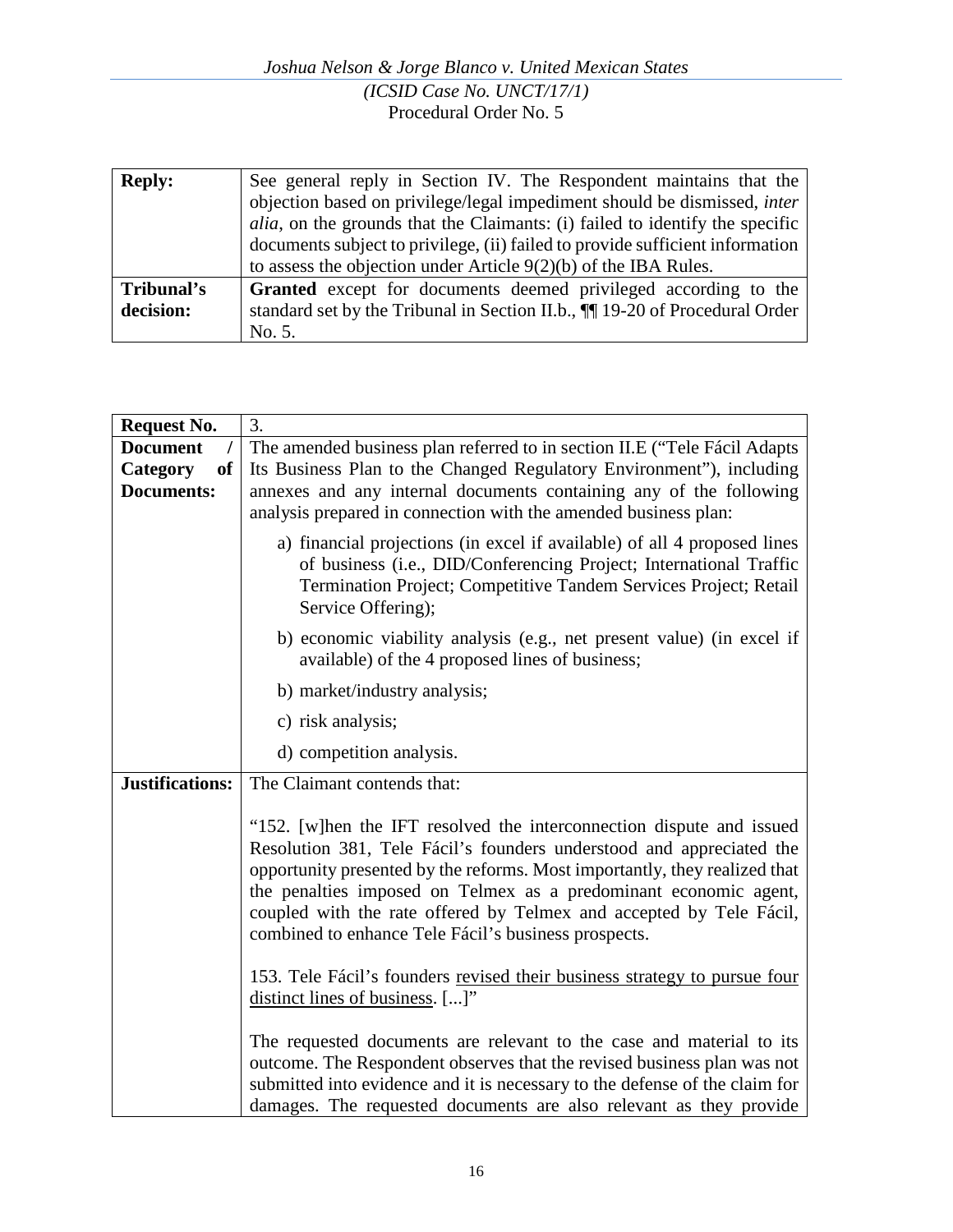| **Reply:** | See general reply in Section IV. The Respondent maintains that the objection based on privilege/legal impediment should be dismissed, *inter alia*, on the grounds that the Claimants: (i) failed to identify the specific documents subject to privilege, (ii) failed to provide sufficient information to assess the objection under Article 9(2)(b) of the IBA Rules. |
|---|---|
| **Tribunal's decision:** | **Granted** except for documents deemed privileged according to the standard set by the Tribunal in Section II.b., ¶¶ 19-20 of Procedural Order No. 5. |

| **Request No.** | 3. |
|---|---|
| **Document / Category of Documents:** | The amended business plan referred to in section II.E ("Tele Fácil Adapts Its Business Plan to the Changed Regulatory Environment"), including annexes and any internal documents containing any of the following analysis prepared in connection with the amended business plan:<br><br>a) financial projections (in excel if available) of all 4 proposed lines of business (i.e., DID/Conferencing Project; International Traffic Termination Project; Competitive Tandem Services Project; Retail Service Offering);<br><br>b) economic viability analysis (e.g., net present value) (in excel if available) of the 4 proposed lines of business;<br><br>b) market/industry analysis;<br><br>c) risk analysis;<br><br>d) competition analysis. |
| **Justifications:** | The Claimant contends that:<br><br>"152. [w]hen the IFT resolved the interconnection dispute and issued Resolution 381, Tele Fácil's founders understood and appreciated the opportunity presented by the reforms. Most importantly, they realized that the penalties imposed on Telmex as a predominant economic agent, coupled with the rate offered by Telmex and accepted by Tele Fácil, combined to enhance Tele Fácil's business prospects.<br><br>153. Tele Fácil's founders <u>revised their business strategy to pursue four distinct lines of business</u>. [...]"<br><br>The requested documents are relevant to the case and material to its outcome. The Respondent observes that the revised business plan was not submitted into evidence and it is necessary to the defense of the claim for damages. The requested documents are also relevant as they provide |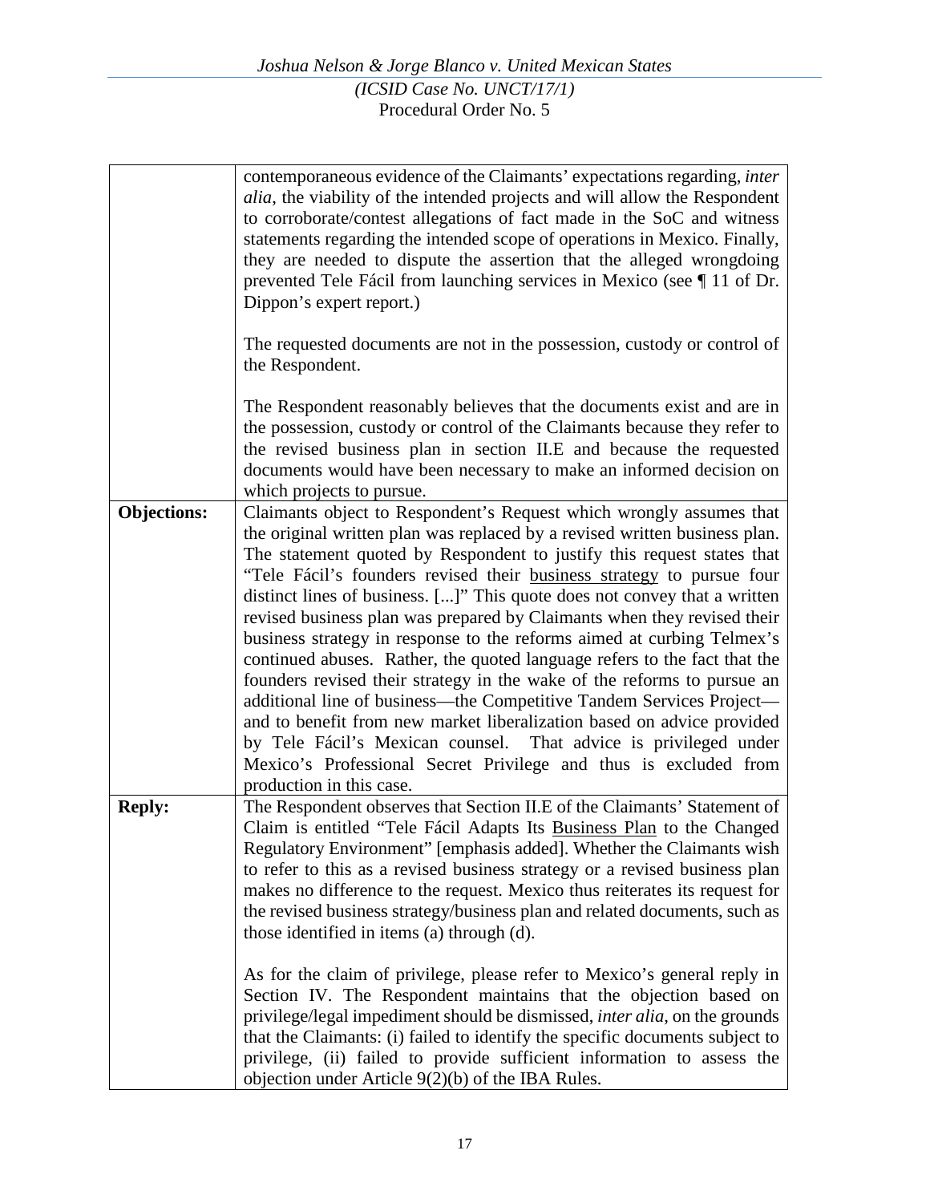| | |
|---|---|
| | contemporaneous evidence of the Claimants' expectations regarding, *inter alia*, the viability of the intended projects and will allow the Respondent to corroborate/contest allegations of fact made in the SoC and witness statements regarding the intended scope of operations in Mexico. Finally, they are needed to dispute the assertion that the alleged wrongdoing prevented Tele Fácil from launching services in Mexico (see ¶ 11 of Dr. Dippon's expert report.)<br><br>The requested documents are not in the possession, custody or control of the Respondent.<br><br>The Respondent reasonably believes that the documents exist and are in the possession, custody or control of the Claimants because they refer to the revised business plan in section II.E and because the requested documents would have been necessary to make an informed decision on which projects to pursue. |
| **Objections:** | Claimants object to Respondent's Request which wrongly assumes that the original written plan was replaced by a revised written business plan. The statement quoted by Respondent to justify this request states that "Tele Fácil's founders revised their <u>business strategy</u> to pursue four distinct lines of business. [...]" This quote does not convey that a written revised business plan was prepared by Claimants when they revised their business strategy in response to the reforms aimed at curbing Telmex's continued abuses. Rather, the quoted language refers to the fact that the founders revised their strategy in the wake of the reforms to pursue an additional line of business—the Competitive Tandem Services Project—and to benefit from new market liberalization based on advice provided by Tele Fácil's Mexican counsel. That advice is privileged under Mexico's Professional Secret Privilege and thus is excluded from production in this case. |
| **Reply:** | The Respondent observes that Section II.E of the Claimants' Statement of Claim is entitled "Tele Fácil Adapts Its <u>Business Plan</u> to the Changed Regulatory Environment" [emphasis added]. Whether the Claimants wish to refer to this as a revised business strategy or a revised business plan makes no difference to the request. Mexico thus reiterates its request for the revised business strategy/business plan and related documents, such as those identified in items (a) through (d).<br><br>As for the claim of privilege, please refer to Mexico's general reply in Section IV. The Respondent maintains that the objection based on privilege/legal impediment should be dismissed, *inter alia*, on the grounds that the Claimants: (i) failed to identify the specific documents subject to privilege, (ii) failed to provide sufficient information to assess the objection under Article 9(2)(b) of the IBA Rules. |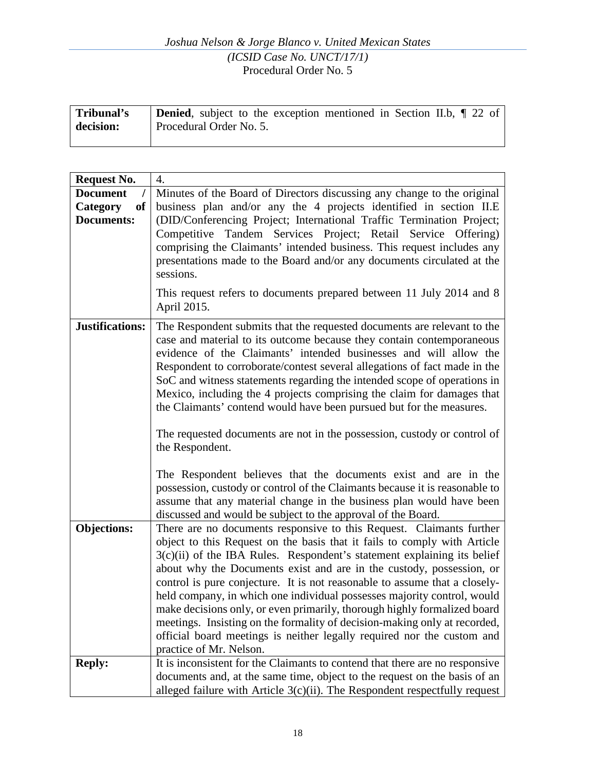| | |
|---|---|
| **Tribunal's decision:** | **Denied**, subject to the exception mentioned in Section II.b, ¶ 22 of Procedural Order No. 5. |

| | |
|---|---|
| **Request No.** | 4. |
| **Document / Category of Documents:** | Minutes of the Board of Directors discussing any change to the original business plan and/or any the 4 projects identified in section II.E (DID/Conferencing Project; International Traffic Termination Project; Competitive Tandem Services Project; Retail Service Offering) comprising the Claimants' intended business. This request includes any presentations made to the Board and/or any documents circulated at the sessions.<br><br>This request refers to documents prepared between 11 July 2014 and 8 April 2015. |
| **Justifications:** | The Respondent submits that the requested documents are relevant to the case and material to its outcome because they contain contemporaneous evidence of the Claimants' intended businesses and will allow the Respondent to corroborate/contest several allegations of fact made in the SoC and witness statements regarding the intended scope of operations in Mexico, including the 4 projects comprising the claim for damages that the Claimants' contend would have been pursued but for the measures.<br><br>The requested documents are not in the possession, custody or control of the Respondent.<br><br>The Respondent believes that the documents exist and are in the possession, custody or control of the Claimants because it is reasonable to assume that any material change in the business plan would have been discussed and would be subject to the approval of the Board. |
| **Objections:** | There are no documents responsive to this Request. Claimants further object to this Request on the basis that it fails to comply with Article 3(c)(ii) of the IBA Rules. Respondent's statement explaining its belief about why the Documents exist and are in the custody, possession, or control is pure conjecture. It is not reasonable to assume that a closely-held company, in which one individual possesses majority control, would make decisions only, or even primarily, thorough highly formalized board meetings. Insisting on the formality of decision-making only at recorded, official board meetings is neither legally required nor the custom and practice of Mr. Nelson. |
| **Reply:** | It is inconsistent for the Claimants to contend that there are no responsive documents and, at the same time, object to the request on the basis of an alleged failure with Article 3(c)(ii). The Respondent respectfully request |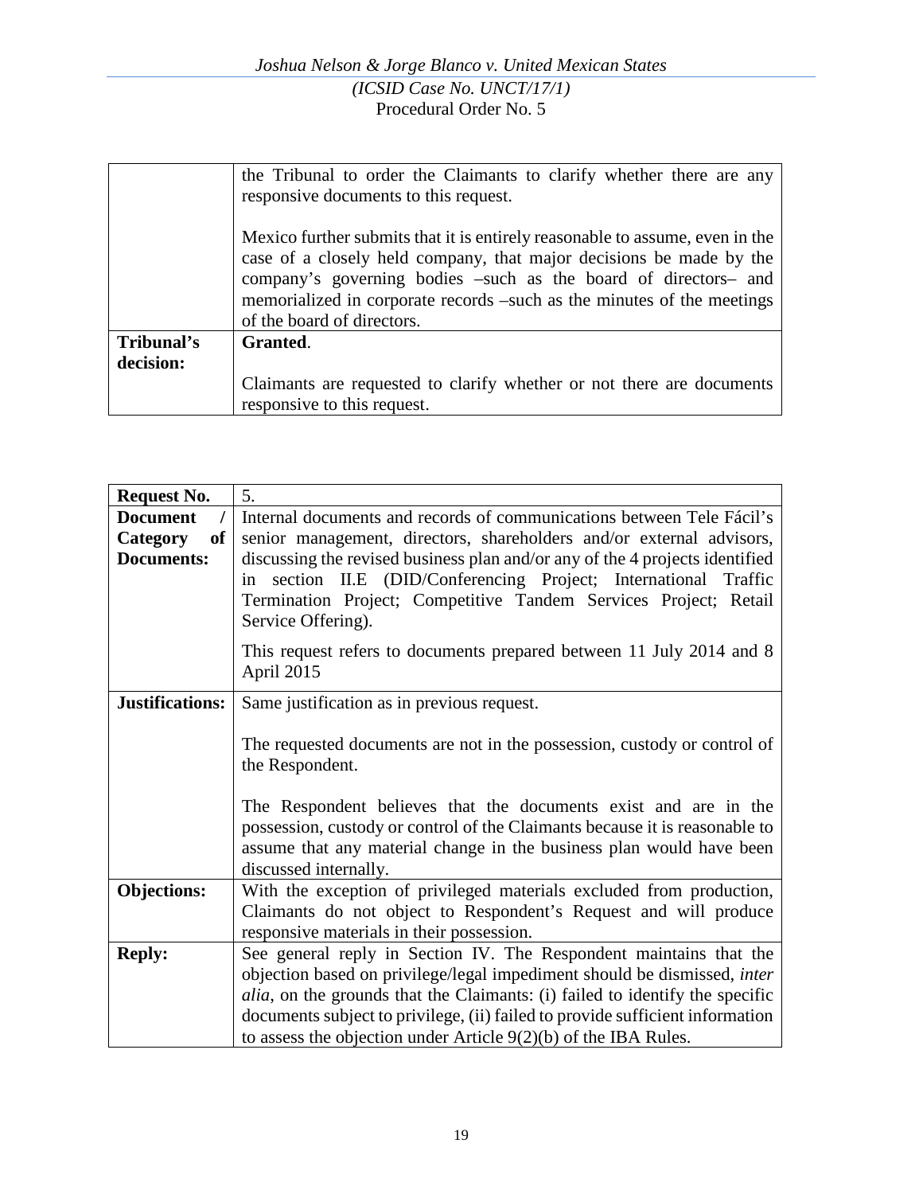|  |  |
|---|---|
|  | the Tribunal to order the Claimants to clarify whether there are any responsive documents to this request.<br><br>Mexico further submits that it is entirely reasonable to assume, even in the case of a closely held company, that major decisions be made by the company's governing bodies –such as the board of directors– and memorialized in corporate records –such as the minutes of the meetings of the board of directors. |
| **Tribunal's decision:** | **Granted**.<br><br>Claimants are requested to clarify whether or not there are documents responsive to this request. |

| **Request No.** | 5. |
|---|---|
| **Document / Category of Documents:** | Internal documents and records of communications between Tele Fácil's senior management, directors, shareholders and/or external advisors, discussing the revised business plan and/or any of the 4 projects identified in section II.E (DID/Conferencing Project; International Traffic Termination Project; Competitive Tandem Services Project; Retail Service Offering).<br><br>This request refers to documents prepared between 11 July 2014 and 8 April 2015 |
| **Justifications:** | Same justification as in previous request.<br><br>The requested documents are not in the possession, custody or control of the Respondent.<br><br>The Respondent believes that the documents exist and are in the possession, custody or control of the Claimants because it is reasonable to assume that any material change in the business plan would have been discussed internally. |
| **Objections:** | With the exception of privileged materials excluded from production, Claimants do not object to Respondent's Request and will produce responsive materials in their possession. |
| **Reply:** | See general reply in Section IV. The Respondent maintains that the objection based on privilege/legal impediment should be dismissed, *inter alia*, on the grounds that the Claimants: (i) failed to identify the specific documents subject to privilege, (ii) failed to provide sufficient information to assess the objection under Article 9(2)(b) of the IBA Rules. |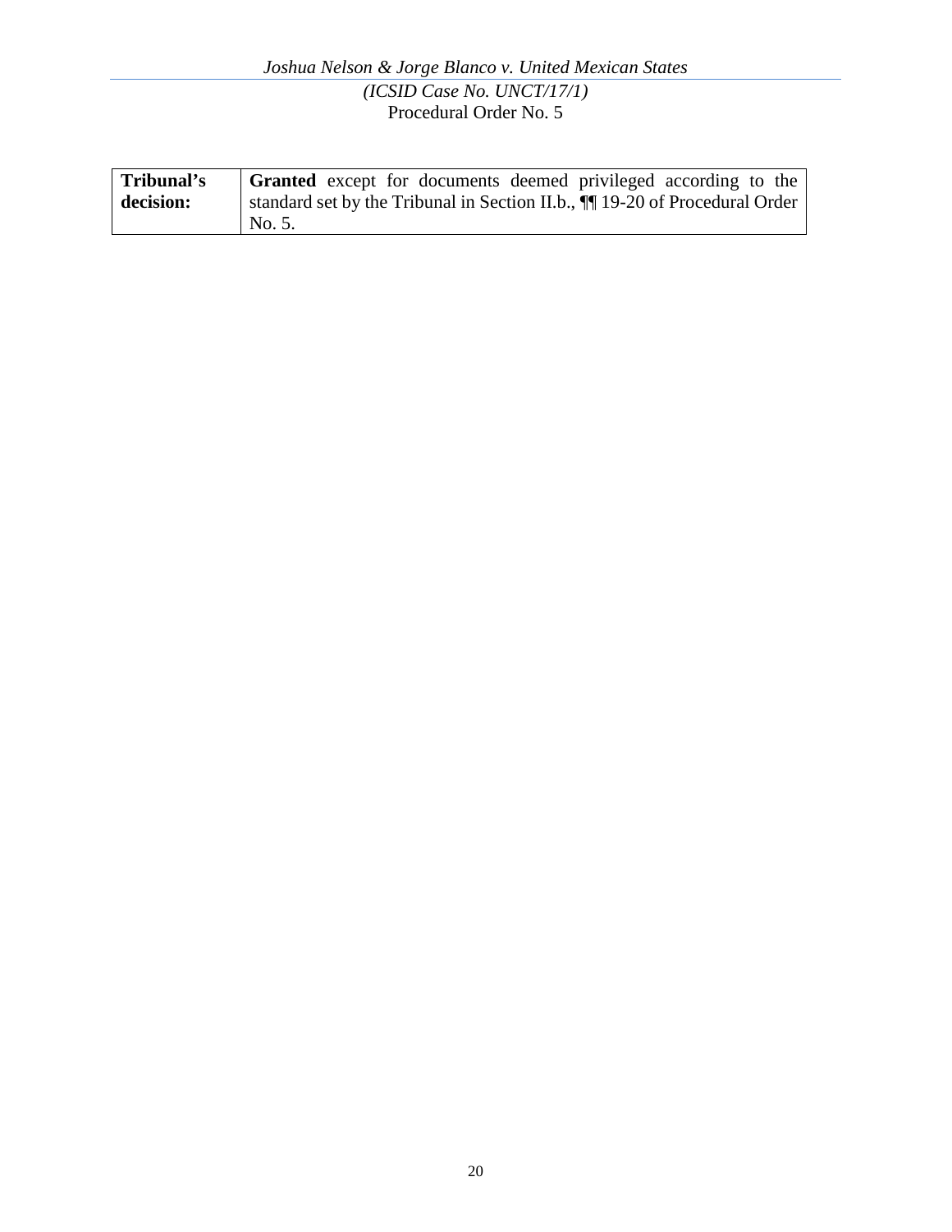| **Tribunal's decision:** | **Granted** except for documents deemed privileged according to the standard set by the Tribunal in Section II.b., ¶¶ 19-20 of Procedural Order No. 5. |
|---|---|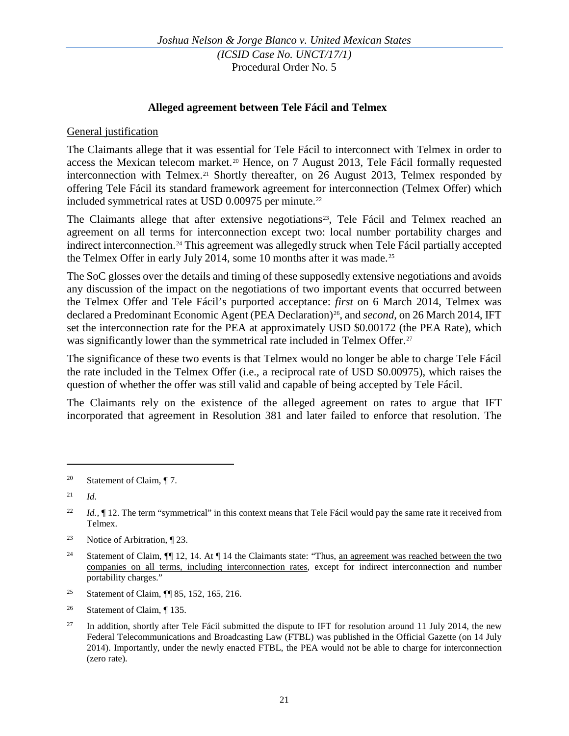### Alleged agreement between Tele Fácil and Telmex

General justification

The Claimants allege that it was essential for Tele Fácil to interconnect with Telmex in order to access the Mexican telecom market.[20] Hence, on 7 August 2013, Tele Fácil formally requested interconnection with Telmex.[21] Shortly thereafter, on 26 August 2013, Telmex responded by offering Tele Fácil its standard framework agreement for interconnection (Telmex Offer) which included symmetrical rates at USD 0.00975 per minute.[22]

The Claimants allege that after extensive negotiations[23], Tele Fácil and Telmex reached an agreement on all terms for interconnection except two: local number portability charges and indirect interconnection.[24] This agreement was allegedly struck when Tele Fácil partially accepted the Telmex Offer in early July 2014, some 10 months after it was made.[25]

The SoC glosses over the details and timing of these supposedly extensive negotiations and avoids any discussion of the impact on the negotiations of two important events that occurred between the Telmex Offer and Tele Fácil's purported acceptance: *first* on 6 March 2014, Telmex was declared a Predominant Economic Agent (PEA Declaration)[26], and *second*, on 26 March 2014, IFT set the interconnection rate for the PEA at approximately USD $0.00172 (the PEA Rate), which was significantly lower than the symmetrical rate included in Telmex Offer.[27]

The significance of these two events is that Telmex would no longer be able to charge Tele Fácil the rate included in the Telmex Offer (i.e., a reciprocal rate of USD $0.00975), which raises the question of whether the offer was still valid and capable of being accepted by Tele Fácil.

The Claimants rely on the existence of the alleged agreement on rates to argue that IFT incorporated that agreement in Resolution 381 and later failed to enforce that resolution. The

---

[20] Statement of Claim, ¶ 7.

[21] *Id*.

[22] *Id.*, ¶ 12. The term "symmetrical" in this context means that Tele Fácil would pay the same rate it received from Telmex.

[23] Notice of Arbitration, ¶ 23.

[24] Statement of Claim, ¶¶ 12, 14. At ¶ 14 the Claimants state: "Thus, <u>an agreement was reached between the two companies on all terms, including interconnection rates</u>, except for indirect interconnection and number portability charges."

[25] Statement of Claim, ¶¶ 85, 152, 165, 216.

[26] Statement of Claim, ¶ 135.

[27] In addition, shortly after Tele Fácil submitted the dispute to IFT for resolution around 11 July 2014, the new Federal Telecommunications and Broadcasting Law (FTBL) was published in the Official Gazette (on 14 July 2014). Importantly, under the newly enacted FTBL, the PEA would not be able to charge for interconnection (zero rate).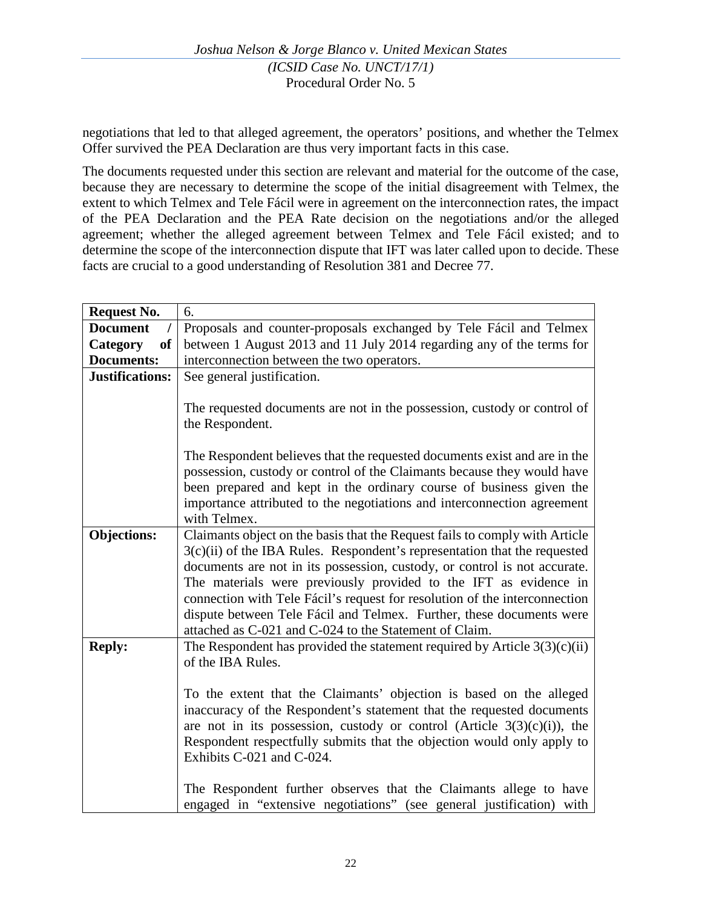negotiations that led to that alleged agreement, the operators' positions, and whether the Telmex Offer survived the PEA Declaration are thus very important facts in this case.

The documents requested under this section are relevant and material for the outcome of the case, because they are necessary to determine the scope of the initial disagreement with Telmex, the extent to which Telmex and Tele Fácil were in agreement on the interconnection rates, the impact of the PEA Declaration and the PEA Rate decision on the negotiations and/or the alleged agreement; whether the alleged agreement between Telmex and Tele Fácil existed; and to determine the scope of the interconnection dispute that IFT was later called upon to decide. These facts are crucial to a good understanding of Resolution 381 and Decree 77.

| **Request No.** | 6. |
|---|---|
| **Document / Category of Documents:** | Proposals and counter-proposals exchanged by Tele Fácil and Telmex between 1 August 2013 and 11 July 2014 regarding any of the terms for interconnection between the two operators. |
| **Justifications:** | See general justification.<br><br>The requested documents are not in the possession, custody or control of the Respondent.<br><br>The Respondent believes that the requested documents exist and are in the possession, custody or control of the Claimants because they would have been prepared and kept in the ordinary course of business given the importance attributed to the negotiations and interconnection agreement with Telmex. |
| **Objections:** | Claimants object on the basis that the Request fails to comply with Article 3(c)(ii) of the IBA Rules. Respondent's representation that the requested documents are not in its possession, custody, or control is not accurate. The materials were previously provided to the IFT as evidence in connection with Tele Fácil's request for resolution of the interconnection dispute between Tele Fácil and Telmex. Further, these documents were attached as C-021 and C-024 to the Statement of Claim. |
| **Reply:** | The Respondent has provided the statement required by Article 3(3)(c)(ii) of the IBA Rules.<br><br>To the extent that the Claimants' objection is based on the alleged inaccuracy of the Respondent's statement that the requested documents are not in its possession, custody or control (Article 3(3)(c)(i)), the Respondent respectfully submits that the objection would only apply to Exhibits C-021 and C-024.<br><br>The Respondent further observes that the Claimants allege to have engaged in "extensive negotiations" (see general justification) with |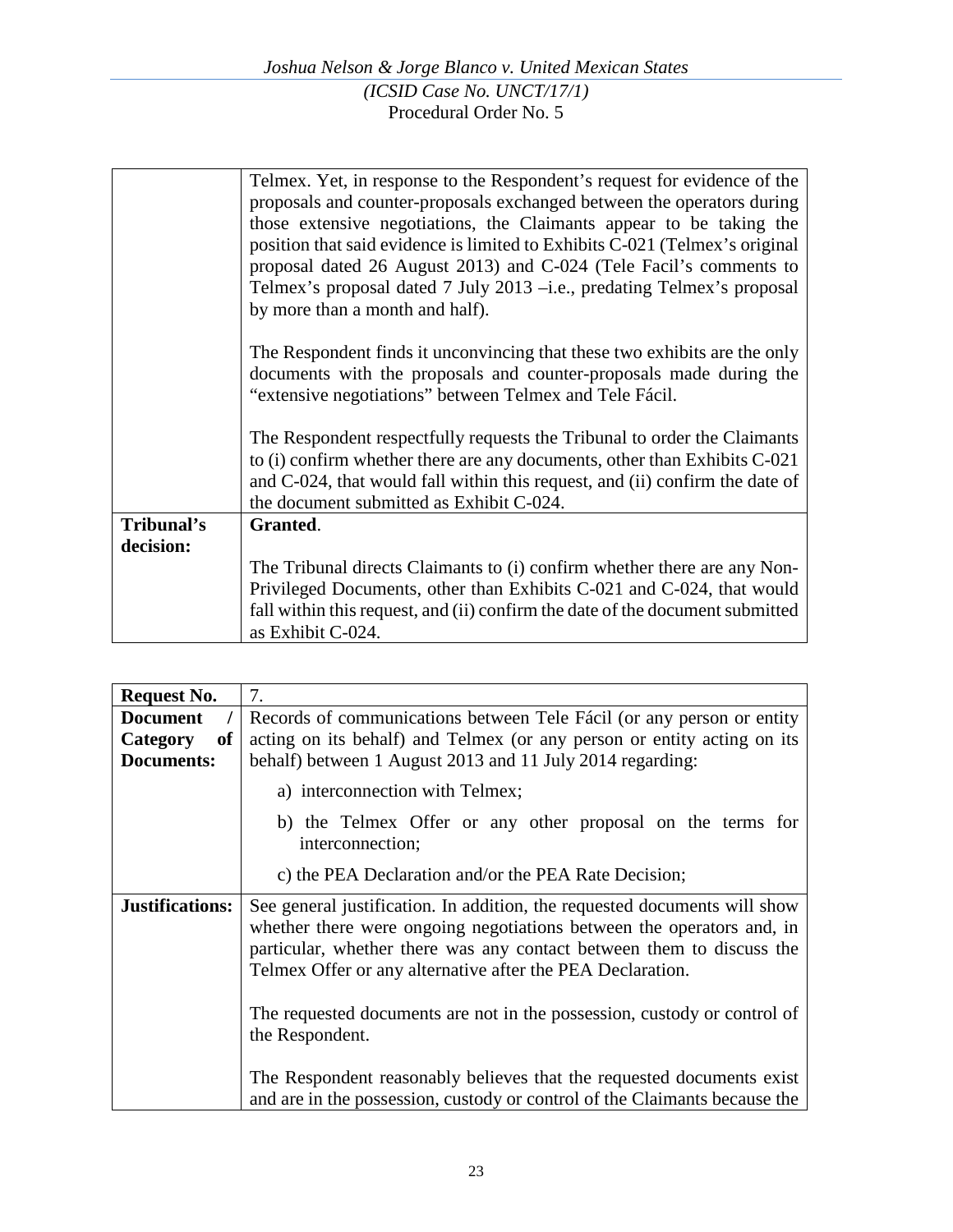| | |
|---|---|
| | Telmex. Yet, in response to the Respondent's request for evidence of the proposals and counter-proposals exchanged between the operators during those extensive negotiations, the Claimants appear to be taking the position that said evidence is limited to Exhibits C-021 (Telmex's original proposal dated 26 August 2013) and C-024 (Tele Facil's comments to Telmex's proposal dated 7 July 2013 –i.e., predating Telmex's proposal by more than a month and half).<br><br>The Respondent finds it unconvincing that these two exhibits are the only documents with the proposals and counter-proposals made during the "extensive negotiations" between Telmex and Tele Fácil.<br><br>The Respondent respectfully requests the Tribunal to order the Claimants to (i) confirm whether there are any documents, other than Exhibits C-021 and C-024, that would fall within this request, and (ii) confirm the date of the document submitted as Exhibit C-024. |
| **Tribunal's decision:** | **Granted**.<br><br>The Tribunal directs Claimants to (i) confirm whether there are any Non-Privileged Documents, other than Exhibits C-021 and C-024, that would fall within this request, and (ii) confirm the date of the document submitted as Exhibit C-024. |

| **Request No.** | 7. |
|---|---|
| **Document / Category of Documents:** | Records of communications between Tele Fácil (or any person or entity acting on its behalf) and Telmex (or any person or entity acting on its behalf) between 1 August 2013 and 11 July 2014 regarding:<br><br>a) interconnection with Telmex;<br><br>b) the Telmex Offer or any other proposal on the terms for interconnection;<br><br>c) the PEA Declaration and/or the PEA Rate Decision; |
| **Justifications:** | See general justification. In addition, the requested documents will show whether there were ongoing negotiations between the operators and, in particular, whether there was any contact between them to discuss the Telmex Offer or any alternative after the PEA Declaration.<br><br>The requested documents are not in the possession, custody or control of the Respondent.<br><br>The Respondent reasonably believes that the requested documents exist and are in the possession, custody or control of the Claimants because the |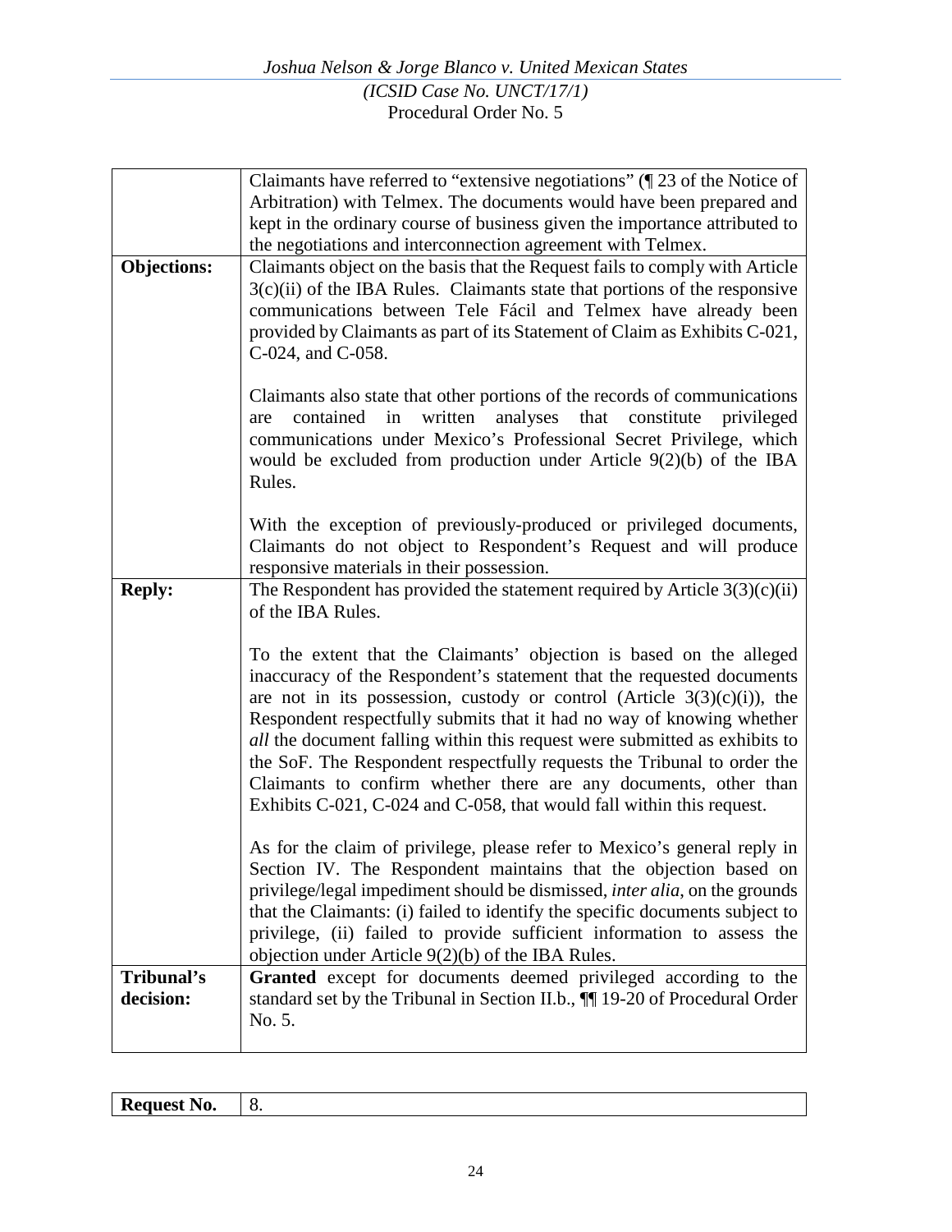| | |
|---|---|
| | Claimants have referred to "extensive negotiations" (¶ 23 of the Notice of Arbitration) with Telmex. The documents would have been prepared and kept in the ordinary course of business given the importance attributed to the negotiations and interconnection agreement with Telmex. |
| **Objections:** | Claimants object on the basis that the Request fails to comply with Article 3(c)(ii) of the IBA Rules. Claimants state that portions of the responsive communications between Tele Fácil and Telmex have already been provided by Claimants as part of its Statement of Claim as Exhibits C-021, C-024, and C-058.<br><br>Claimants also state that other portions of the records of communications are contained in written analyses that constitute privileged communications under Mexico's Professional Secret Privilege, which would be excluded from production under Article 9(2)(b) of the IBA Rules.<br><br>With the exception of previously-produced or privileged documents, Claimants do not object to Respondent's Request and will produce responsive materials in their possession. |
| **Reply:** | The Respondent has provided the statement required by Article 3(3)(c)(ii) of the IBA Rules.<br><br>To the extent that the Claimants' objection is based on the alleged inaccuracy of the Respondent's statement that the requested documents are not in its possession, custody or control (Article 3(3)(c)(i)), the Respondent respectfully submits that it had no way of knowing whether *all* the document falling within this request were submitted as exhibits to the SoF. The Respondent respectfully requests the Tribunal to order the Claimants to confirm whether there are any documents, other than Exhibits C-021, C-024 and C-058, that would fall within this request.<br><br>As for the claim of privilege, please refer to Mexico's general reply in Section IV. The Respondent maintains that the objection based on privilege/legal impediment should be dismissed, *inter alia*, on the grounds that the Claimants: (i) failed to identify the specific documents subject to privilege, (ii) failed to provide sufficient information to assess the objection under Article 9(2)(b) of the IBA Rules. |
| **Tribunal's decision:** | **Granted** except for documents deemed privileged according to the standard set by the Tribunal in Section II.b., ¶¶ 19-20 of Procedural Order No. 5. |

| | |
|---|---|
| **Request No.** | 8. |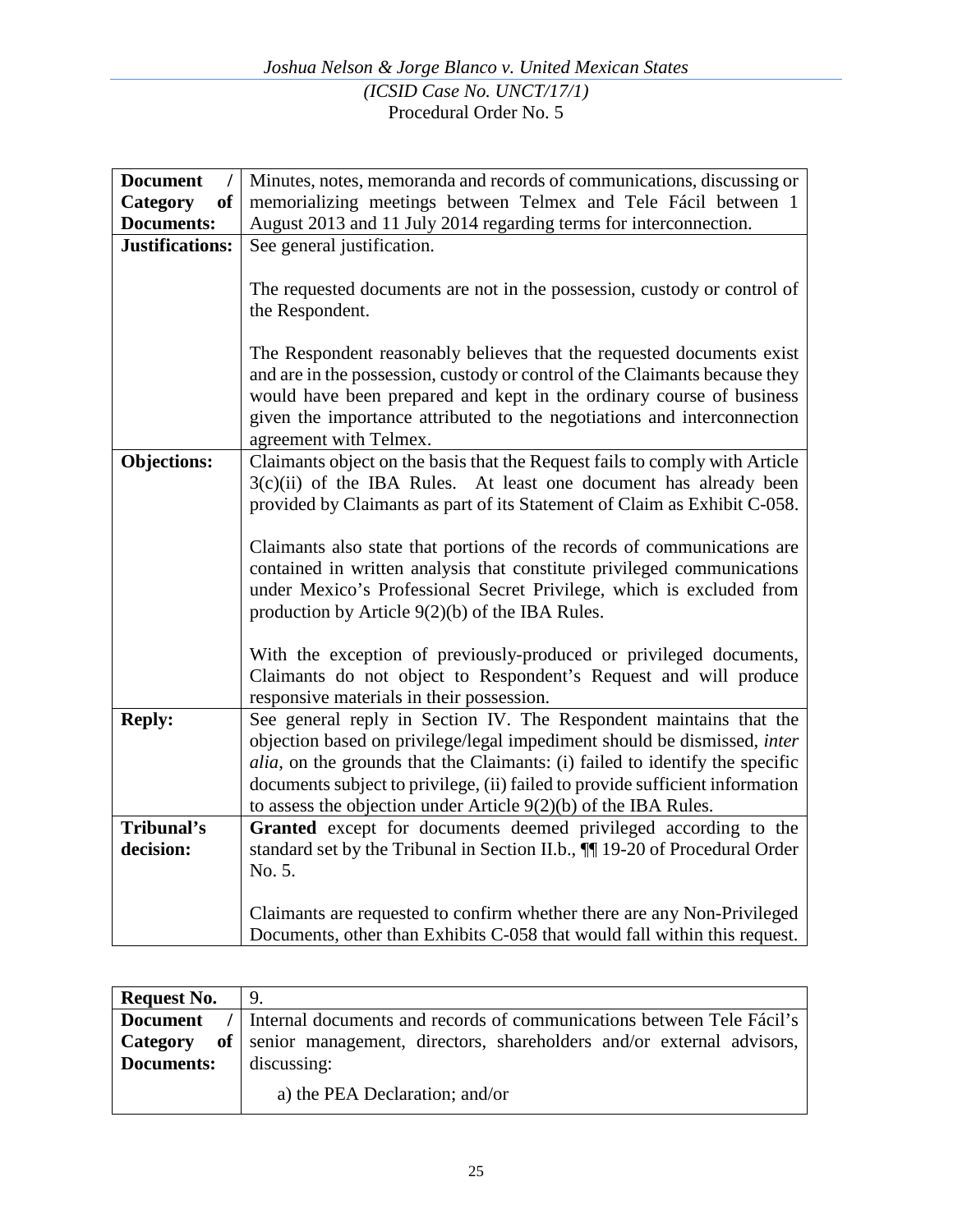| | |
|---|---|
| **Document / Category of Documents:** | Minutes, notes, memoranda and records of communications, discussing or memorializing meetings between Telmex and Tele Fácil between 1 August 2013 and 11 July 2014 regarding terms for interconnection. |
| **Justifications:** | See general justification.<br><br>The requested documents are not in the possession, custody or control of the Respondent.<br><br>The Respondent reasonably believes that the requested documents exist and are in the possession, custody or control of the Claimants because they would have been prepared and kept in the ordinary course of business given the importance attributed to the negotiations and interconnection agreement with Telmex. |
| **Objections:** | Claimants object on the basis that the Request fails to comply with Article 3(c)(ii) of the IBA Rules. At least one document has already been provided by Claimants as part of its Statement of Claim as Exhibit C-058.<br><br>Claimants also state that portions of the records of communications are contained in written analysis that constitute privileged communications under Mexico's Professional Secret Privilege, which is excluded from production by Article 9(2)(b) of the IBA Rules.<br><br>With the exception of previously-produced or privileged documents, Claimants do not object to Respondent's Request and will produce responsive materials in their possession. |
| **Reply:** | See general reply in Section IV. The Respondent maintains that the objection based on privilege/legal impediment should be dismissed, *inter alia*, on the grounds that the Claimants: (i) failed to identify the specific documents subject to privilege, (ii) failed to provide sufficient information to assess the objection under Article 9(2)(b) of the IBA Rules. |
| **Tribunal's decision:** | **Granted** except for documents deemed privileged according to the standard set by the Tribunal in Section II.b., ¶¶ 19-20 of Procedural Order No. 5.<br><br>Claimants are requested to confirm whether there are any Non-Privileged Documents, other than Exhibits C-058 that would fall within this request. |

| | |
|---|---|
| **Request No.** | 9. |
| **Document / Category of Documents:** | Internal documents and records of communications between Tele Fácil's senior management, directors, shareholders and/or external advisors, discussing:<br><br>a) the PEA Declaration; and/or |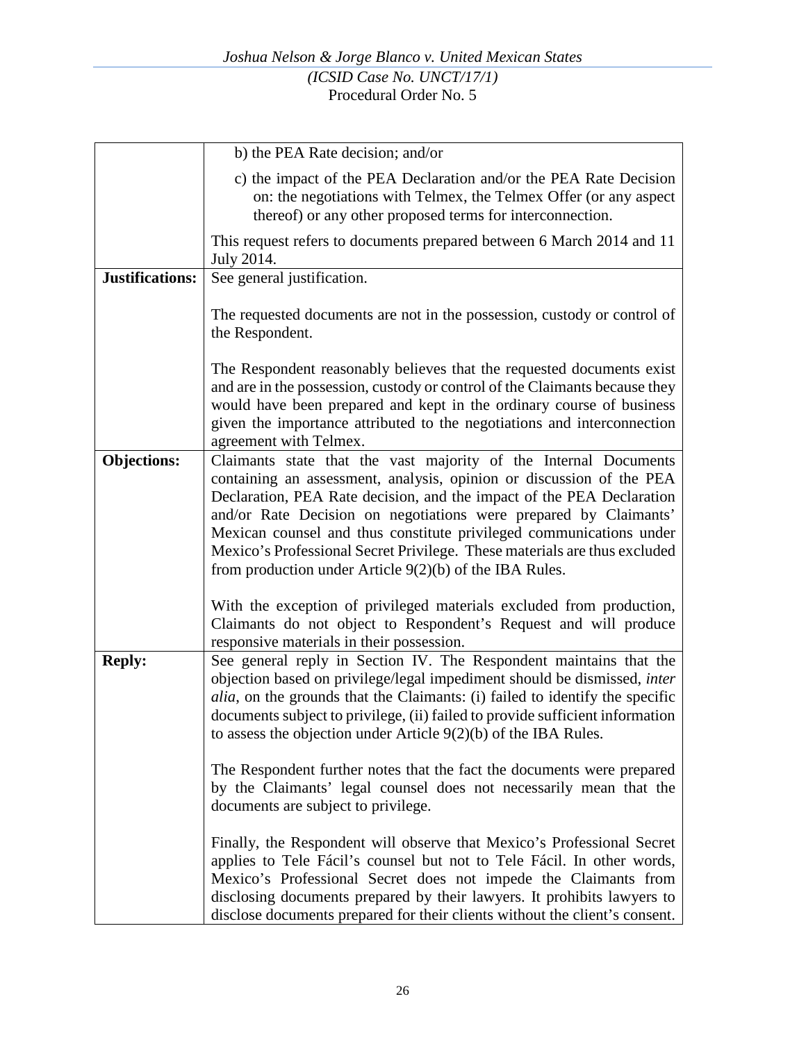| | |
|---|---|
| | b) the PEA Rate decision; and/or<br><br>c) the impact of the PEA Declaration and/or the PEA Rate Decision on: the negotiations with Telmex, the Telmex Offer (or any aspect thereof) or any other proposed terms for interconnection.<br><br>This request refers to documents prepared between 6 March 2014 and 11 July 2014. |
| **Justifications:** | See general justification.<br><br>The requested documents are not in the possession, custody or control of the Respondent.<br><br>The Respondent reasonably believes that the requested documents exist and are in the possession, custody or control of the Claimants because they would have been prepared and kept in the ordinary course of business given the importance attributed to the negotiations and interconnection agreement with Telmex. |
| **Objections:** | Claimants state that the vast majority of the Internal Documents containing an assessment, analysis, opinion or discussion of the PEA Declaration, PEA Rate decision, and the impact of the PEA Declaration and/or Rate Decision on negotiations were prepared by Claimants' Mexican counsel and thus constitute privileged communications under Mexico's Professional Secret Privilege. These materials are thus excluded from production under Article 9(2)(b) of the IBA Rules.<br><br>With the exception of privileged materials excluded from production, Claimants do not object to Respondent's Request and will produce responsive materials in their possession. |
| **Reply:** | See general reply in Section IV. The Respondent maintains that the objection based on privilege/legal impediment should be dismissed, *inter alia*, on the grounds that the Claimants: (i) failed to identify the specific documents subject to privilege, (ii) failed to provide sufficient information to assess the objection under Article 9(2)(b) of the IBA Rules.<br><br>The Respondent further notes that the fact the documents were prepared by the Claimants' legal counsel does not necessarily mean that the documents are subject to privilege.<br><br>Finally, the Respondent will observe that Mexico's Professional Secret applies to Tele Fácil's counsel but not to Tele Fácil. In other words, Mexico's Professional Secret does not impede the Claimants from disclosing documents prepared by their lawyers. It prohibits lawyers to disclose documents prepared for their clients without the client's consent. |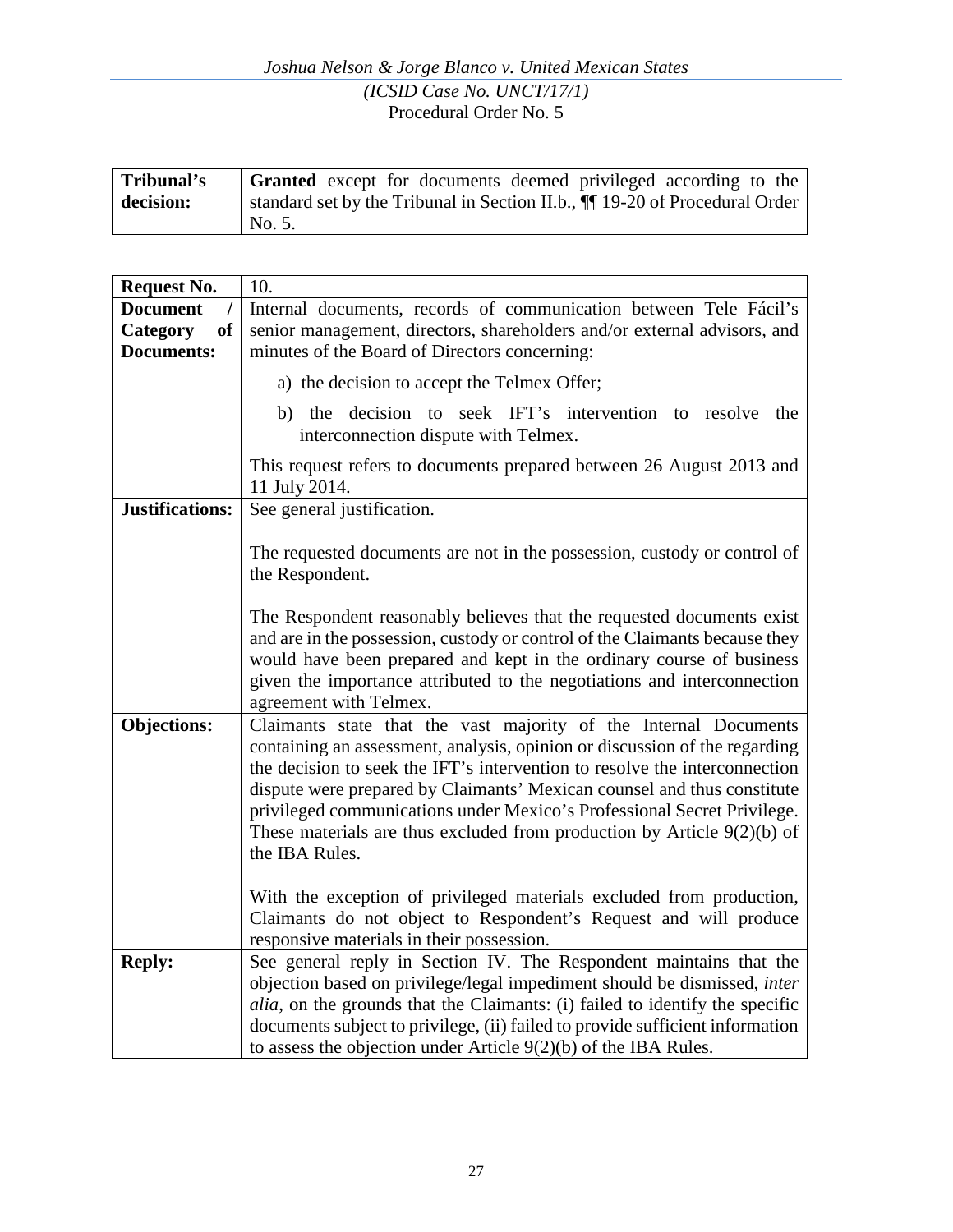| **Tribunal's decision:** | **Granted** except for documents deemed privileged according to the standard set by the Tribunal in Section II.b., ¶¶ 19-20 of Procedural Order No. 5. |
|---|---|

| **Request No.** | 10. |
|---|---|
| **Document / Category of Documents:** | Internal documents, records of communication between Tele Fácil's senior management, directors, shareholders and/or external advisors, and minutes of the Board of Directors concerning:<br><br>a) the decision to accept the Telmex Offer;<br><br>b) the decision to seek IFT's intervention to resolve the interconnection dispute with Telmex.<br><br>This request refers to documents prepared between 26 August 2013 and 11 July 2014. |
| **Justifications:** | See general justification.<br><br>The requested documents are not in the possession, custody or control of the Respondent.<br><br>The Respondent reasonably believes that the requested documents exist and are in the possession, custody or control of the Claimants because they would have been prepared and kept in the ordinary course of business given the importance attributed to the negotiations and interconnection agreement with Telmex. |
| **Objections:** | Claimants state that the vast majority of the Internal Documents containing an assessment, analysis, opinion or discussion of the regarding the decision to seek the IFT's intervention to resolve the interconnection dispute were prepared by Claimants' Mexican counsel and thus constitute privileged communications under Mexico's Professional Secret Privilege. These materials are thus excluded from production by Article 9(2)(b) of the IBA Rules.<br><br>With the exception of privileged materials excluded from production, Claimants do not object to Respondent's Request and will produce responsive materials in their possession. |
| **Reply:** | See general reply in Section IV. The Respondent maintains that the objection based on privilege/legal impediment should be dismissed, *inter alia*, on the grounds that the Claimants: (i) failed to identify the specific documents subject to privilege, (ii) failed to provide sufficient information to assess the objection under Article 9(2)(b) of the IBA Rules. |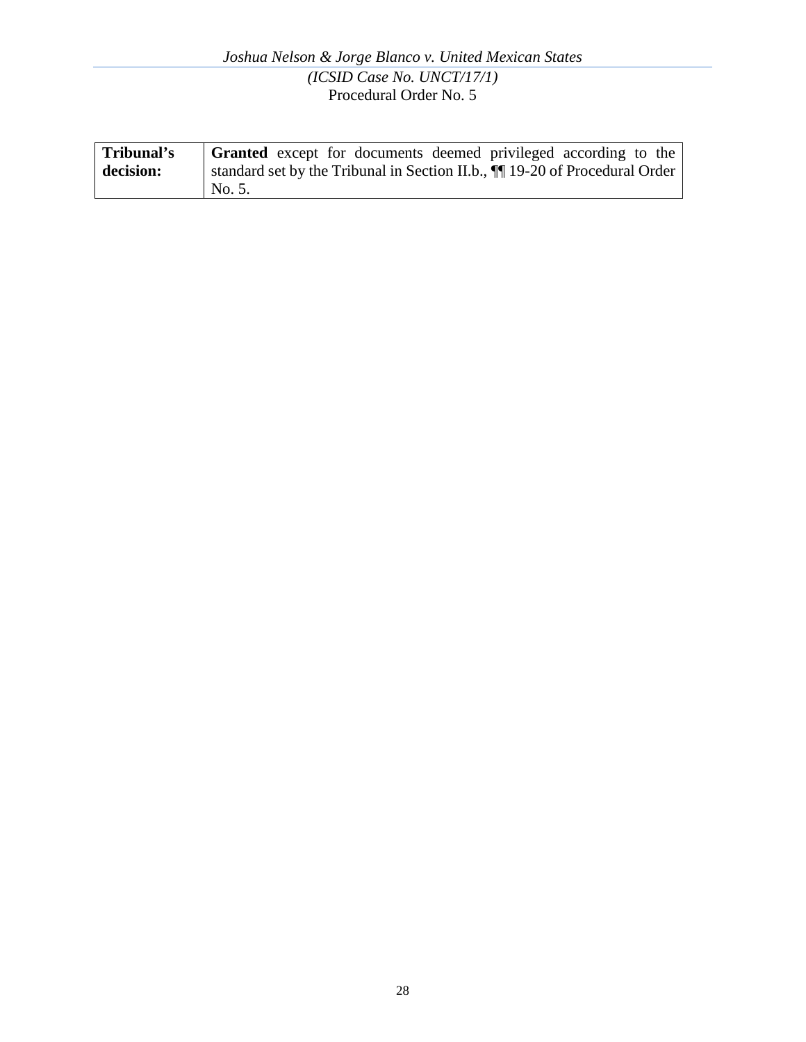| **Tribunal's decision:** | **Granted** except for documents deemed privileged according to the standard set by the Tribunal in Section II.b., ¶¶ 19-20 of Procedural Order No. 5. |
|---|---|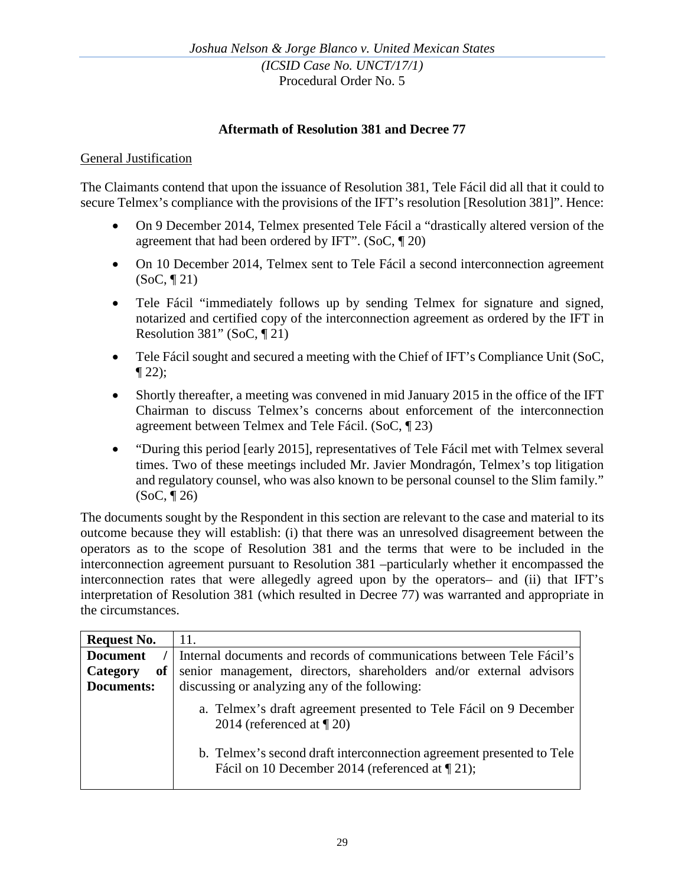### Aftermath of Resolution 381 and Decree 77

General Justification

The Claimants contend that upon the issuance of Resolution 381, Tele Fácil did all that it could to secure Telmex's compliance with the provisions of the IFT's resolution [Resolution 381]". Hence:

- On 9 December 2014, Telmex presented Tele Fácil a "drastically altered version of the agreement that had been ordered by IFT". (SoC, ¶ 20)
- On 10 December 2014, Telmex sent to Tele Fácil a second interconnection agreement (SoC, ¶ 21)
- Tele Fácil "immediately follows up by sending Telmex for signature and signed, notarized and certified copy of the interconnection agreement as ordered by the IFT in Resolution 381" (SoC, ¶ 21)
- Tele Fácil sought and secured a meeting with the Chief of IFT's Compliance Unit (SoC, ¶ 22);
- Shortly thereafter, a meeting was convened in mid January 2015 in the office of the IFT Chairman to discuss Telmex's concerns about enforcement of the interconnection agreement between Telmex and Tele Fácil. (SoC, ¶ 23)
- "During this period [early 2015], representatives of Tele Fácil met with Telmex several times. Two of these meetings included Mr. Javier Mondragón, Telmex's top litigation and regulatory counsel, who was also known to be personal counsel to the Slim family." (SoC, ¶ 26)

The documents sought by the Respondent in this section are relevant to the case and material to its outcome because they will establish: (i) that there was an unresolved disagreement between the operators as to the scope of Resolution 381 and the terms that were to be included in the interconnection agreement pursuant to Resolution 381 –particularly whether it encompassed the interconnection rates that were allegedly agreed upon by the operators– and (ii) that IFT's interpretation of Resolution 381 (which resulted in Decree 77) was warranted and appropriate in the circumstances.

| **Request No.** | 11. |
|---|---|
| **Document / Category of Documents:** | Internal documents and records of communications between Tele Fácil's senior management, directors, shareholders and/or external advisors discussing or analyzing any of the following:<br><br>a. Telmex's draft agreement presented to Tele Fácil on 9 December 2014 (referenced at ¶ 20)<br><br>b. Telmex's second draft interconnection agreement presented to Tele Fácil on 10 December 2014 (referenced at ¶ 21); |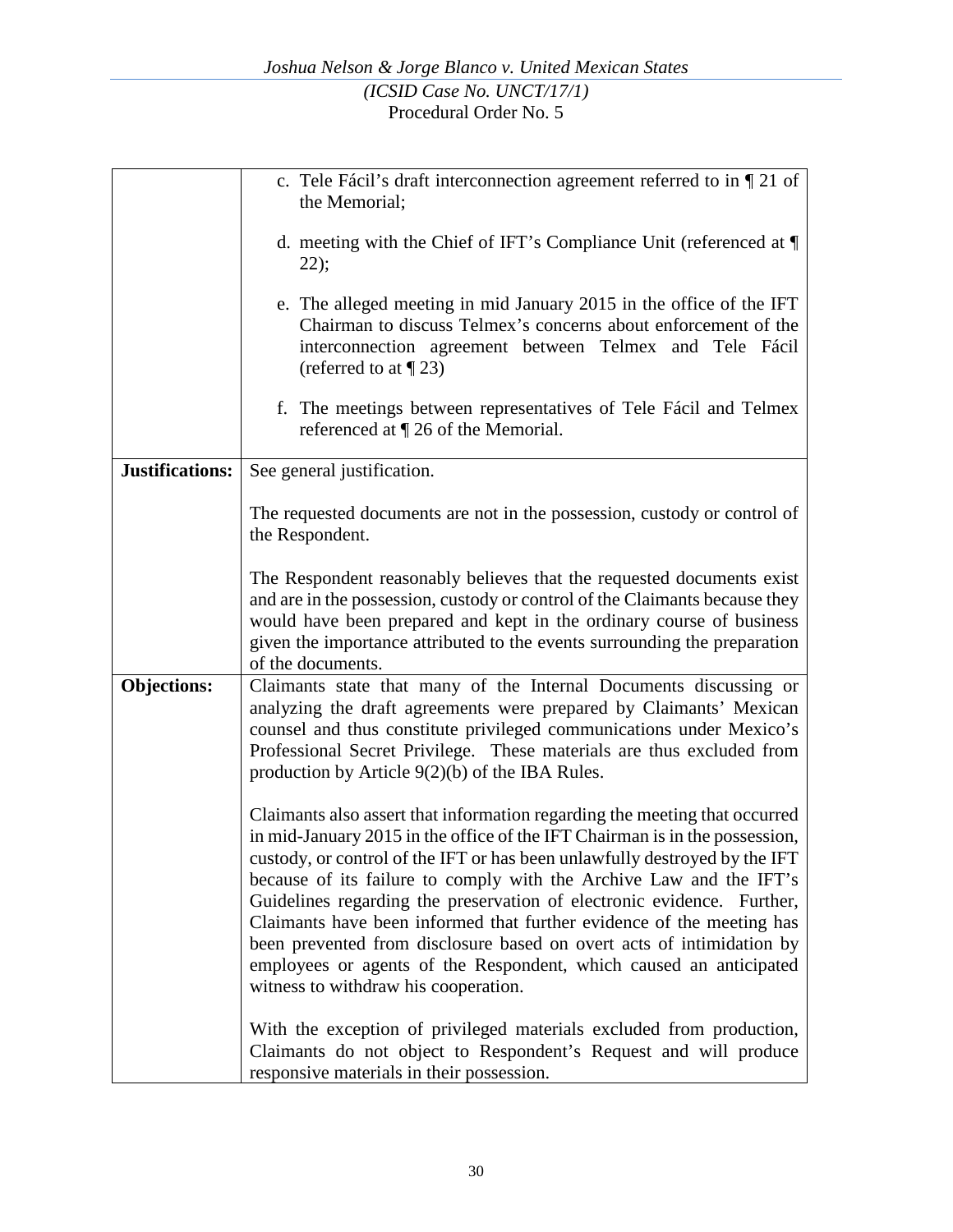| | |
|---|---|
| | c. Tele Fácil's draft interconnection agreement referred to in ¶ 21 of the Memorial;<br><br>d. meeting with the Chief of IFT's Compliance Unit (referenced at ¶ 22);<br><br>e. The alleged meeting in mid January 2015 in the office of the IFT Chairman to discuss Telmex's concerns about enforcement of the interconnection agreement between Telmex and Tele Fácil (referred to at ¶ 23)<br><br>f. The meetings between representatives of Tele Fácil and Telmex referenced at ¶ 26 of the Memorial. |
| **Justifications:** | See general justification.<br><br>The requested documents are not in the possession, custody or control of the Respondent.<br><br>The Respondent reasonably believes that the requested documents exist and are in the possession, custody or control of the Claimants because they would have been prepared and kept in the ordinary course of business given the importance attributed to the events surrounding the preparation of the documents. |
| **Objections:** | Claimants state that many of the Internal Documents discussing or analyzing the draft agreements were prepared by Claimants' Mexican counsel and thus constitute privileged communications under Mexico's Professional Secret Privilege. These materials are thus excluded from production by Article 9(2)(b) of the IBA Rules.<br><br>Claimants also assert that information regarding the meeting that occurred in mid-January 2015 in the office of the IFT Chairman is in the possession, custody, or control of the IFT or has been unlawfully destroyed by the IFT because of its failure to comply with the Archive Law and the IFT's Guidelines regarding the preservation of electronic evidence. Further, Claimants have been informed that further evidence of the meeting has been prevented from disclosure based on overt acts of intimidation by employees or agents of the Respondent, which caused an anticipated witness to withdraw his cooperation.<br><br>With the exception of privileged materials excluded from production, Claimants do not object to Respondent's Request and will produce responsive materials in their possession. |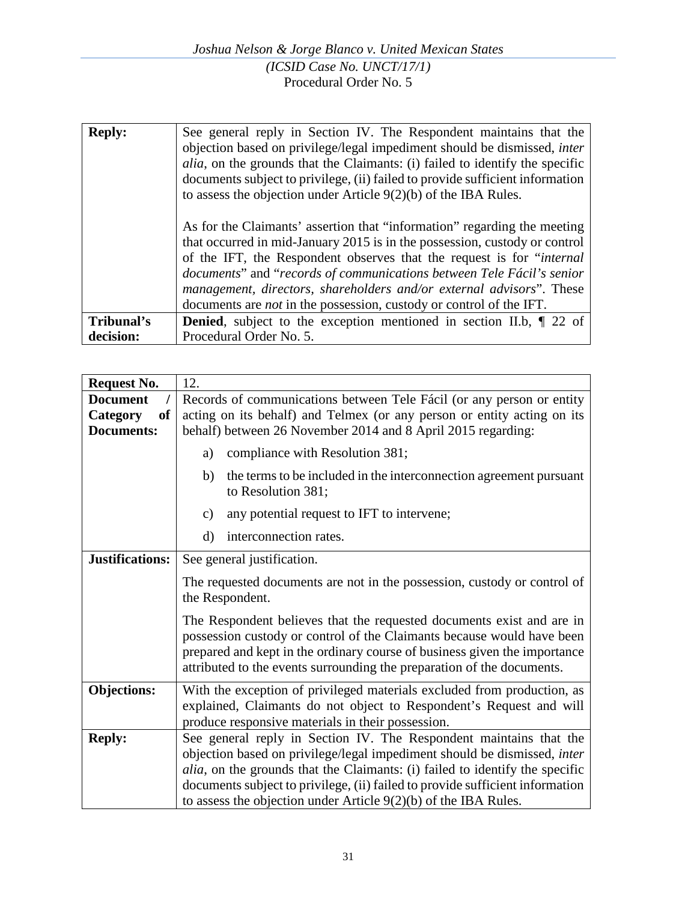| **Reply:** | See general reply in Section IV. The Respondent maintains that the objection based on privilege/legal impediment should be dismissed, *inter alia*, on the grounds that the Claimants: (i) failed to identify the specific documents subject to privilege, (ii) failed to provide sufficient information to assess the objection under Article 9(2)(b) of the IBA Rules.<br><br>As for the Claimants' assertion that "information" regarding the meeting that occurred in mid-January 2015 is in the possession, custody or control of the IFT, the Respondent observes that the request is for "*internal documents*" and "*records of communications between Tele Fácil's senior management, directors, shareholders and/or external advisors*". These documents are *not* in the possession, custody or control of the IFT. |
|---|---|
| **Tribunal's decision:** | **Denied**, subject to the exception mentioned in section II.b, ¶ 22 of Procedural Order No. 5. |

| **Request No.** | 12. |
|---|---|
| **Document / Category of Documents:** | Records of communications between Tele Fácil (or any person or entity acting on its behalf) and Telmex (or any person or entity acting on its behalf) between 26 November 2014 and 8 April 2015 regarding:<br><br>a) compliance with Resolution 381;<br><br>b) the terms to be included in the interconnection agreement pursuant to Resolution 381;<br><br>c) any potential request to IFT to intervene;<br><br>d) interconnection rates. |
| **Justifications:** | See general justification.<br><br>The requested documents are not in the possession, custody or control of the Respondent.<br><br>The Respondent believes that the requested documents exist and are in possession custody or control of the Claimants because would have been prepared and kept in the ordinary course of business given the importance attributed to the events surrounding the preparation of the documents. |
| **Objections:** | With the exception of privileged materials excluded from production, as explained, Claimants do not object to Respondent's Request and will produce responsive materials in their possession. |
| **Reply:** | See general reply in Section IV. The Respondent maintains that the objection based on privilege/legal impediment should be dismissed, *inter alia*, on the grounds that the Claimants: (i) failed to identify the specific documents subject to privilege, (ii) failed to provide sufficient information to assess the objection under Article 9(2)(b) of the IBA Rules. |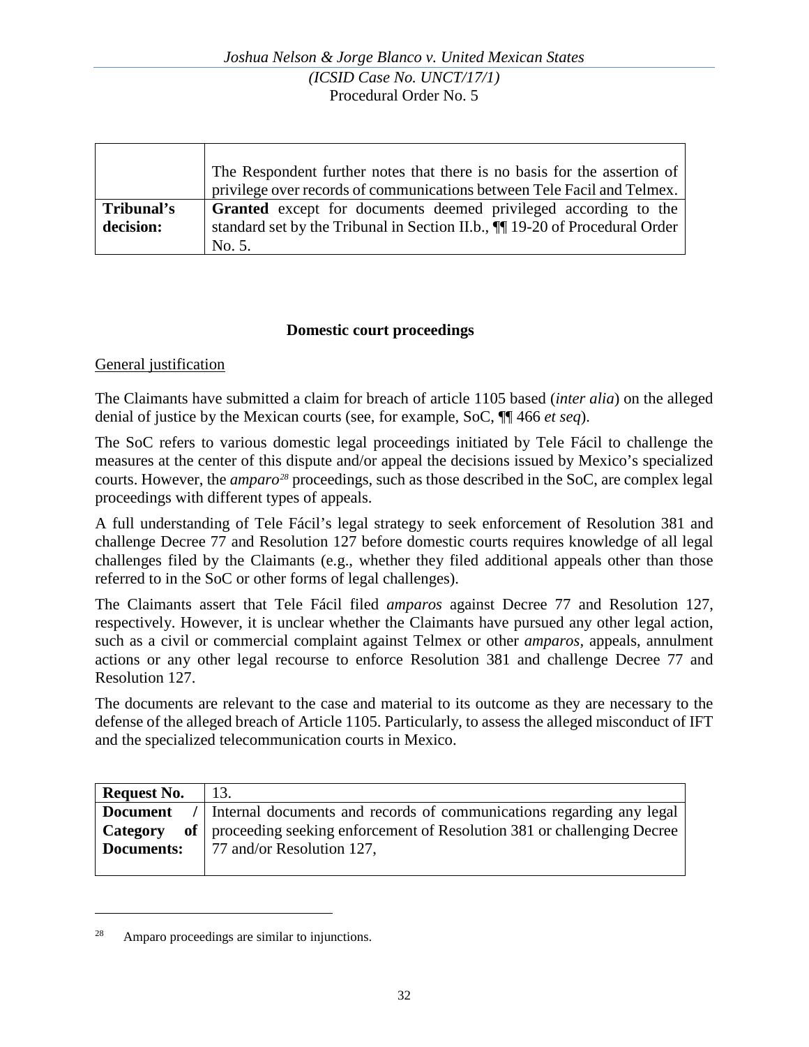| | |
|---|---|
| | The Respondent further notes that there is no basis for the assertion of privilege over records of communications between Tele Facil and Telmex. |
| **Tribunal's decision:** | **Granted** except for documents deemed privileged according to the standard set by the Tribunal in Section II.b., ¶¶ 19-20 of Procedural Order No. 5. |

**Domestic court proceedings**

General justification

The Claimants have submitted a claim for breach of article 1105 based (*inter alia*) on the alleged denial of justice by the Mexican courts (see, for example, SoC, ¶¶ 466 *et seq*).

The SoC refers to various domestic legal proceedings initiated by Tele Fácil to challenge the measures at the center of this dispute and/or appeal the decisions issued by Mexico's specialized courts. However, the *amparo*[28] proceedings, such as those described in the SoC, are complex legal proceedings with different types of appeals.

A full understanding of Tele Fácil's legal strategy to seek enforcement of Resolution 381 and challenge Decree 77 and Resolution 127 before domestic courts requires knowledge of all legal challenges filed by the Claimants (e.g., whether they filed additional appeals other than those referred to in the SoC or other forms of legal challenges).

The Claimants assert that Tele Fácil filed *amparos* against Decree 77 and Resolution 127, respectively. However, it is unclear whether the Claimants have pursued any other legal action, such as a civil or commercial complaint against Telmex or other *amparos*, appeals, annulment actions or any other legal recourse to enforce Resolution 381 and challenge Decree 77 and Resolution 127.

The documents are relevant to the case and material to its outcome as they are necessary to the defense of the alleged breach of Article 1105. Particularly, to assess the alleged misconduct of IFT and the specialized telecommunication courts in Mexico.

| **Request No.** | 13. |
|---|---|
| **Document / Category of Documents:** | Internal documents and records of communications regarding any legal proceeding seeking enforcement of Resolution 381 or challenging Decree 77 and/or Resolution 127, |

[28] Amparo proceedings are similar to injunctions.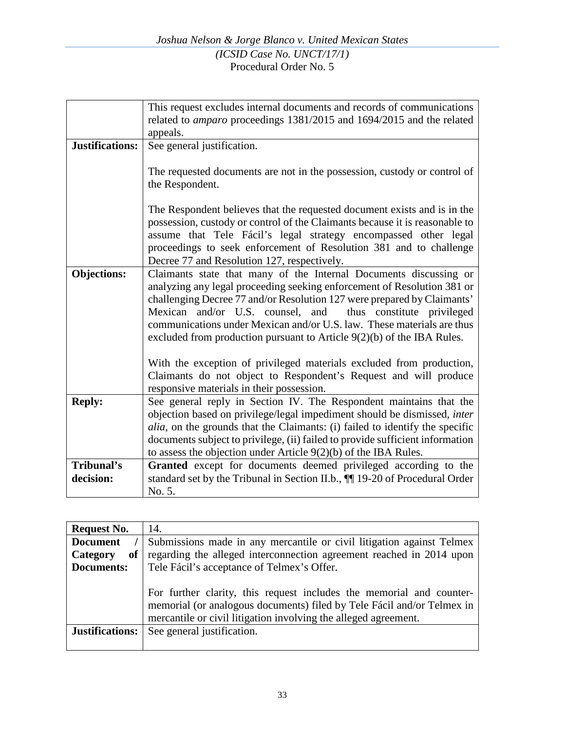| | |
|---|---|
| | This request excludes internal documents and records of communications related to *amparo* proceedings 1381/2015 and 1694/2015 and the related appeals. |
| **Justifications:** | See general justification.<br><br>The requested documents are not in the possession, custody or control of the Respondent.<br><br>The Respondent believes that the requested document exists and is in the possession, custody or control of the Claimants because it is reasonable to assume that Tele Fácil's legal strategy encompassed other legal proceedings to seek enforcement of Resolution 381 and to challenge Decree 77 and Resolution 127, respectively. |
| **Objections:** | Claimants state that many of the Internal Documents discussing or analyzing any legal proceeding seeking enforcement of Resolution 381 or challenging Decree 77 and/or Resolution 127 were prepared by Claimants' Mexican and/or U.S. counsel, and thus constitute privileged communications under Mexican and/or U.S. law. These materials are thus excluded from production pursuant to Article 9(2)(b) of the IBA Rules.<br><br>With the exception of privileged materials excluded from production, Claimants do not object to Respondent's Request and will produce responsive materials in their possession. |
| **Reply:** | See general reply in Section IV. The Respondent maintains that the objection based on privilege/legal impediment should be dismissed, *inter alia*, on the grounds that the Claimants: (i) failed to identify the specific documents subject to privilege, (ii) failed to provide sufficient information to assess the objection under Article 9(2)(b) of the IBA Rules. |
| **Tribunal's decision:** | **Granted** except for documents deemed privileged according to the standard set by the Tribunal in Section II.b., ¶¶ 19-20 of Procedural Order No. 5. |

| **Request No.** | 14. |
|---|---|
| **Document / Category of Documents:** | Submissions made in any mercantile or civil litigation against Telmex regarding the alleged interconnection agreement reached in 2014 upon Tele Fácil's acceptance of Telmex's Offer.<br><br>For further clarity, this request includes the memorial and counter-memorial (or analogous documents) filed by Tele Fácil and/or Telmex in mercantile or civil litigation involving the alleged agreement. |
| **Justifications:** | See general justification. |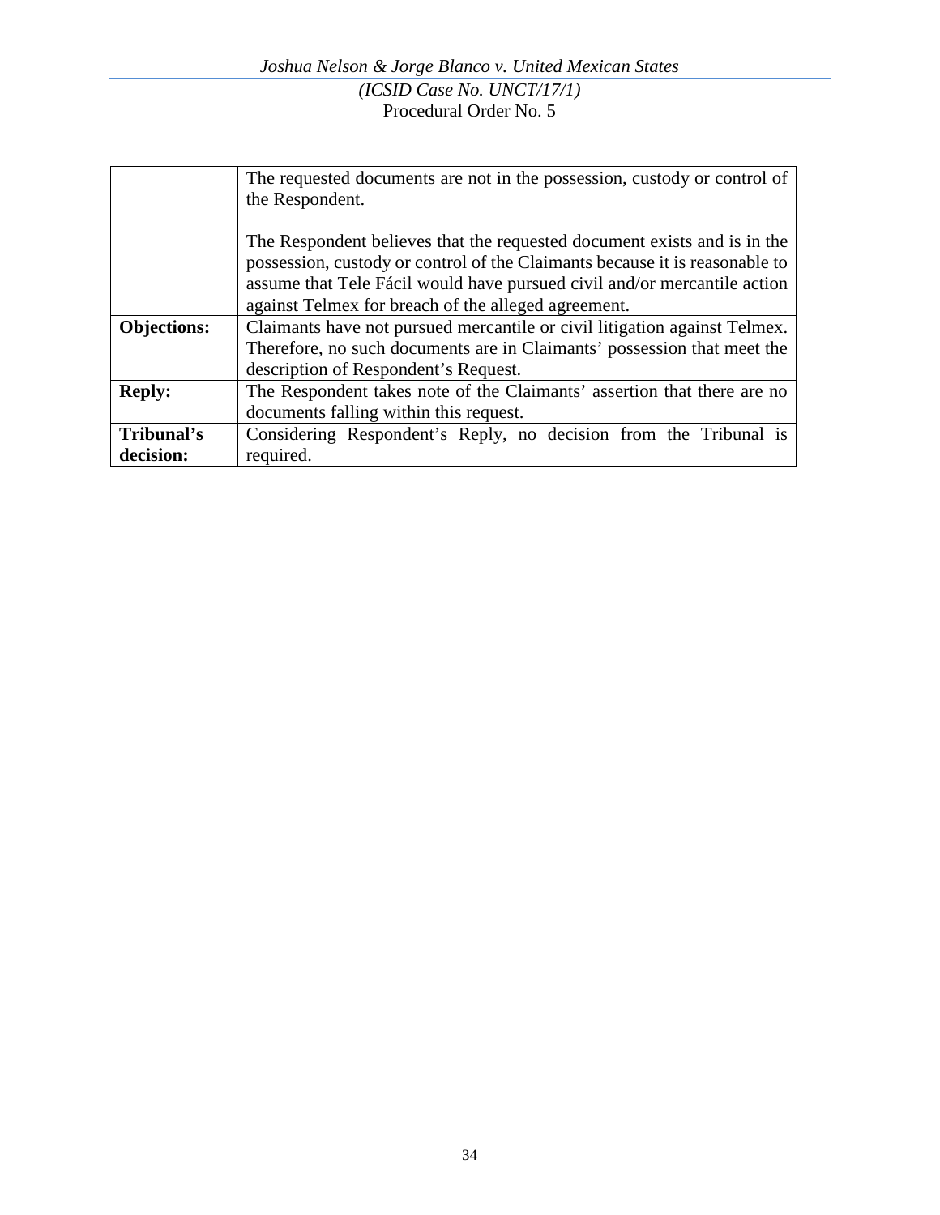| | |
|---|---|
| | The requested documents are not in the possession, custody or control of the Respondent.<br><br>The Respondent believes that the requested document exists and is in the possession, custody or control of the Claimants because it is reasonable to assume that Tele Fácil would have pursued civil and/or mercantile action against Telmex for breach of the alleged agreement. |
| **Objections:** | Claimants have not pursued mercantile or civil litigation against Telmex. Therefore, no such documents are in Claimants' possession that meet the description of Respondent's Request. |
| **Reply:** | The Respondent takes note of the Claimants' assertion that there are no documents falling within this request. |
| **Tribunal's decision:** | Considering Respondent's Reply, no decision from the Tribunal is required. |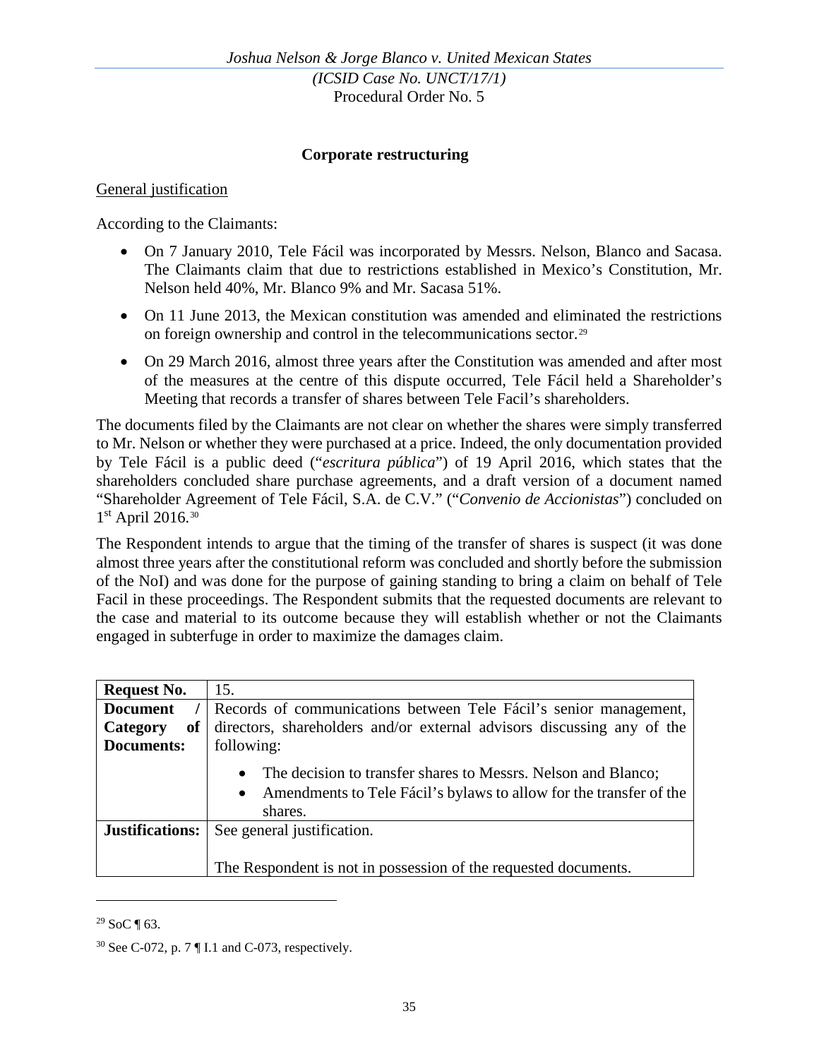**Corporate restructuring**

General justification

According to the Claimants:

- On 7 January 2010, Tele Fácil was incorporated by Messrs. Nelson, Blanco and Sacasa. The Claimants claim that due to restrictions established in Mexico's Constitution, Mr. Nelson held 40%, Mr. Blanco 9% and Mr. Sacasa 51%.
- On 11 June 2013, the Mexican constitution was amended and eliminated the restrictions on foreign ownership and control in the telecommunications sector.[29]
- On 29 March 2016, almost three years after the Constitution was amended and after most of the measures at the centre of this dispute occurred, Tele Fácil held a Shareholder's Meeting that records a transfer of shares between Tele Facil's shareholders.

The documents filed by the Claimants are not clear on whether the shares were simply transferred to Mr. Nelson or whether they were purchased at a price. Indeed, the only documentation provided by Tele Fácil is a public deed ("*escritura pública*") of 19 April 2016, which states that the shareholders concluded share purchase agreements, and a draft version of a document named "Shareholder Agreement of Tele Fácil, S.A. de C.V." ("*Convenio de Accionistas*") concluded on 1st April 2016.[30]

The Respondent intends to argue that the timing of the transfer of shares is suspect (it was done almost three years after the constitutional reform was concluded and shortly before the submission of the NoI) and was done for the purpose of gaining standing to bring a claim on behalf of Tele Facil in these proceedings. The Respondent submits that the requested documents are relevant to the case and material to its outcome because they will establish whether or not the Claimants engaged in subterfuge in order to maximize the damages claim.

| **Request No.** | 15. |
|---|---|
| **Document / Category of Documents:** | Records of communications between Tele Fácil's senior management, directors, shareholders and/or external advisors discussing any of the following:<br>• The decision to transfer shares to Messrs. Nelson and Blanco;<br>• Amendments to Tele Fácil's bylaws to allow for the transfer of the shares. |
| **Justifications:** | See general justification.<br><br>The Respondent is not in possession of the requested documents. |

[29] SoC ¶ 63.

[30] See C-072, p. 7 ¶ I.1 and C-073, respectively.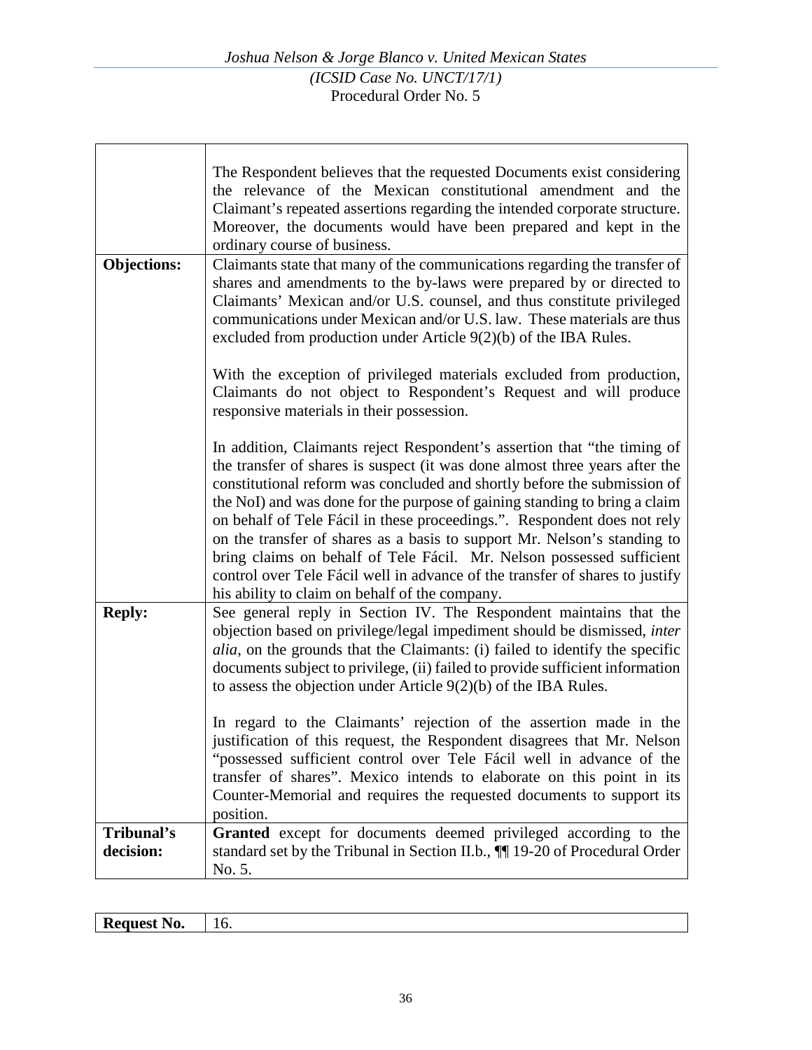| | |
|---|---|
| | The Respondent believes that the requested Documents exist considering the relevance of the Mexican constitutional amendment and the Claimant's repeated assertions regarding the intended corporate structure. Moreover, the documents would have been prepared and kept in the ordinary course of business. |
| **Objections:** | Claimants state that many of the communications regarding the transfer of shares and amendments to the by-laws were prepared by or directed to Claimants' Mexican and/or U.S. counsel, and thus constitute privileged communications under Mexican and/or U.S. law. These materials are thus excluded from production under Article 9(2)(b) of the IBA Rules.<br><br>With the exception of privileged materials excluded from production, Claimants do not object to Respondent's Request and will produce responsive materials in their possession.<br><br>In addition, Claimants reject Respondent's assertion that "the timing of the transfer of shares is suspect (it was done almost three years after the constitutional reform was concluded and shortly before the submission of the NoI) and was done for the purpose of gaining standing to bring a claim on behalf of Tele Fácil in these proceedings.". Respondent does not rely on the transfer of shares as a basis to support Mr. Nelson's standing to bring claims on behalf of Tele Fácil. Mr. Nelson possessed sufficient control over Tele Fácil well in advance of the transfer of shares to justify his ability to claim on behalf of the company. |
| **Reply:** | See general reply in Section IV. The Respondent maintains that the objection based on privilege/legal impediment should be dismissed, *inter alia*, on the grounds that the Claimants: (i) failed to identify the specific documents subject to privilege, (ii) failed to provide sufficient information to assess the objection under Article 9(2)(b) of the IBA Rules.<br><br>In regard to the Claimants' rejection of the assertion made in the justification of this request, the Respondent disagrees that Mr. Nelson "possessed sufficient control over Tele Fácil well in advance of the transfer of shares". Mexico intends to elaborate on this point in its Counter-Memorial and requires the requested documents to support its position. |
| **Tribunal's decision:** | **Granted** except for documents deemed privileged according to the standard set by the Tribunal in Section II.b., ¶¶ 19-20 of Procedural Order No. 5. |

| **Request No.** | 16. |
|---|---|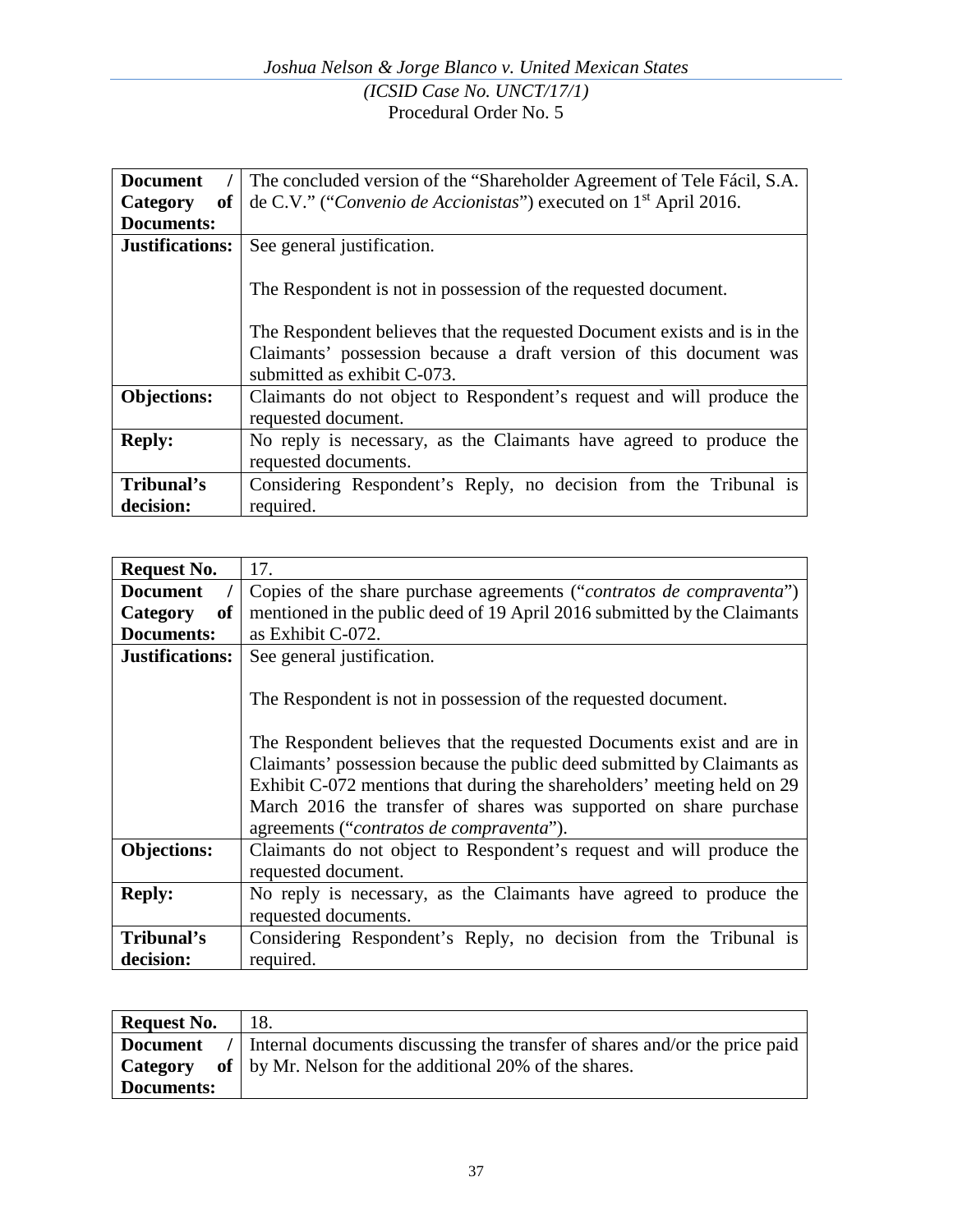| | |
|---|---|
| **Document / Category of Documents:** | The concluded version of the "Shareholder Agreement of Tele Fácil, S.A. de C.V." ("*Convenio de Accionistas*") executed on 1st April 2016. |
| **Justifications:** | See general justification.<br><br>The Respondent is not in possession of the requested document.<br><br>The Respondent believes that the requested Document exists and is in the Claimants' possession because a draft version of this document was submitted as exhibit C-073. |
| **Objections:** | Claimants do not object to Respondent's request and will produce the requested document. |
| **Reply:** | No reply is necessary, as the Claimants have agreed to produce the requested documents. |
| **Tribunal's decision:** | Considering Respondent's Reply, no decision from the Tribunal is required. |

| | |
|---|---|
| **Request No.** | 17. |
| **Document / Category of Documents:** | Copies of the share purchase agreements ("*contratos de compraventa*") mentioned in the public deed of 19 April 2016 submitted by the Claimants as Exhibit C-072. |
| **Justifications:** | See general justification.<br><br>The Respondent is not in possession of the requested document.<br><br>The Respondent believes that the requested Documents exist and are in Claimants' possession because the public deed submitted by Claimants as Exhibit C-072 mentions that during the shareholders' meeting held on 29 March 2016 the transfer of shares was supported on share purchase agreements ("*contratos de compraventa*"). |
| **Objections:** | Claimants do not object to Respondent's request and will produce the requested document. |
| **Reply:** | No reply is necessary, as the Claimants have agreed to produce the requested documents. |
| **Tribunal's decision:** | Considering Respondent's Reply, no decision from the Tribunal is required. |

| | |
|---|---|
| **Request No.** | 18. |
| **Document / Category of Documents:** | Internal documents discussing the transfer of shares and/or the price paid by Mr. Nelson for the additional 20% of the shares. |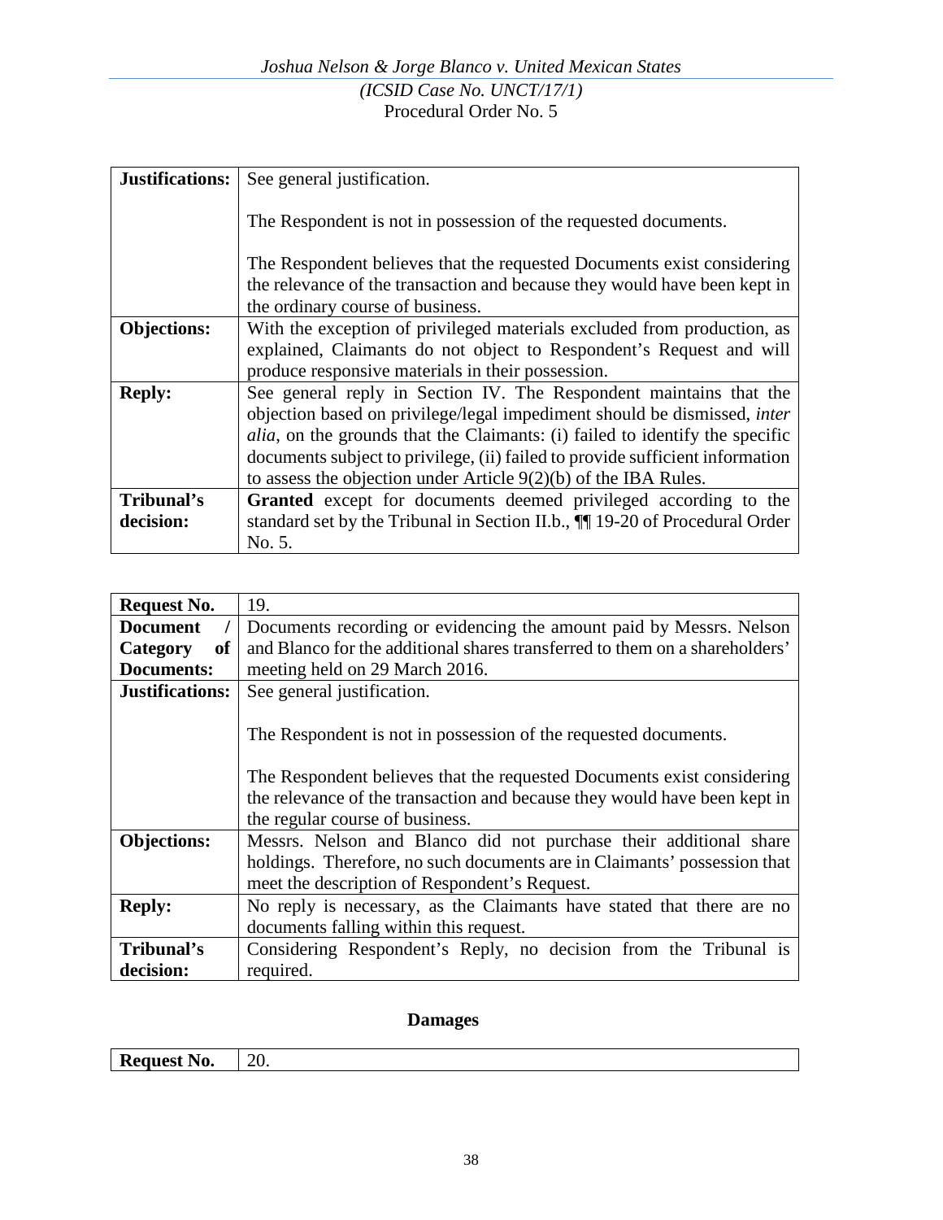| | |
|---|---|
| **Justifications:** | See general justification.<br><br>The Respondent is not in possession of the requested documents.<br><br>The Respondent believes that the requested Documents exist considering the relevance of the transaction and because they would have been kept in the ordinary course of business. |
| **Objections:** | With the exception of privileged materials excluded from production, as explained, Claimants do not object to Respondent's Request and will produce responsive materials in their possession. |
| **Reply:** | See general reply in Section IV. The Respondent maintains that the objection based on privilege/legal impediment should be dismissed, *inter alia*, on the grounds that the Claimants: (i) failed to identify the specific documents subject to privilege, (ii) failed to provide sufficient information to assess the objection under Article 9(2)(b) of the IBA Rules. |
| **Tribunal's decision:** | **Granted** except for documents deemed privileged according to the standard set by the Tribunal in Section II.b., ¶¶ 19-20 of Procedural Order No. 5. |

| **Request No.** | 19. |
|---|---|
| **Document / Category of Documents:** | Documents recording or evidencing the amount paid by Messrs. Nelson and Blanco for the additional shares transferred to them on a shareholders' meeting held on 29 March 2016. |
| **Justifications:** | See general justification.<br><br>The Respondent is not in possession of the requested documents.<br><br>The Respondent believes that the requested Documents exist considering the relevance of the transaction and because they would have been kept in the regular course of business. |
| **Objections:** | Messrs. Nelson and Blanco did not purchase their additional share holdings. Therefore, no such documents are in Claimants' possession that meet the description of Respondent's Request. |
| **Reply:** | No reply is necessary, as the Claimants have stated that there are no documents falling within this request. |
| **Tribunal's decision:** | Considering Respondent's Reply, no decision from the Tribunal is required. |

## Damages

| **Request No.** | 20. |
|---|---|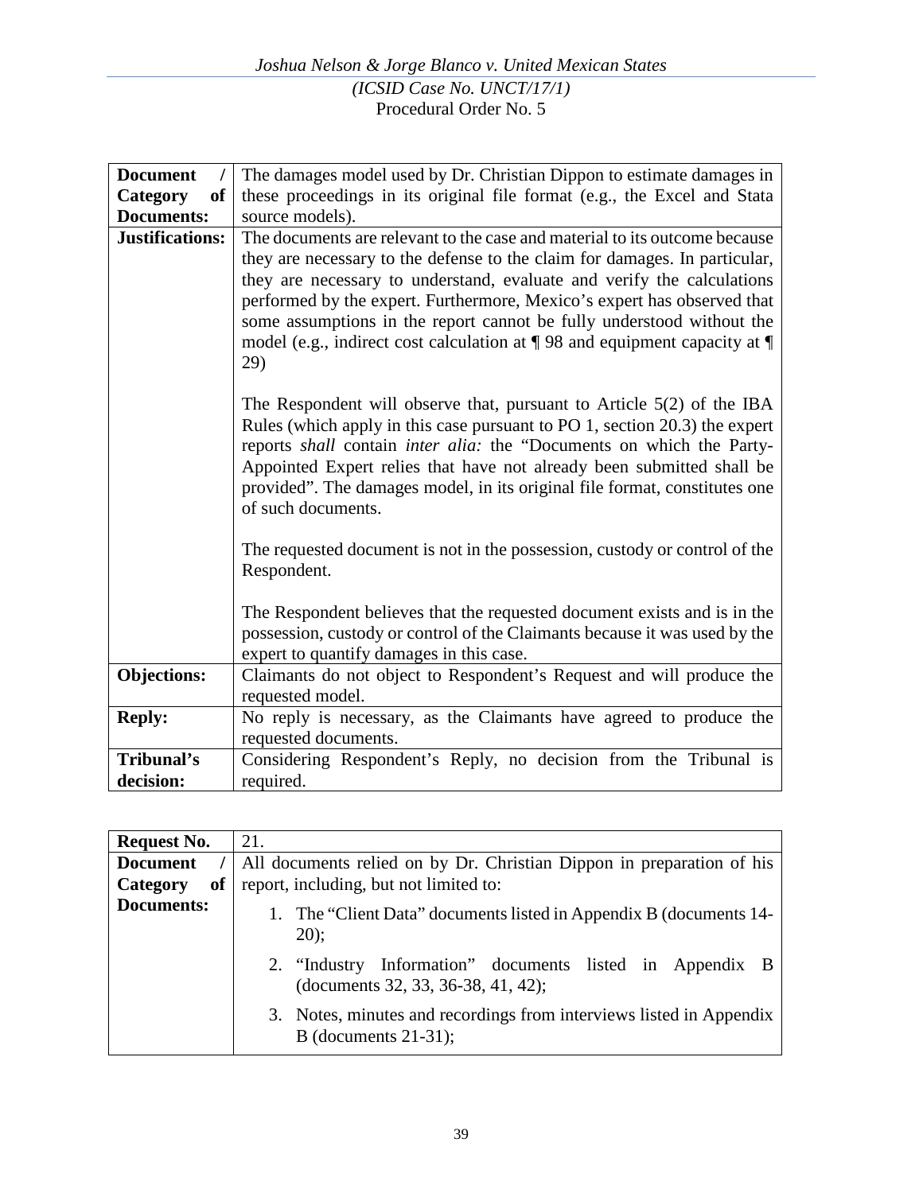| **Document / Category of Documents:** | The damages model used by Dr. Christian Dippon to estimate damages in these proceedings in its original file format (e.g., the Excel and Stata source models). |
|---|---|
| **Justifications:** | The documents are relevant to the case and material to its outcome because they are necessary to the defense to the claim for damages. In particular, they are necessary to understand, evaluate and verify the calculations performed by the expert. Furthermore, Mexico's expert has observed that some assumptions in the report cannot be fully understood without the model (e.g., indirect cost calculation at ¶ 98 and equipment capacity at ¶ 29)<br><br>The Respondent will observe that, pursuant to Article 5(2) of the IBA Rules (which apply in this case pursuant to PO 1, section 20.3) the expert reports *shall* contain *inter alia:* the "Documents on which the Party-Appointed Expert relies that have not already been submitted shall be provided". The damages model, in its original file format, constitutes one of such documents.<br><br>The requested document is not in the possession, custody or control of the Respondent.<br><br>The Respondent believes that the requested document exists and is in the possession, custody or control of the Claimants because it was used by the expert to quantify damages in this case. |
| **Objections:** | Claimants do not object to Respondent's Request and will produce the requested model. |
| **Reply:** | No reply is necessary, as the Claimants have agreed to produce the requested documents. |
| **Tribunal's decision:** | Considering Respondent's Reply, no decision from the Tribunal is required. |

| **Request No.** | 21. |
|---|---|
| **Document / Category of Documents:** | All documents relied on by Dr. Christian Dippon in preparation of his report, including, but not limited to:<br>1. The "Client Data" documents listed in Appendix B (documents 14-20);<br>2. "Industry Information" documents listed in Appendix B (documents 32, 33, 36-38, 41, 42);<br>3. Notes, minutes and recordings from interviews listed in Appendix B (documents 21-31); |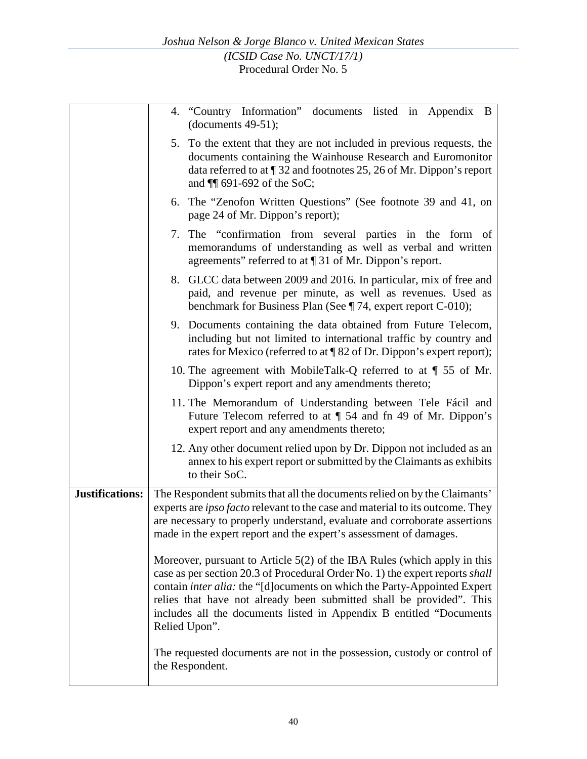| | |
|---|---|
| | 4. "Country Information" documents listed in Appendix B (documents 49-51);<br><br>5. To the extent that they are not included in previous requests, the documents containing the Wainhouse Research and Euromonitor data referred to at ¶ 32 and footnotes 25, 26 of Mr. Dippon's report and ¶¶ 691-692 of the SoC;<br><br>6. The "Zenofon Written Questions" (See footnote 39 and 41, on page 24 of Mr. Dippon's report);<br><br>7. The "confirmation from several parties in the form of memorandums of understanding as well as verbal and written agreements" referred to at ¶ 31 of Mr. Dippon's report.<br><br>8. GLCC data between 2009 and 2016. In particular, mix of free and paid, and revenue per minute, as well as revenues. Used as benchmark for Business Plan (See ¶ 74, expert report C-010);<br><br>9. Documents containing the data obtained from Future Telecom, including but not limited to international traffic by country and rates for Mexico (referred to at ¶ 82 of Dr. Dippon's expert report);<br><br>10. The agreement with MobileTalk-Q referred to at ¶ 55 of Mr. Dippon's expert report and any amendments thereto;<br><br>11. The Memorandum of Understanding between Tele Fácil and Future Telecom referred to at ¶ 54 and fn 49 of Mr. Dippon's expert report and any amendments thereto;<br><br>12. Any other document relied upon by Dr. Dippon not included as an annex to his expert report or submitted by the Claimants as exhibits to their SoC. |
| **Justifications:** | The Respondent submits that all the documents relied on by the Claimants' experts are *ipso facto* relevant to the case and material to its outcome. They are necessary to properly understand, evaluate and corroborate assertions made in the expert report and the expert's assessment of damages.<br><br>Moreover, pursuant to Article 5(2) of the IBA Rules (which apply in this case as per section 20.3 of Procedural Order No. 1) the expert reports *shall* contain *inter alia:* the "[d]ocuments on which the Party-Appointed Expert relies that have not already been submitted shall be provided". This includes all the documents listed in Appendix B entitled "Documents Relied Upon".<br><br>The requested documents are not in the possession, custody or control of the Respondent. |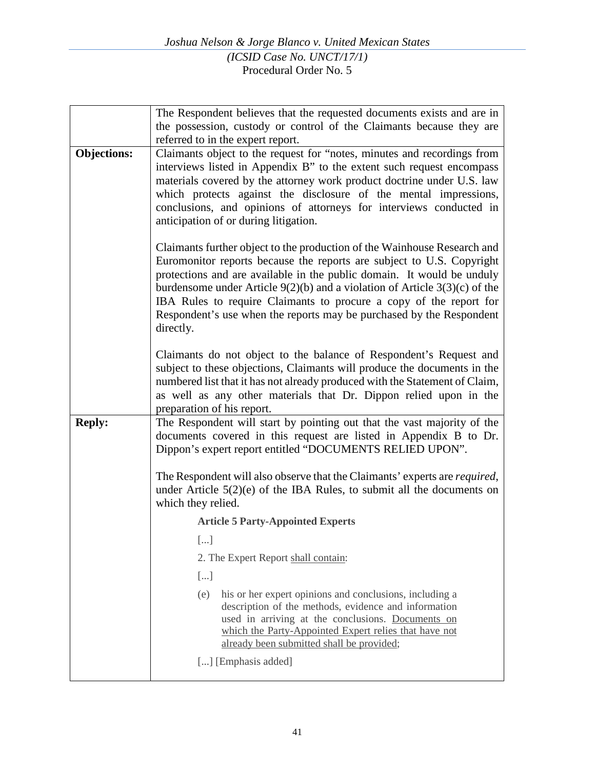| | |
|---|---|
| | The Respondent believes that the requested documents exists and are in the possession, custody or control of the Claimants because they are referred to in the expert report. |
| **Objections:** | Claimants object to the request for "notes, minutes and recordings from interviews listed in Appendix B" to the extent such request encompass materials covered by the attorney work product doctrine under U.S. law which protects against the disclosure of the mental impressions, conclusions, and opinions of attorneys for interviews conducted in anticipation of or during litigation.<br><br>Claimants further object to the production of the Wainhouse Research and Euromonitor reports because the reports are subject to U.S. Copyright protections and are available in the public domain. It would be unduly burdensome under Article 9(2)(b) and a violation of Article 3(3)(c) of the IBA Rules to require Claimants to procure a copy of the report for Respondent's use when the reports may be purchased by the Respondent directly.<br><br>Claimants do not object to the balance of Respondent's Request and subject to these objections, Claimants will produce the documents in the numbered list that it has not already produced with the Statement of Claim, as well as any other materials that Dr. Dippon relied upon in the preparation of his report. |
| **Reply:** | The Respondent will start by pointing out that the vast majority of the documents covered in this request are listed in Appendix B to Dr. Dippon's expert report entitled "DOCUMENTS RELIED UPON".<br><br>The Respondent will also observe that the Claimants' experts are *required*, under Article 5(2)(e) of the IBA Rules, to submit all the documents on which they relied.<br><br>**Article 5 Party-Appointed Experts**<br><br>[...]<br><br>2. The Expert Report <u>shall contain</u>:<br><br>[...]<br><br>(e) his or her expert opinions and conclusions, including a description of the methods, evidence and information used in arriving at the conclusions. <u>Documents on which the Party-Appointed Expert relies that have not already been submitted shall be provided</u>;<br><br>[...] [Emphasis added] |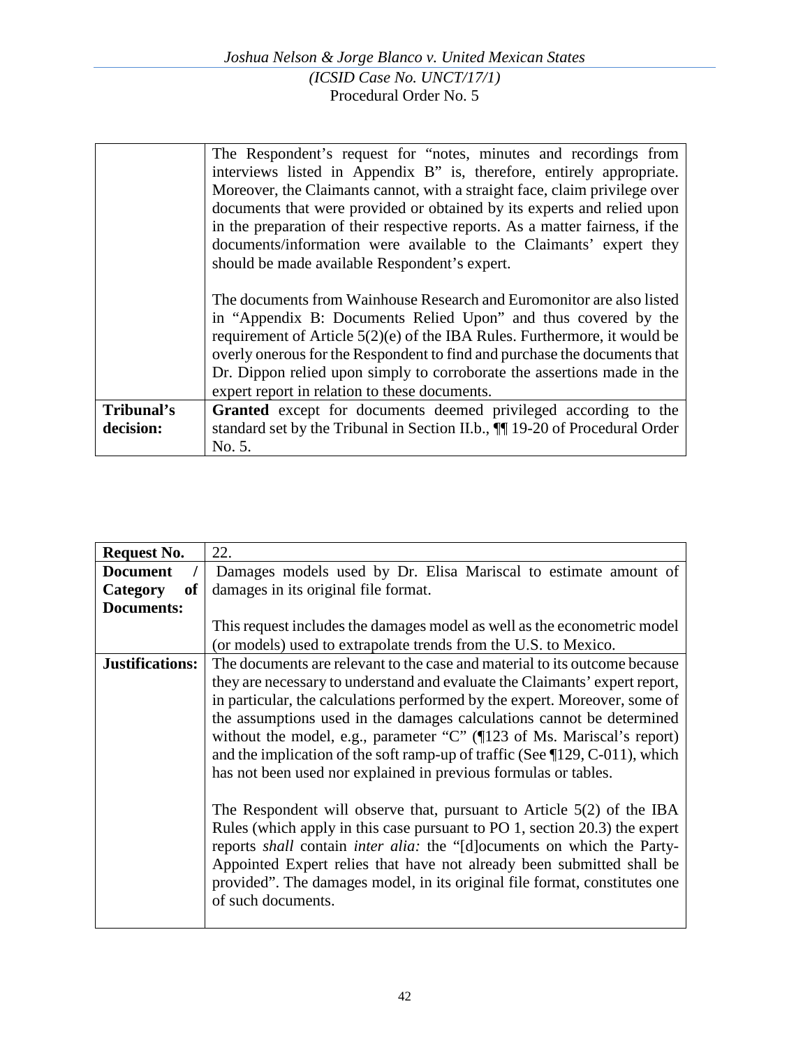| | |
|---|---|
| | The Respondent's request for "notes, minutes and recordings from interviews listed in Appendix B" is, therefore, entirely appropriate. Moreover, the Claimants cannot, with a straight face, claim privilege over documents that were provided or obtained by its experts and relied upon in the preparation of their respective reports. As a matter fairness, if the documents/information were available to the Claimants' expert they should be made available Respondent's expert.<br><br>The documents from Wainhouse Research and Euromonitor are also listed in "Appendix B: Documents Relied Upon" and thus covered by the requirement of Article 5(2)(e) of the IBA Rules. Furthermore, it would be overly onerous for the Respondent to find and purchase the documents that Dr. Dippon relied upon simply to corroborate the assertions made in the expert report in relation to these documents. |
| **Tribunal's decision:** | **Granted** except for documents deemed privileged according to the standard set by the Tribunal in Section II.b., ¶¶ 19-20 of Procedural Order No. 5. |

| **Request No.** | 22. |
|---|---|
| **Document / Category of Documents:** | Damages models used by Dr. Elisa Mariscal to estimate amount of damages in its original file format.<br><br>This request includes the damages model as well as the econometric model (or models) used to extrapolate trends from the U.S. to Mexico. |
| **Justifications:** | The documents are relevant to the case and material to its outcome because they are necessary to understand and evaluate the Claimants' expert report, in particular, the calculations performed by the expert. Moreover, some of the assumptions used in the damages calculations cannot be determined without the model, e.g., parameter "C" (¶123 of Ms. Mariscal's report) and the implication of the soft ramp-up of traffic (See ¶129, C-011), which has not been used nor explained in previous formulas or tables.<br><br>The Respondent will observe that, pursuant to Article 5(2) of the IBA Rules (which apply in this case pursuant to PO 1, section 20.3) the expert reports *shall* contain *inter alia:* the "[d]ocuments on which the Party-Appointed Expert relies that have not already been submitted shall be provided". The damages model, in its original file format, constitutes one of such documents. |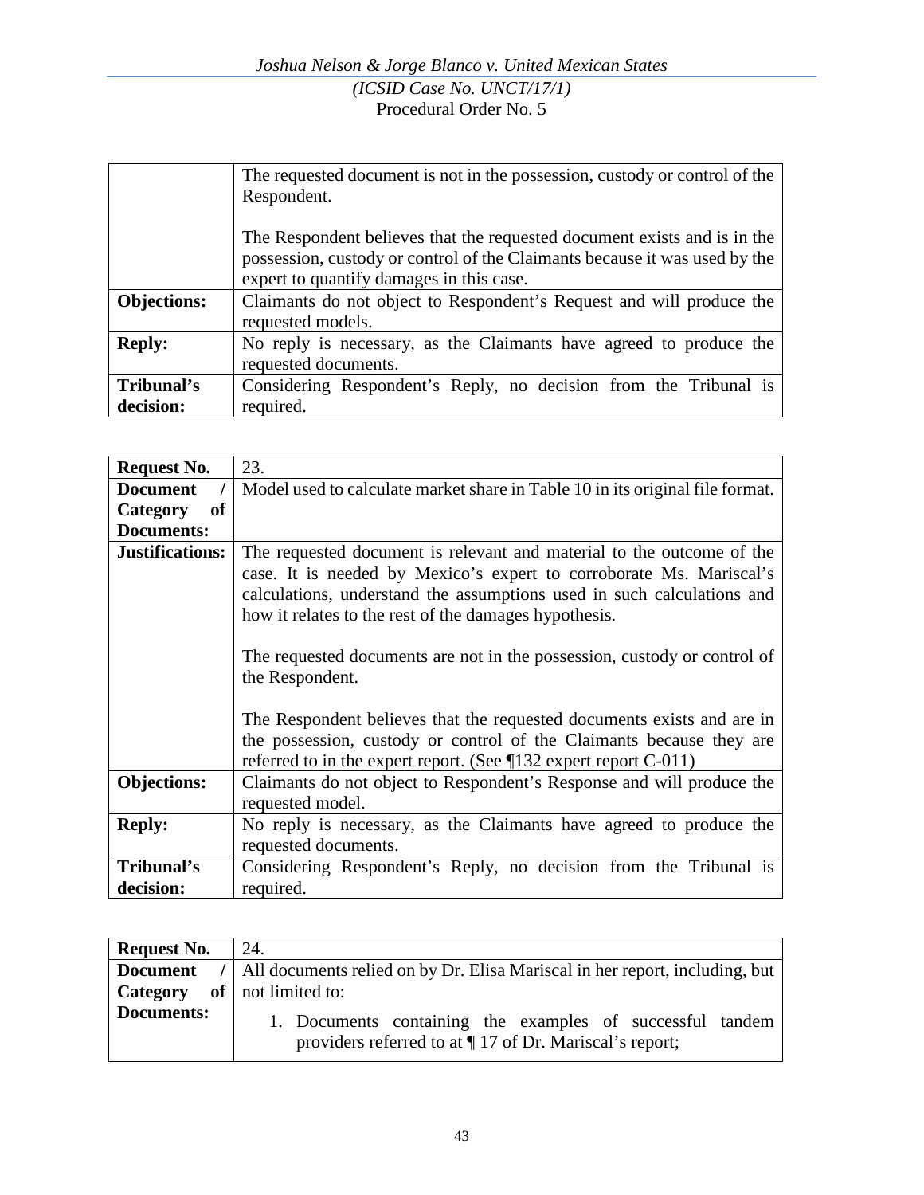| | |
|---|---|
| | The requested document is not in the possession, custody or control of the Respondent.<br><br>The Respondent believes that the requested document exists and is in the possession, custody or control of the Claimants because it was used by the expert to quantify damages in this case. |
| **Objections:** | Claimants do not object to Respondent's Request and will produce the requested models. |
| **Reply:** | No reply is necessary, as the Claimants have agreed to produce the requested documents. |
| **Tribunal's decision:** | Considering Respondent's Reply, no decision from the Tribunal is required. |

| | |
|---|---|
| **Request No.** | 23. |
| **Document / Category of Documents:** | Model used to calculate market share in Table 10 in its original file format. |
| **Justifications:** | The requested document is relevant and material to the outcome of the case. It is needed by Mexico's expert to corroborate Ms. Mariscal's calculations, understand the assumptions used in such calculations and how it relates to the rest of the damages hypothesis.<br><br>The requested documents are not in the possession, custody or control of the Respondent.<br><br>The Respondent believes that the requested documents exists and are in the possession, custody or control of the Claimants because they are referred to in the expert report. (See ¶132 expert report C-011) |
| **Objections:** | Claimants do not object to Respondent's Response and will produce the requested model. |
| **Reply:** | No reply is necessary, as the Claimants have agreed to produce the requested documents. |
| **Tribunal's decision:** | Considering Respondent's Reply, no decision from the Tribunal is required. |

| | |
|---|---|
| **Request No.** | 24. |
| **Document / Category of Documents:** | All documents relied on by Dr. Elisa Mariscal in her report, including, but not limited to:<br><br>1. Documents containing the examples of successful tandem providers referred to at ¶ 17 of Dr. Mariscal's report; |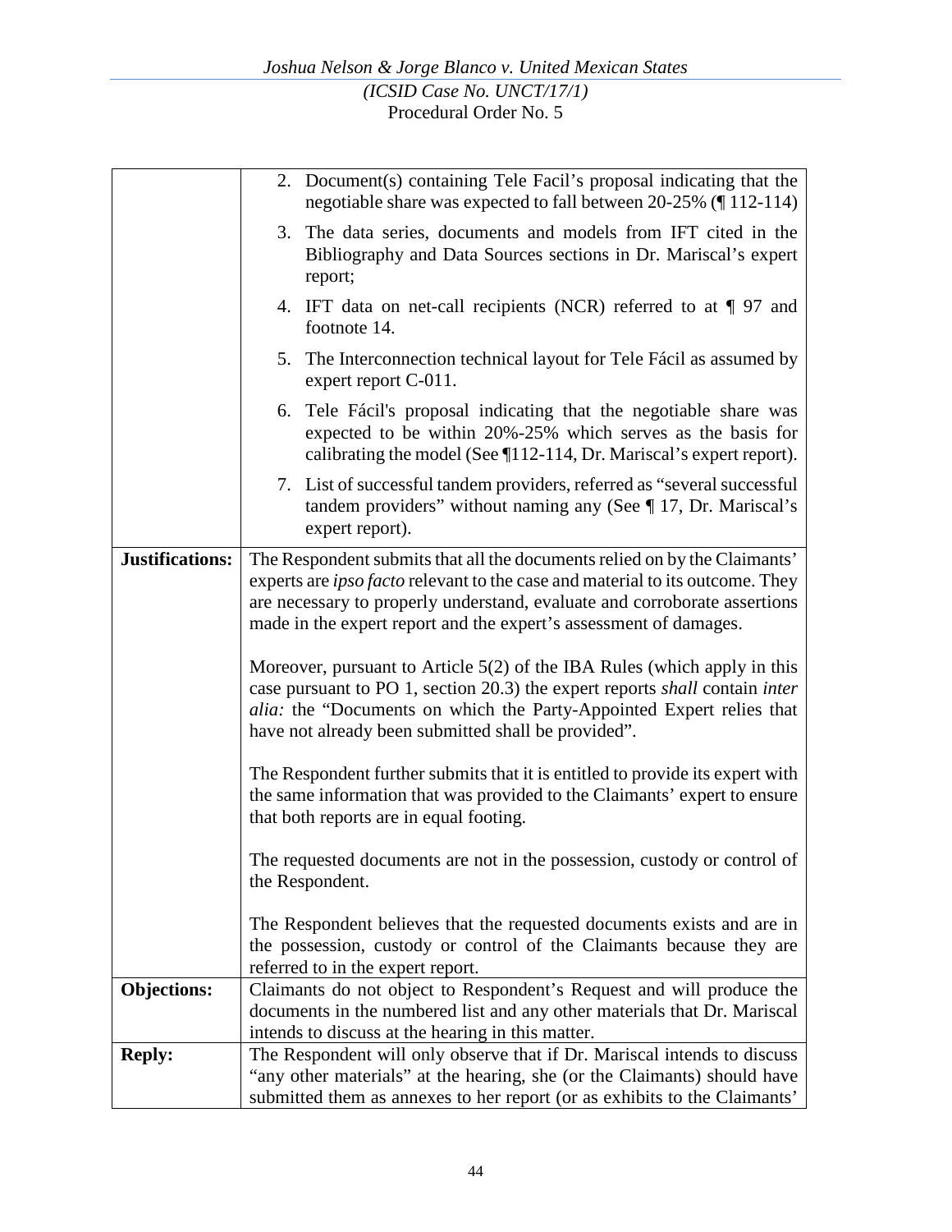| | |
|---|---|
| | 2. Document(s) containing Tele Facil's proposal indicating that the negotiable share was expected to fall between 20-25% (¶ 112-114)<br><br>3. The data series, documents and models from IFT cited in the Bibliography and Data Sources sections in Dr. Mariscal's expert report;<br><br>4. IFT data on net-call recipients (NCR) referred to at ¶ 97 and footnote 14.<br><br>5. The Interconnection technical layout for Tele Fácil as assumed by expert report C-011.<br><br>6. Tele Fácil's proposal indicating that the negotiable share was expected to be within 20%-25% which serves as the basis for calibrating the model (See ¶112-114, Dr. Mariscal's expert report).<br><br>7. List of successful tandem providers, referred as "several successful tandem providers" without naming any (See ¶ 17, Dr. Mariscal's expert report). |
| **Justifications:** | The Respondent submits that all the documents relied on by the Claimants' experts are *ipso facto* relevant to the case and material to its outcome. They are necessary to properly understand, evaluate and corroborate assertions made in the expert report and the expert's assessment of damages.<br><br>Moreover, pursuant to Article 5(2) of the IBA Rules (which apply in this case pursuant to PO 1, section 20.3) the expert reports *shall* contain *inter alia:* the "Documents on which the Party-Appointed Expert relies that have not already been submitted shall be provided".<br><br>The Respondent further submits that it is entitled to provide its expert with the same information that was provided to the Claimants' expert to ensure that both reports are in equal footing.<br><br>The requested documents are not in the possession, custody or control of the Respondent.<br><br>The Respondent believes that the requested documents exists and are in the possession, custody or control of the Claimants because they are referred to in the expert report. |
| **Objections:** | Claimants do not object to Respondent's Request and will produce the documents in the numbered list and any other materials that Dr. Mariscal intends to discuss at the hearing in this matter. |
| **Reply:** | The Respondent will only observe that if Dr. Mariscal intends to discuss "any other materials" at the hearing, she (or the Claimants) should have submitted them as annexes to her report (or as exhibits to the Claimants' |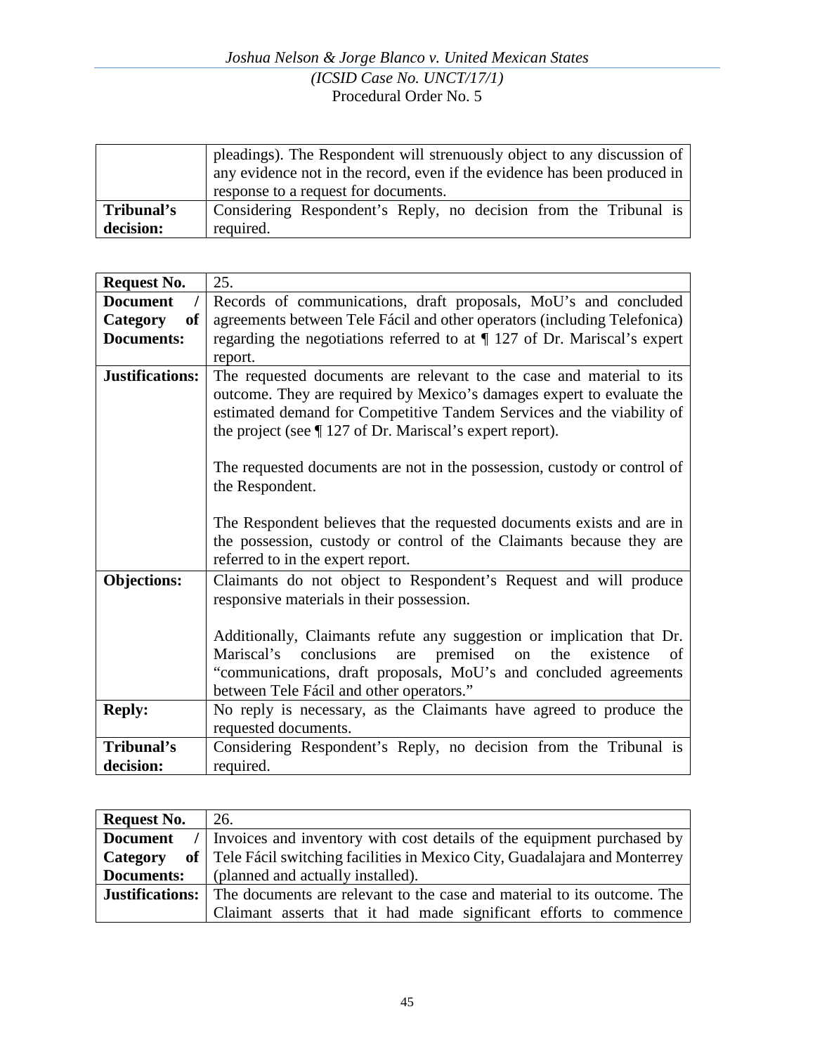| | |
|---|---|
| | pleadings). The Respondent will strenuously object to any discussion of any evidence not in the record, even if the evidence has been produced in response to a request for documents. |
| **Tribunal's decision:** | Considering Respondent's Reply, no decision from the Tribunal is required. |

| **Request No.** | 25. |
|---|---|
| **Document / Category of Documents:** | Records of communications, draft proposals, MoU's and concluded agreements between Tele Fácil and other operators (including Telefonica) regarding the negotiations referred to at ¶ 127 of Dr. Mariscal's expert report. |
| **Justifications:** | The requested documents are relevant to the case and material to its outcome. They are required by Mexico's damages expert to evaluate the estimated demand for Competitive Tandem Services and the viability of the project (see ¶ 127 of Dr. Mariscal's expert report).<br><br>The requested documents are not in the possession, custody or control of the Respondent.<br><br>The Respondent believes that the requested documents exists and are in the possession, custody or control of the Claimants because they are referred to in the expert report. |
| **Objections:** | Claimants do not object to Respondent's Request and will produce responsive materials in their possession.<br><br>Additionally, Claimants refute any suggestion or implication that Dr. Mariscal's conclusions are premised on the existence of "communications, draft proposals, MoU's and concluded agreements between Tele Fácil and other operators." |
| **Reply:** | No reply is necessary, as the Claimants have agreed to produce the requested documents. |
| **Tribunal's decision:** | Considering Respondent's Reply, no decision from the Tribunal is required. |

| **Request No.** | 26. |
|---|---|
| **Document / Category of Documents:** | Invoices and inventory with cost details of the equipment purchased by Tele Fácil switching facilities in Mexico City, Guadalajara and Monterrey (planned and actually installed). |
| **Justifications:** | The documents are relevant to the case and material to its outcome. The Claimant asserts that it had made significant efforts to commence |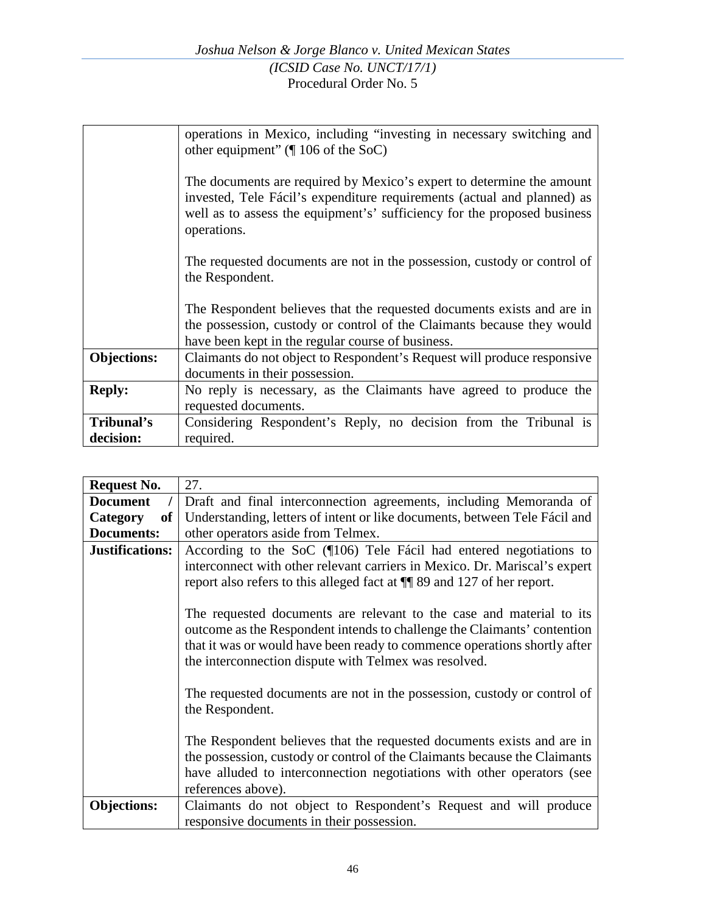| | |
|---|---|
| | operations in Mexico, including "investing in necessary switching and other equipment" (¶ 106 of the SoC)<br><br>The documents are required by Mexico's expert to determine the amount invested, Tele Fácil's expenditure requirements (actual and planned) as well as to assess the equipment's' sufficiency for the proposed business operations.<br><br>The requested documents are not in the possession, custody or control of the Respondent.<br><br>The Respondent believes that the requested documents exists and are in the possession, custody or control of the Claimants because they would have been kept in the regular course of business. |
| **Objections:** | Claimants do not object to Respondent's Request will produce responsive documents in their possession. |
| **Reply:** | No reply is necessary, as the Claimants have agreed to produce the requested documents. |
| **Tribunal's decision:** | Considering Respondent's Reply, no decision from the Tribunal is required. |

| **Request No.** | 27. |
|---|---|
| **Document / Category of Documents:** | Draft and final interconnection agreements, including Memoranda of Understanding, letters of intent or like documents, between Tele Fácil and other operators aside from Telmex. |
| **Justifications:** | According to the SoC (¶106) Tele Fácil had entered negotiations to interconnect with other relevant carriers in Mexico. Dr. Mariscal's expert report also refers to this alleged fact at ¶¶ 89 and 127 of her report.<br><br>The requested documents are relevant to the case and material to its outcome as the Respondent intends to challenge the Claimants' contention that it was or would have been ready to commence operations shortly after the interconnection dispute with Telmex was resolved.<br><br>The requested documents are not in the possession, custody or control of the Respondent.<br><br>The Respondent believes that the requested documents exists and are in the possession, custody or control of the Claimants because the Claimants have alluded to interconnection negotiations with other operators (see references above). |
| **Objections:** | Claimants do not object to Respondent's Request and will produce responsive documents in their possession. |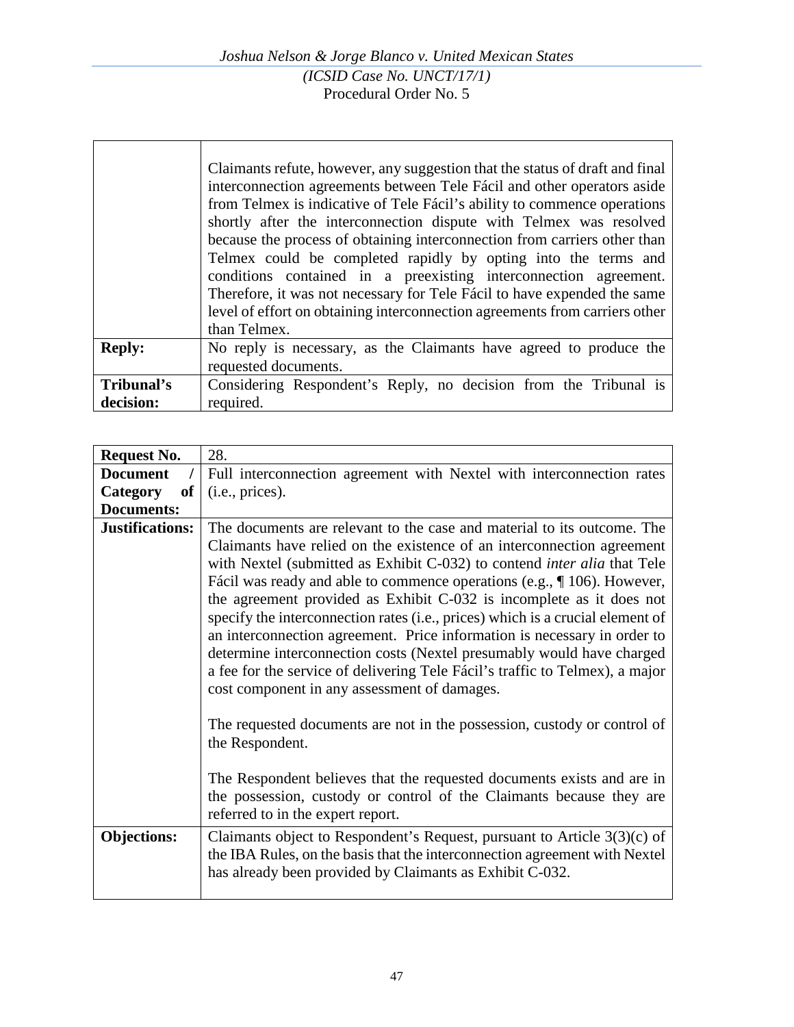| | |
|---|---|
| | Claimants refute, however, any suggestion that the status of draft and final interconnection agreements between Tele Fácil and other operators aside from Telmex is indicative of Tele Fácil's ability to commence operations shortly after the interconnection dispute with Telmex was resolved because the process of obtaining interconnection from carriers other than Telmex could be completed rapidly by opting into the terms and conditions contained in a preexisting interconnection agreement. Therefore, it was not necessary for Tele Fácil to have expended the same level of effort on obtaining interconnection agreements from carriers other than Telmex. |
| **Reply:** | No reply is necessary, as the Claimants have agreed to produce the requested documents. |
| **Tribunal's decision:** | Considering Respondent's Reply, no decision from the Tribunal is required. |

| **Request No.** | 28. |
|---|---|
| **Document / Category of Documents:** | Full interconnection agreement with Nextel with interconnection rates (i.e., prices). |
| **Justifications:** | The documents are relevant to the case and material to its outcome. The Claimants have relied on the existence of an interconnection agreement with Nextel (submitted as Exhibit C-032) to contend *inter alia* that Tele Fácil was ready and able to commence operations (e.g., ¶ 106). However, the agreement provided as Exhibit C-032 is incomplete as it does not specify the interconnection rates (i.e., prices) which is a crucial element of an interconnection agreement. Price information is necessary in order to determine interconnection costs (Nextel presumably would have charged a fee for the service of delivering Tele Fácil's traffic to Telmex), a major cost component in any assessment of damages.<br><br>The requested documents are not in the possession, custody or control of the Respondent.<br><br>The Respondent believes that the requested documents exists and are in the possession, custody or control of the Claimants because they are referred to in the expert report. |
| **Objections:** | Claimants object to Respondent's Request, pursuant to Article 3(3)(c) of the IBA Rules, on the basis that the interconnection agreement with Nextel has already been provided by Claimants as Exhibit C-032. |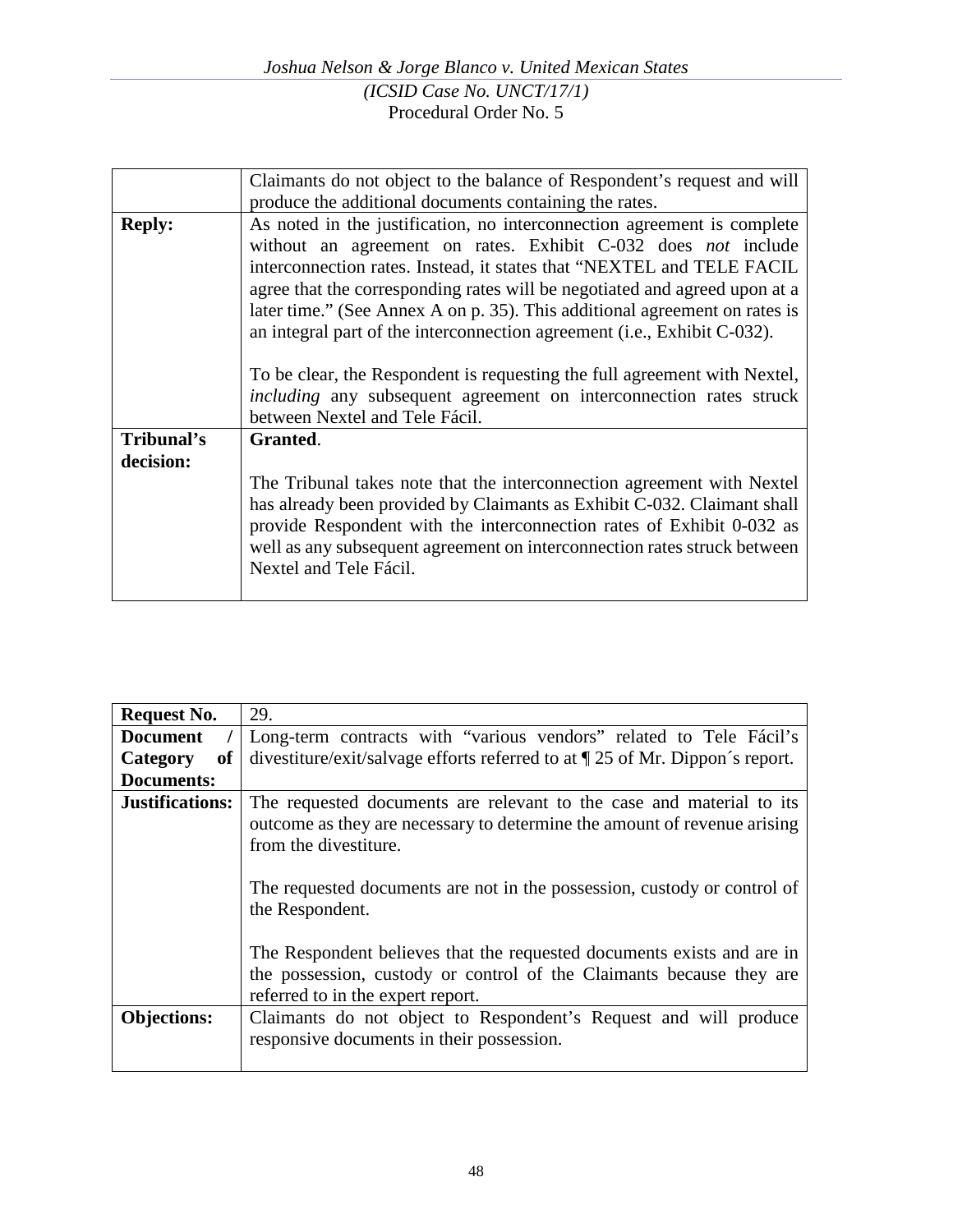|  |  |
|---|---|
|  | Claimants do not object to the balance of Respondent's request and will produce the additional documents containing the rates. |
| **Reply:** | As noted in the justification, no interconnection agreement is complete without an agreement on rates. Exhibit C-032 does *not* include interconnection rates. Instead, it states that "NEXTEL and TELE FACIL agree that the corresponding rates will be negotiated and agreed upon at a later time." (See Annex A on p. 35). This additional agreement on rates is an integral part of the interconnection agreement (i.e., Exhibit C-032).<br><br>To be clear, the Respondent is requesting the full agreement with Nextel, *including* any subsequent agreement on interconnection rates struck between Nextel and Tele Fácil. |
| **Tribunal's decision:** | **Granted**.<br><br>The Tribunal takes note that the interconnection agreement with Nextel has already been provided by Claimants as Exhibit C-032. Claimant shall provide Respondent with the interconnection rates of Exhibit 0-032 as well as any subsequent agreement on interconnection rates struck between Nextel and Tele Fácil. |

| **Request No.** | 29. |
|---|---|
| **Document / Category of Documents:** | Long-term contracts with "various vendors" related to Tele Fácil's divestiture/exit/salvage efforts referred to at ¶ 25 of Mr. Dippon´s report. |
| **Justifications:** | The requested documents are relevant to the case and material to its outcome as they are necessary to determine the amount of revenue arising from the divestiture.<br><br>The requested documents are not in the possession, custody or control of the Respondent.<br><br>The Respondent believes that the requested documents exists and are in the possession, custody or control of the Claimants because they are referred to in the expert report. |
| **Objections:** | Claimants do not object to Respondent's Request and will produce responsive documents in their possession. |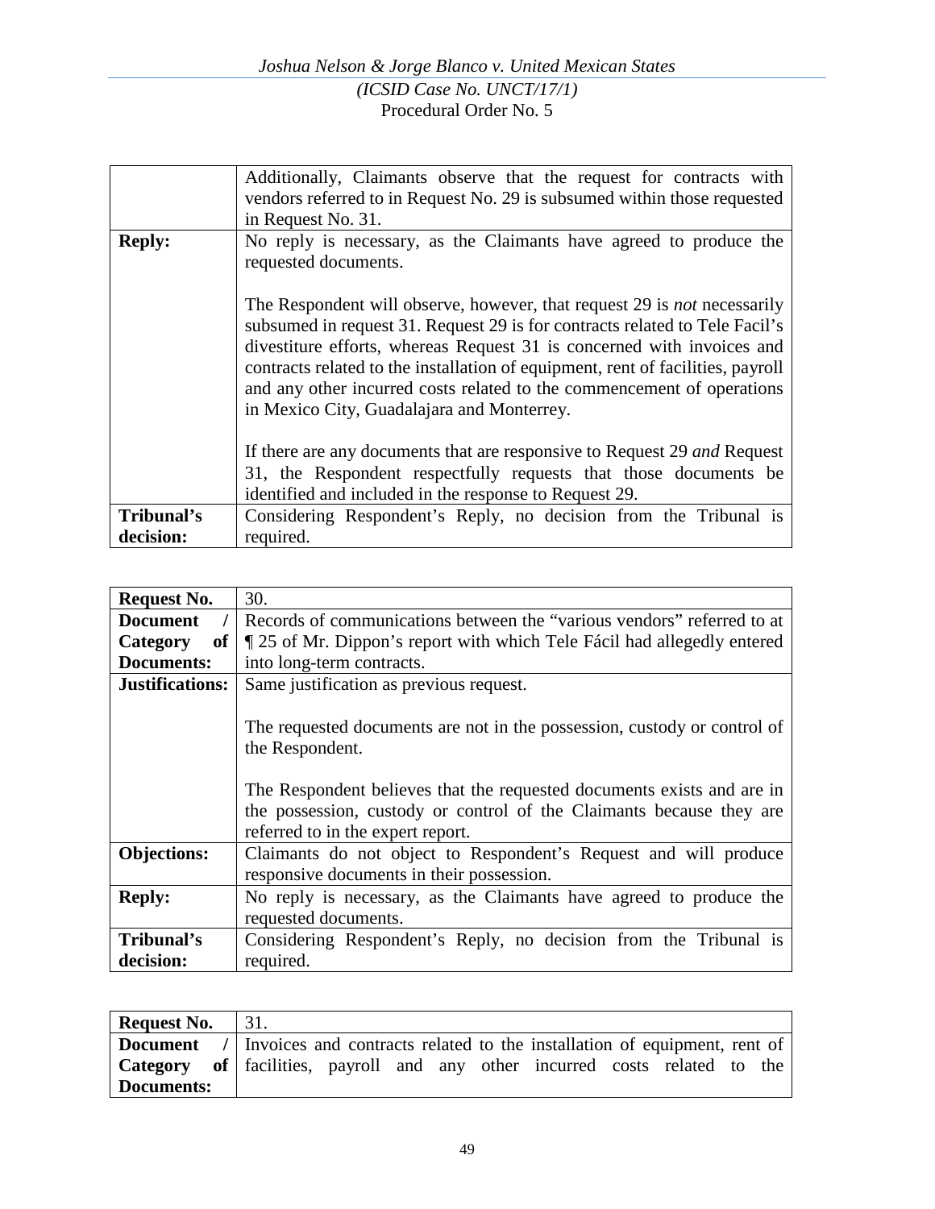| | |
|---|---|
| | Additionally, Claimants observe that the request for contracts with vendors referred to in Request No. 29 is subsumed within those requested in Request No. 31. |
| **Reply:** | No reply is necessary, as the Claimants have agreed to produce the requested documents.<br><br>The Respondent will observe, however, that request 29 is *not* necessarily subsumed in request 31. Request 29 is for contracts related to Tele Facil's divestiture efforts, whereas Request 31 is concerned with invoices and contracts related to the installation of equipment, rent of facilities, payroll and any other incurred costs related to the commencement of operations in Mexico City, Guadalajara and Monterrey.<br><br>If there are any documents that are responsive to Request 29 *and* Request 31, the Respondent respectfully requests that those documents be identified and included in the response to Request 29. |
| **Tribunal's decision:** | Considering Respondent's Reply, no decision from the Tribunal is required. |

| | |
|---|---|
| **Request No.** | 30. |
| **Document / Category of Documents:** | Records of communications between the "various vendors" referred to at ¶ 25 of Mr. Dippon's report with which Tele Fácil had allegedly entered into long-term contracts. |
| **Justifications:** | Same justification as previous request.<br><br>The requested documents are not in the possession, custody or control of the Respondent.<br><br>The Respondent believes that the requested documents exists and are in the possession, custody or control of the Claimants because they are referred to in the expert report. |
| **Objections:** | Claimants do not object to Respondent's Request and will produce responsive documents in their possession. |
| **Reply:** | No reply is necessary, as the Claimants have agreed to produce the requested documents. |
| **Tribunal's decision:** | Considering Respondent's Reply, no decision from the Tribunal is required. |

| | |
|---|---|
| **Request No.** | 31. |
| **Document / Category of Documents:** | Invoices and contracts related to the installation of equipment, rent of facilities, payroll and any other incurred costs related to the |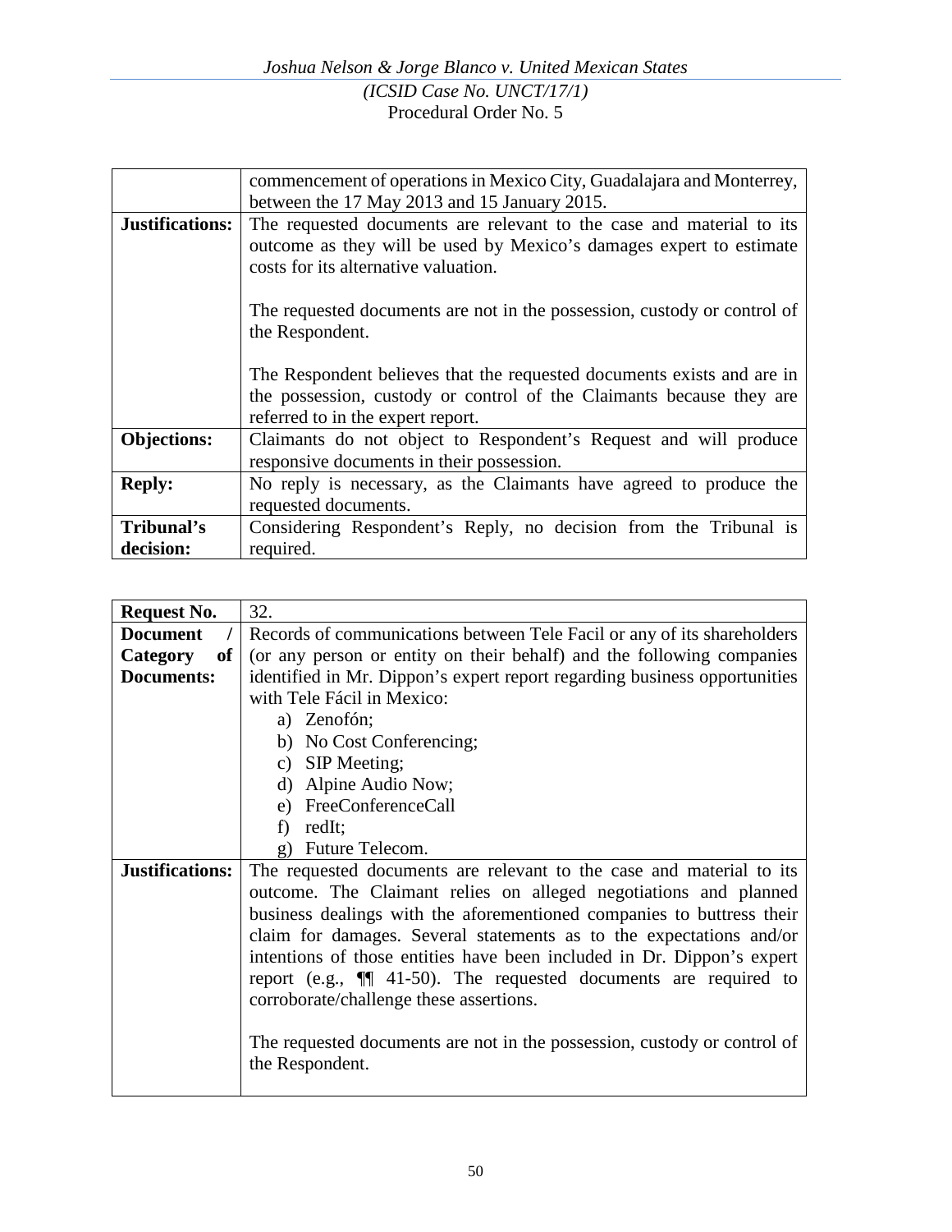| | |
|---|---|
| | commencement of operations in Mexico City, Guadalajara and Monterrey, between the 17 May 2013 and 15 January 2015. |
| **Justifications:** | The requested documents are relevant to the case and material to its outcome as they will be used by Mexico's damages expert to estimate costs for its alternative valuation.<br><br>The requested documents are not in the possession, custody or control of the Respondent.<br><br>The Respondent believes that the requested documents exists and are in the possession, custody or control of the Claimants because they are referred to in the expert report. |
| **Objections:** | Claimants do not object to Respondent's Request and will produce responsive documents in their possession. |
| **Reply:** | No reply is necessary, as the Claimants have agreed to produce the requested documents. |
| **Tribunal's decision:** | Considering Respondent's Reply, no decision from the Tribunal is required. |

| **Request No.** | 32. |
|---|---|
| **Document / Category of Documents:** | Records of communications between Tele Facil or any of its shareholders (or any person or entity on their behalf) and the following companies identified in Mr. Dippon's expert report regarding business opportunities with Tele Fácil in Mexico:<br>a) Zenofón;<br>b) No Cost Conferencing;<br>c) SIP Meeting;<br>d) Alpine Audio Now;<br>e) FreeConferenceCall<br>f) redIt;<br>g) Future Telecom. |
| **Justifications:** | The requested documents are relevant to the case and material to its outcome. The Claimant relies on alleged negotiations and planned business dealings with the aforementioned companies to buttress their claim for damages. Several statements as to the expectations and/or intentions of those entities have been included in Dr. Dippon's expert report (e.g., ¶¶ 41-50). The requested documents are required to corroborate/challenge these assertions.<br><br>The requested documents are not in the possession, custody or control of the Respondent. |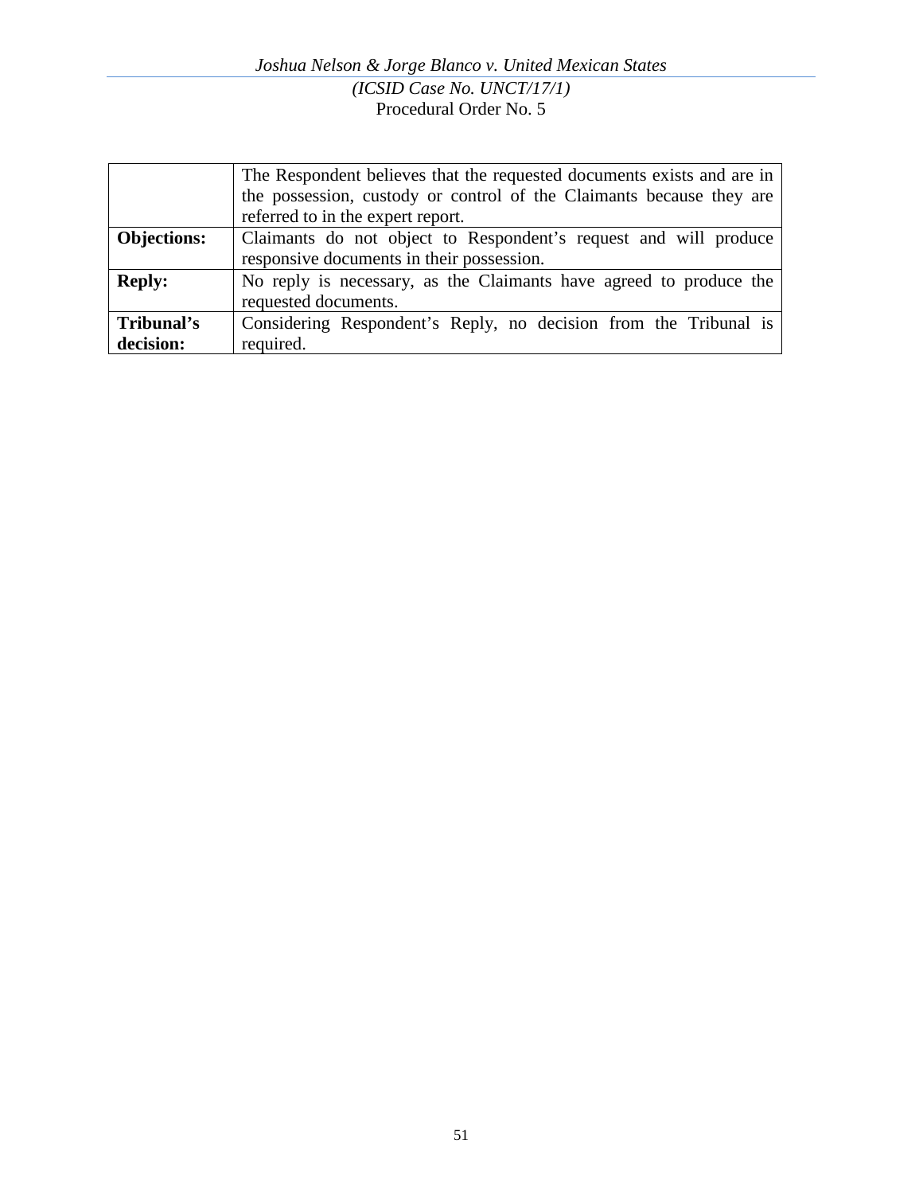| | |
|---|---|
| | The Respondent believes that the requested documents exists and are in the possession, custody or control of the Claimants because they are referred to in the expert report. |
| **Objections:** | Claimants do not object to Respondent's request and will produce responsive documents in their possession. |
| **Reply:** | No reply is necessary, as the Claimants have agreed to produce the requested documents. |
| **Tribunal's decision:** | Considering Respondent's Reply, no decision from the Tribunal is required. |